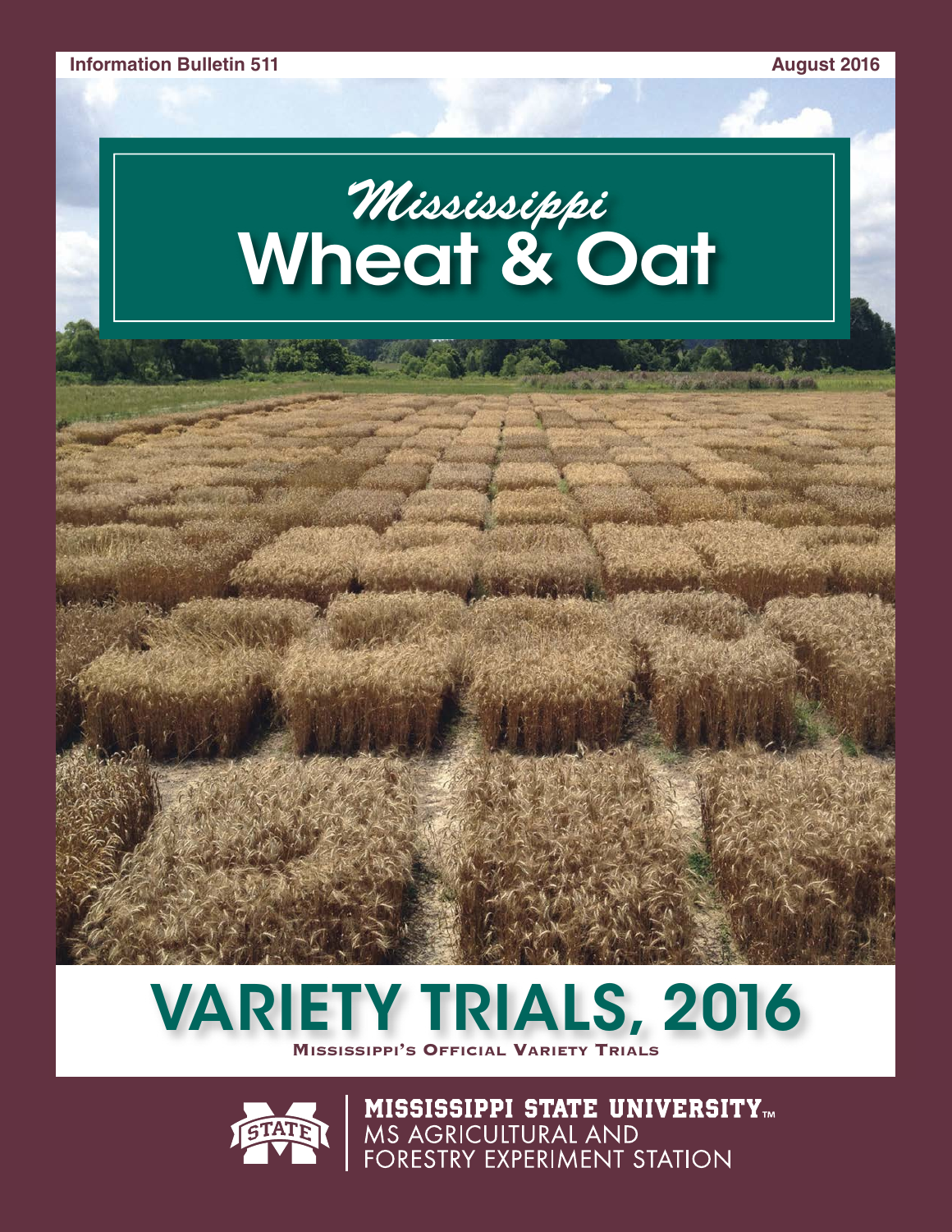Information Bulletin 511

August 2016

# Mississippi Wheat & Oat

# VARIETY TRIALS, 2016

**Mississippi's Official Variety Trials**

MISSISSIPPI STATE UNIVERSITY™
MS AGRICULTURAL AND FORESTRY EXPERIMENT STATION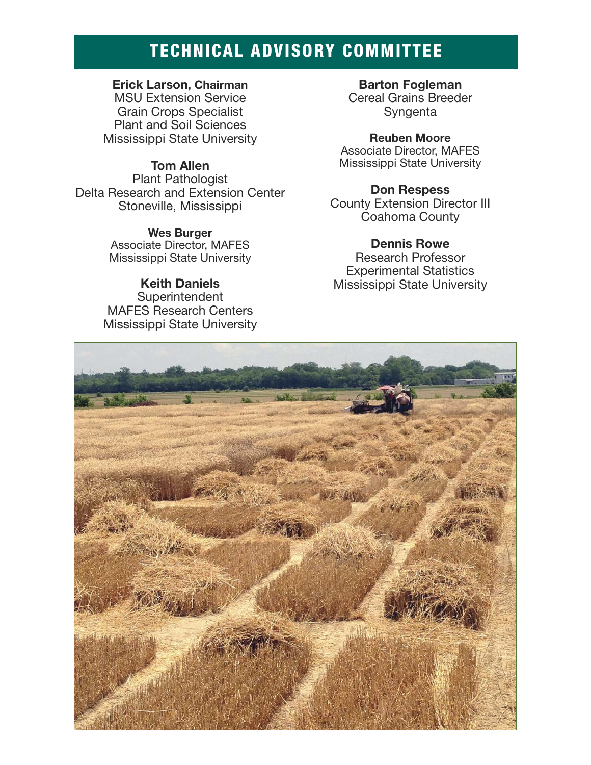# TECHNICAL ADVISORY COMMITTEE

**Erick Larson, Chairman**
MSU Extension Service
Grain Crops Specialist
Plant and Soil Sciences
Mississippi State University

**Tom Allen**
Plant Pathologist
Delta Research and Extension Center
Stoneville, Mississippi

**Wes Burger**
Associate Director, MAFES
Mississippi State University

**Keith Daniels**
Superintendent
MAFES Research Centers
Mississippi State University

**Barton Fogleman**
Cereal Grains Breeder
Syngenta

**Reuben Moore**
Associate Director, MAFES
Mississippi State University

**Don Respess**
County Extension Director III
Coahoma County

**Dennis Rowe**
Research Professor
Experimental Statistics
Mississippi State University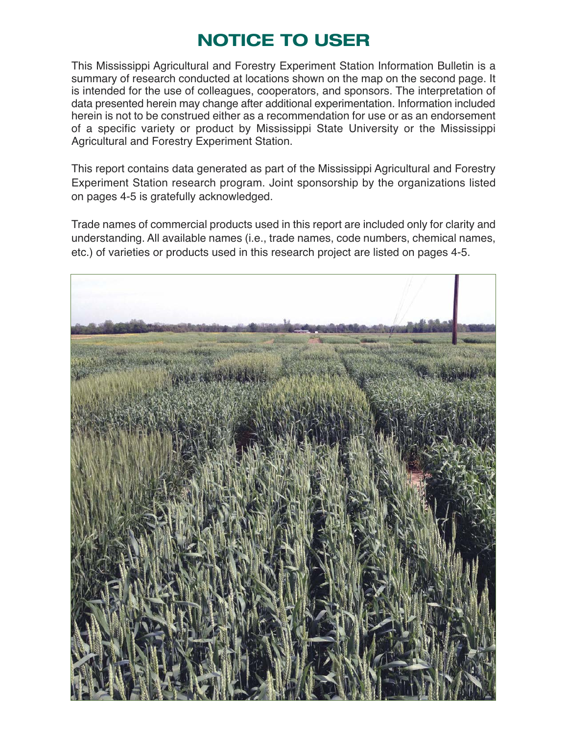# NOTICE TO USER

This Mississippi Agricultural and Forestry Experiment Station Information Bulletin is a summary of research conducted at locations shown on the map on the second page. It is intended for the use of colleagues, cooperators, and sponsors. The interpretation of data presented herein may change after additional experimentation. Information included herein is not to be construed either as a recommendation for use or as an endorsement of a specific variety or product by Mississippi State University or the Mississippi Agricultural and Forestry Experiment Station.

This report contains data generated as part of the Mississippi Agricultural and Forestry Experiment Station research program. Joint sponsorship by the organizations listed on pages 4-5 is gratefully acknowledged.

Trade names of commercial products used in this report are included only for clarity and understanding. All available names (i.e., trade names, code numbers, chemical names, etc.) of varieties or products used in this research project are listed on pages 4-5.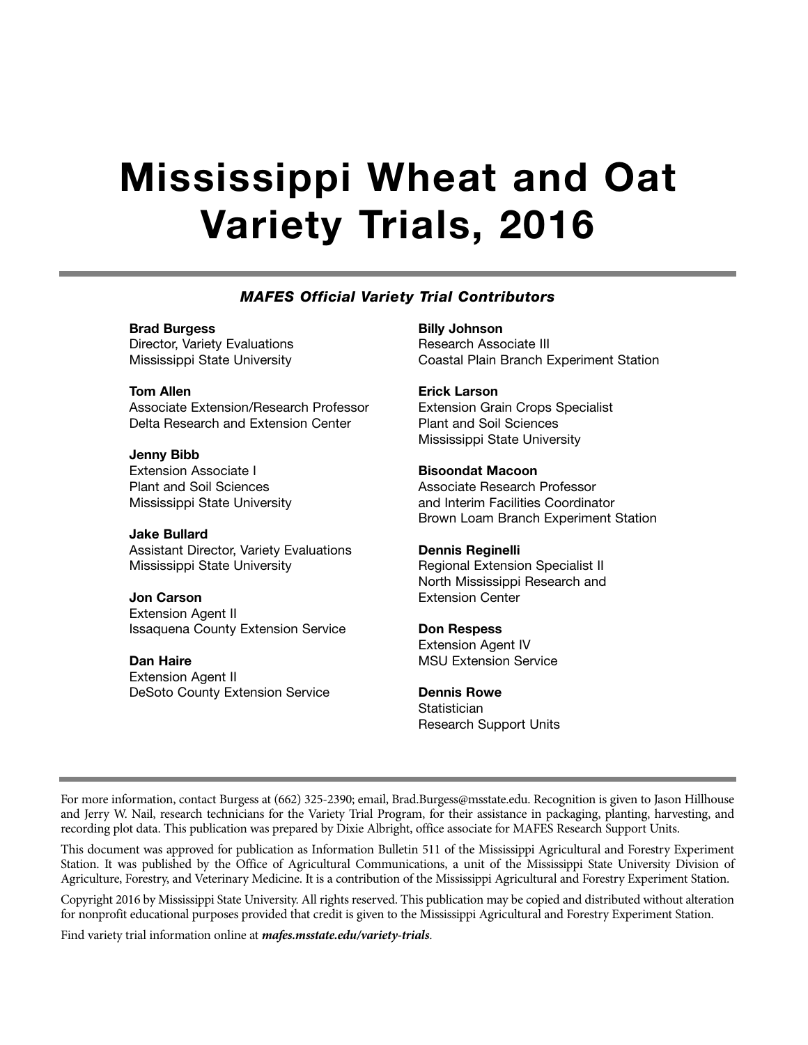# Mississippi Wheat and Oat Variety Trials, 2016

### *MAFES Official Variety Trial Contributors*

**Brad Burgess**
Director, Variety Evaluations
Mississippi State University

**Tom Allen**
Associate Extension/Research Professor
Delta Research and Extension Center

**Jenny Bibb**
Extension Associate I
Plant and Soil Sciences
Mississippi State University

**Jake Bullard**
Assistant Director, Variety Evaluations
Mississippi State University

**Jon Carson**
Extension Agent II
Issaquena County Extension Service

**Dan Haire**
Extension Agent II
DeSoto County Extension Service

**Billy Johnson**
Research Associate III
Coastal Plain Branch Experiment Station

**Erick Larson**
Extension Grain Crops Specialist
Plant and Soil Sciences
Mississippi State University

**Bisoondat Macoon**
Associate Research Professor
and Interim Facilities Coordinator
Brown Loam Branch Experiment Station

**Dennis Reginelli**
Regional Extension Specialist II
North Mississippi Research and
Extension Center

**Don Respess**
Extension Agent IV
MSU Extension Service

**Dennis Rowe**
Statistician
Research Support Units

---

For more information, contact Burgess at (662) 325-2390; email, Brad.Burgess@msstate.edu. Recognition is given to Jason Hillhouse and Jerry W. Nail, research technicians for the Variety Trial Program, for their assistance in packaging, planting, harvesting, and recording plot data. This publication was prepared by Dixie Albright, office associate for MAFES Research Support Units.

This document was approved for publication as Information Bulletin 511 of the Mississippi Agricultural and Forestry Experiment Station. It was published by the Office of Agricultural Communications, a unit of the Mississippi State University Division of Agriculture, Forestry, and Veterinary Medicine. It is a contribution of the Mississippi Agricultural and Forestry Experiment Station.

Copyright 2016 by Mississippi State University. All rights reserved. This publication may be copied and distributed without alteration for nonprofit educational purposes provided that credit is given to the Mississippi Agricultural and Forestry Experiment Station.

Find variety trial information online at ***mafes.msstate.edu/variety-trials***.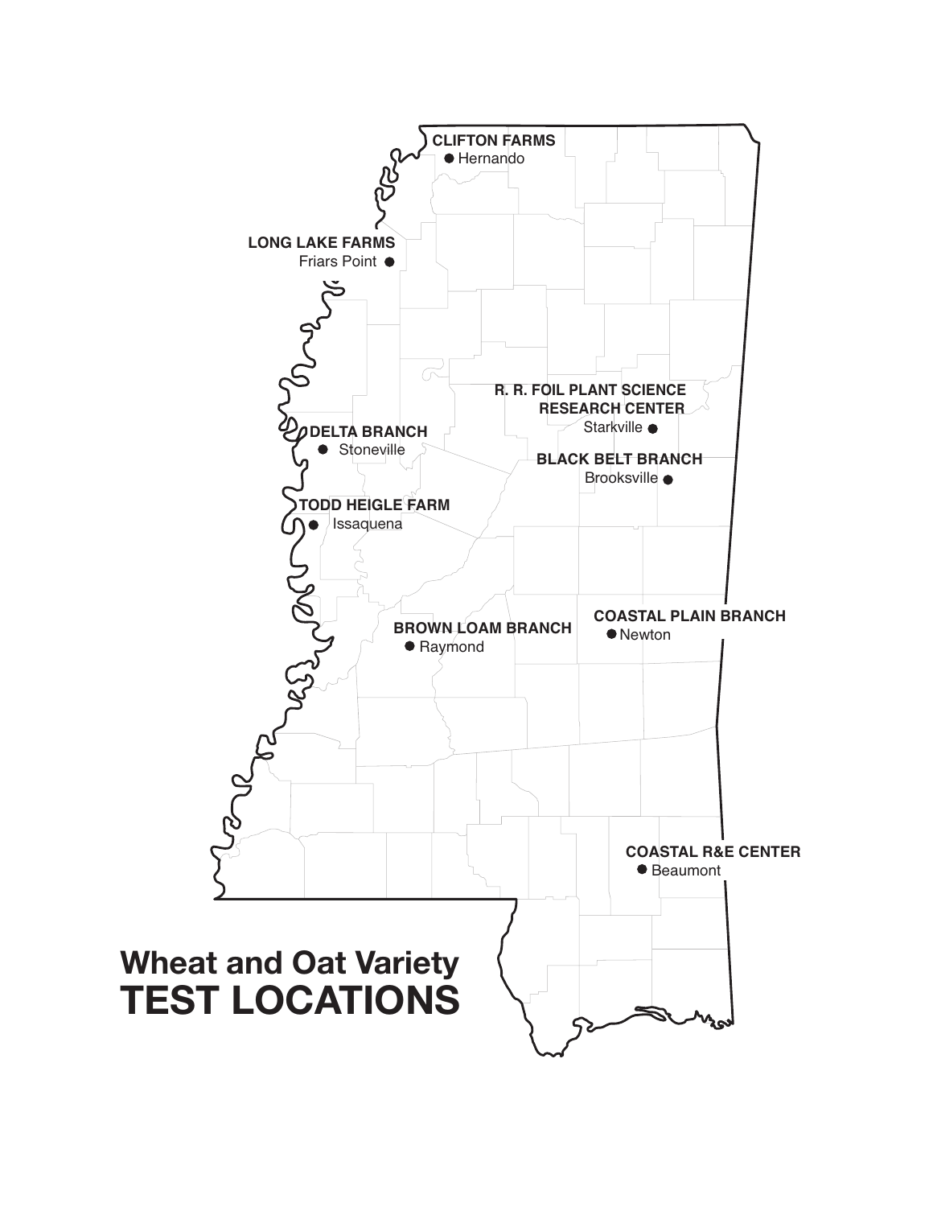# Wheat and Oat Variety TEST LOCATIONS

**CLIFTON FARMS**
Hernando

**LONG LAKE FARMS**
Friars Point

**R. R. FOIL PLANT SCIENCE RESEARCH CENTER**
Starkville

**DELTA BRANCH**
Stoneville

**BLACK BELT BRANCH**
Brooksville

**TODD HEIGLE FARM**
Issaquena

**BROWN LOAM BRANCH**
Raymond

**COASTAL PLAIN BRANCH**
Newton

**COASTAL R&E CENTER**
Beaumont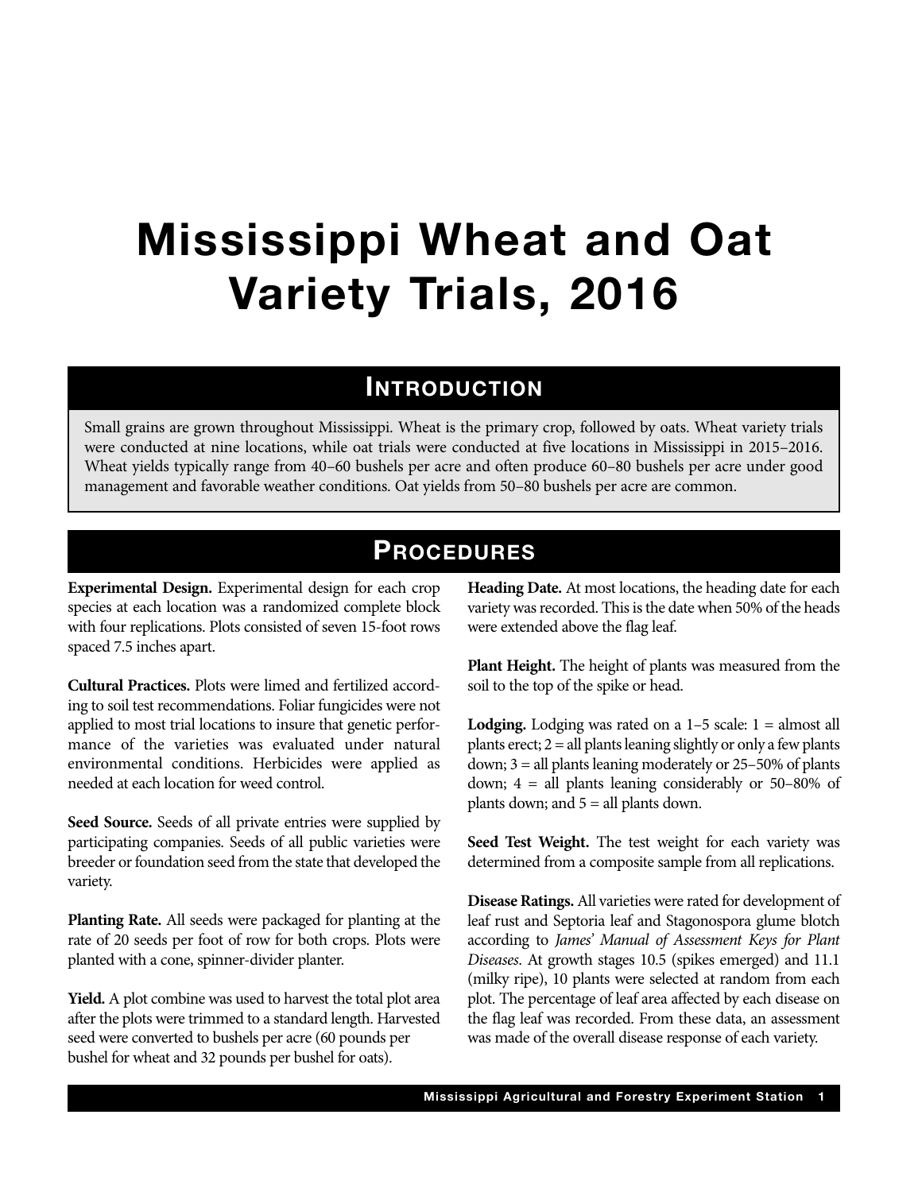# Mississippi Wheat and Oat Variety Trials, 2016

## Introduction

Small grains are grown throughout Mississippi. Wheat is the primary crop, followed by oats. Wheat variety trials were conducted at nine locations, while oat trials were conducted at five locations in Mississippi in 2015–2016. Wheat yields typically range from 40–60 bushels per acre and often produce 60–80 bushels per acre under good management and favorable weather conditions. Oat yields from 50–80 bushels per acre are common.

## Procedures

**Experimental Design.** Experimental design for each crop species at each location was a randomized complete block with four replications. Plots consisted of seven 15-foot rows spaced 7.5 inches apart.

**Cultural Practices.** Plots were limed and fertilized according to soil test recommendations. Foliar fungicides were not applied to most trial locations to insure that genetic performance of the varieties was evaluated under natural environmental conditions. Herbicides were applied as needed at each location for weed control.

**Seed Source.** Seeds of all private entries were supplied by participating companies. Seeds of all public varieties were breeder or foundation seed from the state that developed the variety.

**Planting Rate.** All seeds were packaged for planting at the rate of 20 seeds per foot of row for both crops. Plots were planted with a cone, spinner-divider planter.

**Yield.** A plot combine was used to harvest the total plot area after the plots were trimmed to a standard length. Harvested seed were converted to bushels per acre (60 pounds per bushel for wheat and 32 pounds per bushel for oats).

**Heading Date.** At most locations, the heading date for each variety was recorded. This is the date when 50% of the heads were extended above the flag leaf.

**Plant Height.** The height of plants was measured from the soil to the top of the spike or head.

**Lodging.** Lodging was rated on a 1–5 scale: 1 = almost all plants erect; 2 = all plants leaning slightly or only a few plants down; 3 = all plants leaning moderately or 25–50% of plants down; 4 = all plants leaning considerably or 50–80% of plants down; and 5 = all plants down.

**Seed Test Weight.** The test weight for each variety was determined from a composite sample from all replications.

**Disease Ratings.** All varieties were rated for development of leaf rust and Septoria leaf and Stagonospora glume blotch according to *James' Manual of Assessment Keys for Plant Diseases*. At growth stages 10.5 (spikes emerged) and 11.1 (milky ripe), 10 plants were selected at random from each plot. The percentage of leaf area affected by each disease on the flag leaf was recorded. From these data, an assessment was made of the overall disease response of each variety.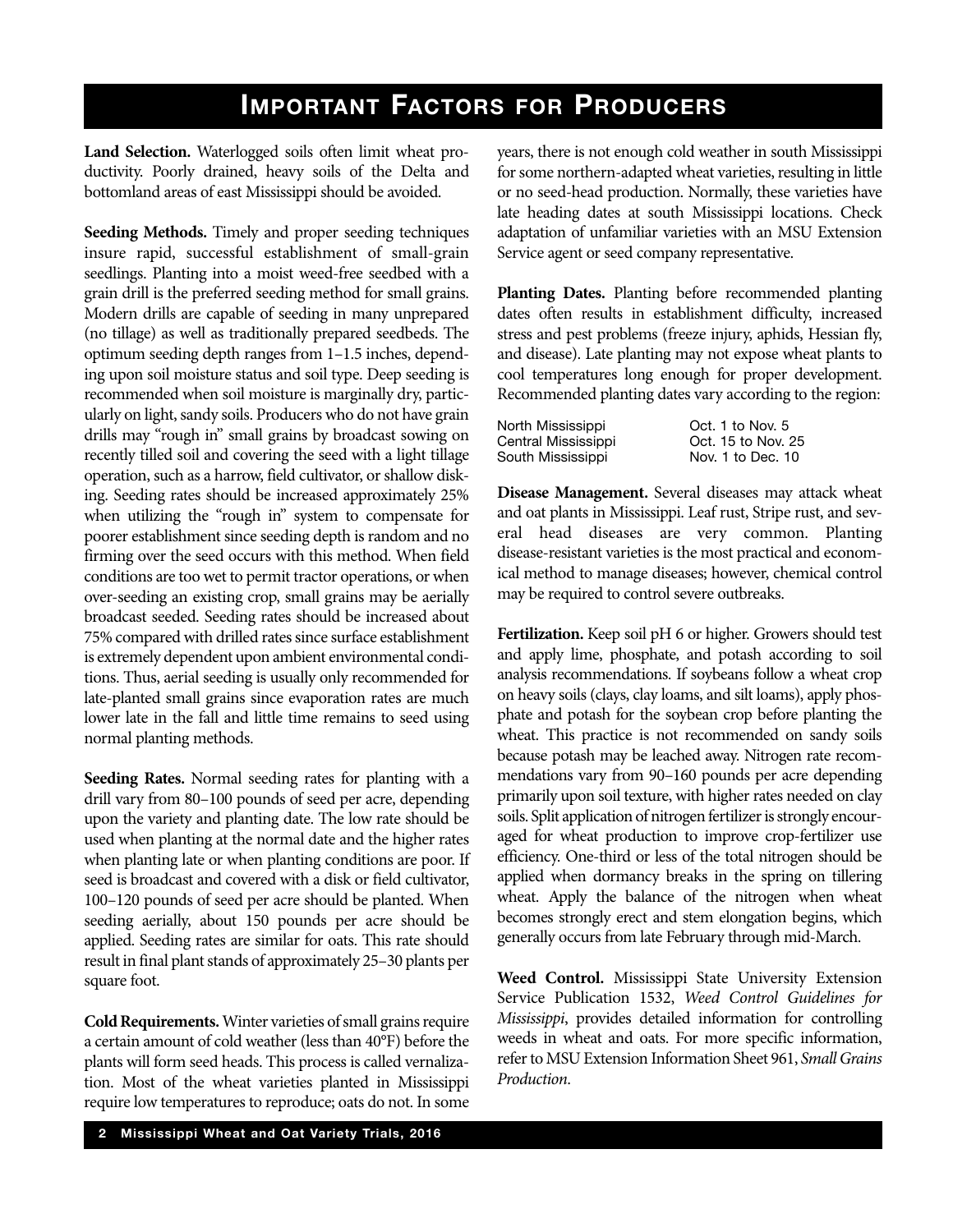# Important Factors for Producers

**Land Selection.** Waterlogged soils often limit wheat productivity. Poorly drained, heavy soils of the Delta and bottomland areas of east Mississippi should be avoided.

**Seeding Methods.** Timely and proper seeding techniques insure rapid, successful establishment of small-grain seedlings. Planting into a moist weed-free seedbed with a grain drill is the preferred seeding method for small grains. Modern drills are capable of seeding in many unprepared (no tillage) as well as traditionally prepared seedbeds. The optimum seeding depth ranges from 1–1.5 inches, depending upon soil moisture status and soil type. Deep seeding is recommended when soil moisture is marginally dry, particularly on light, sandy soils. Producers who do not have grain drills may "rough in" small grains by broadcast sowing on recently tilled soil and covering the seed with a light tillage operation, such as a harrow, field cultivator, or shallow disking. Seeding rates should be increased approximately 25% when utilizing the "rough in" system to compensate for poorer establishment since seeding depth is random and no firming over the seed occurs with this method. When field conditions are too wet to permit tractor operations, or when over-seeding an existing crop, small grains may be aerially broadcast seeded. Seeding rates should be increased about 75% compared with drilled rates since surface establishment is extremely dependent upon ambient environmental conditions. Thus, aerial seeding is usually only recommended for late-planted small grains since evaporation rates are much lower late in the fall and little time remains to seed using normal planting methods.

**Seeding Rates.** Normal seeding rates for planting with a drill vary from 80–100 pounds of seed per acre, depending upon the variety and planting date. The low rate should be used when planting at the normal date and the higher rates when planting late or when planting conditions are poor. If seed is broadcast and covered with a disk or field cultivator, 100–120 pounds of seed per acre should be planted. When seeding aerially, about 150 pounds per acre should be applied. Seeding rates are similar for oats. This rate should result in final plant stands of approximately 25–30 plants per square foot.

**Cold Requirements.** Winter varieties of small grains require a certain amount of cold weather (less than 40°F) before the plants will form seed heads. This process is called vernalization. Most of the wheat varieties planted in Mississippi require low temperatures to reproduce; oats do not. In some years, there is not enough cold weather in south Mississippi for some northern-adapted wheat varieties, resulting in little or no seed-head production. Normally, these varieties have late heading dates at south Mississippi locations. Check adaptation of unfamiliar varieties with an MSU Extension Service agent or seed company representative.

**Planting Dates.** Planting before recommended planting dates often results in establishment difficulty, increased stress and pest problems (freeze injury, aphids, Hessian fly, and disease). Late planting may not expose wheat plants to cool temperatures long enough for proper development. Recommended planting dates vary according to the region:

| Region | Dates |
|---|---|
| North Mississippi | Oct. 1 to Nov. 5 |
| Central Mississippi | Oct. 15 to Nov. 25 |
| South Mississippi | Nov. 1 to Dec. 10 |

**Disease Management.** Several diseases may attack wheat and oat plants in Mississippi. Leaf rust, Stripe rust, and several head diseases are very common. Planting disease-resistant varieties is the most practical and economical method to manage diseases; however, chemical control may be required to control severe outbreaks.

**Fertilization.** Keep soil pH 6 or higher. Growers should test and apply lime, phosphate, and potash according to soil analysis recommendations. If soybeans follow a wheat crop on heavy soils (clays, clay loams, and silt loams), apply phosphate and potash for the soybean crop before planting the wheat. This practice is not recommended on sandy soils because potash may be leached away. Nitrogen rate recommendations vary from 90–160 pounds per acre depending primarily upon soil texture, with higher rates needed on clay soils. Split application of nitrogen fertilizer is strongly encouraged for wheat production to improve crop-fertilizer use efficiency. One-third or less of the total nitrogen should be applied when dormancy breaks in the spring on tillering wheat. Apply the balance of the nitrogen when wheat becomes strongly erect and stem elongation begins, which generally occurs from late February through mid-March.

**Weed Control.** Mississippi State University Extension Service Publication 1532, *Weed Control Guidelines for Mississippi*, provides detailed information for controlling weeds in wheat and oats. For more specific information, refer to MSU Extension Information Sheet 961, *Small Grains Production*.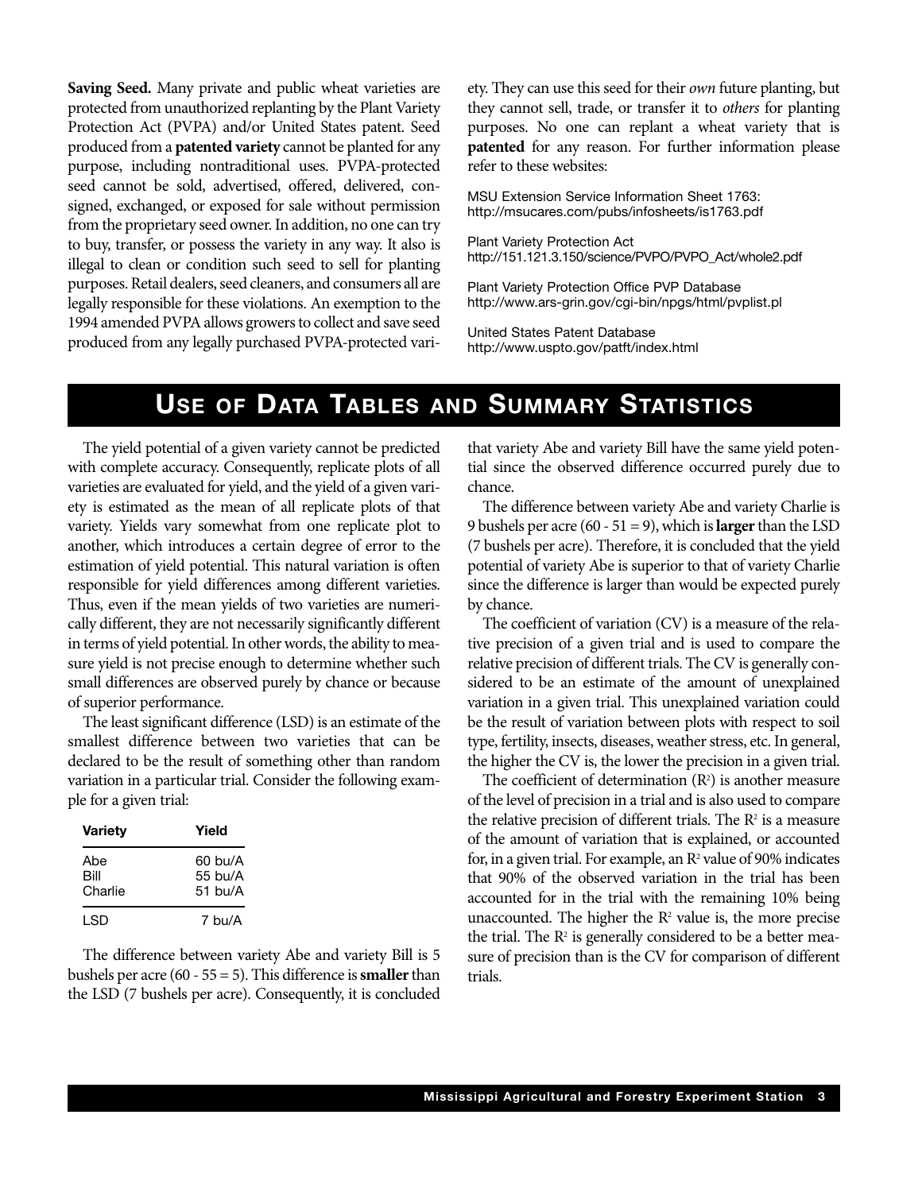**Saving Seed.** Many private and public wheat varieties are protected from unauthorized replanting by the Plant Variety Protection Act (PVPA) and/or United States patent. Seed produced from a **patented variety** cannot be planted for any purpose, including nontraditional uses. PVPA-protected seed cannot be sold, advertised, offered, delivered, consigned, exchanged, or exposed for sale without permission from the proprietary seed owner. In addition, no one can try to buy, transfer, or possess the variety in any way. It also is illegal to clean or condition such seed to sell for planting purposes. Retail dealers, seed cleaners, and consumers all are legally responsible for these violations. An exemption to the 1994 amended PVPA allows growers to collect and save seed produced from any legally purchased PVPA-protected variety. They can use this seed for their *own* future planting, but they cannot sell, trade, or transfer it to *others* for planting purposes. No one can replant a wheat variety that is **patented** for any reason. For further information please refer to these websites:

MSU Extension Service Information Sheet 1763:
http://msucares.com/pubs/infosheets/is1763.pdf

Plant Variety Protection Act
http://151.121.3.150/science/PVPO/PVPO_Act/whole2.pdf

Plant Variety Protection Office PVP Database
http://www.ars-grin.gov/cgi-bin/npgs/html/pvplist.pl

United States Patent Database
http://www.uspto.gov/patft/index.html

## Use of Data Tables and Summary Statistics

The yield potential of a given variety cannot be predicted with complete accuracy. Consequently, replicate plots of all varieties are evaluated for yield, and the yield of a given variety is estimated as the mean of all replicate plots of that variety. Yields vary somewhat from one replicate plot to another, which introduces a certain degree of error to the estimation of yield potential. This natural variation is often responsible for yield differences among different varieties. Thus, even if the mean yields of two varieties are numerically different, they are not necessarily significantly different in terms of yield potential. In other words, the ability to measure yield is not precise enough to determine whether such small differences are observed purely by chance or because of superior performance.

The least significant difference (LSD) is an estimate of the smallest difference between two varieties that can be declared to be the result of something other than random variation in a particular trial. Consider the following example for a given trial:

| Variety | Yield |
|---|---|
| Abe | 60 bu/A |
| Bill | 55 bu/A |
| Charlie | 51 bu/A |
| LSD | 7 bu/A |

The difference between variety Abe and variety Bill is 5 bushels per acre (60 - 55 = 5). This difference is **smaller** than the LSD (7 bushels per acre). Consequently, it is concluded that variety Abe and variety Bill have the same yield potential since the observed difference occurred purely due to chance.

The difference between variety Abe and variety Charlie is 9 bushels per acre (60 - 51 = 9), which is **larger** than the LSD (7 bushels per acre). Therefore, it is concluded that the yield potential of variety Abe is superior to that of variety Charlie since the difference is larger than would be expected purely by chance.

The coefficient of variation (CV) is a measure of the relative precision of a given trial and is used to compare the relative precision of different trials. The CV is generally considered to be an estimate of the amount of unexplained variation in a given trial. This unexplained variation could be the result of variation between plots with respect to soil type, fertility, insects, diseases, weather stress, etc. In general, the higher the CV is, the lower the precision in a given trial.

The coefficient of determination ($R^2$) is another measure of the level of precision in a trial and is also used to compare the relative precision of different trials. The $R^2$ is a measure of the amount of variation that is explained, or accounted for, in a given trial. For example, an $R^2$ value of 90% indicates that 90% of the observed variation in the trial has been accounted for in the trial with the remaining 10% being unaccounted. The higher the $R^2$ value is, the more precise the trial. The $R^2$ is generally considered to be a better measure of precision than is the CV for comparison of different trials.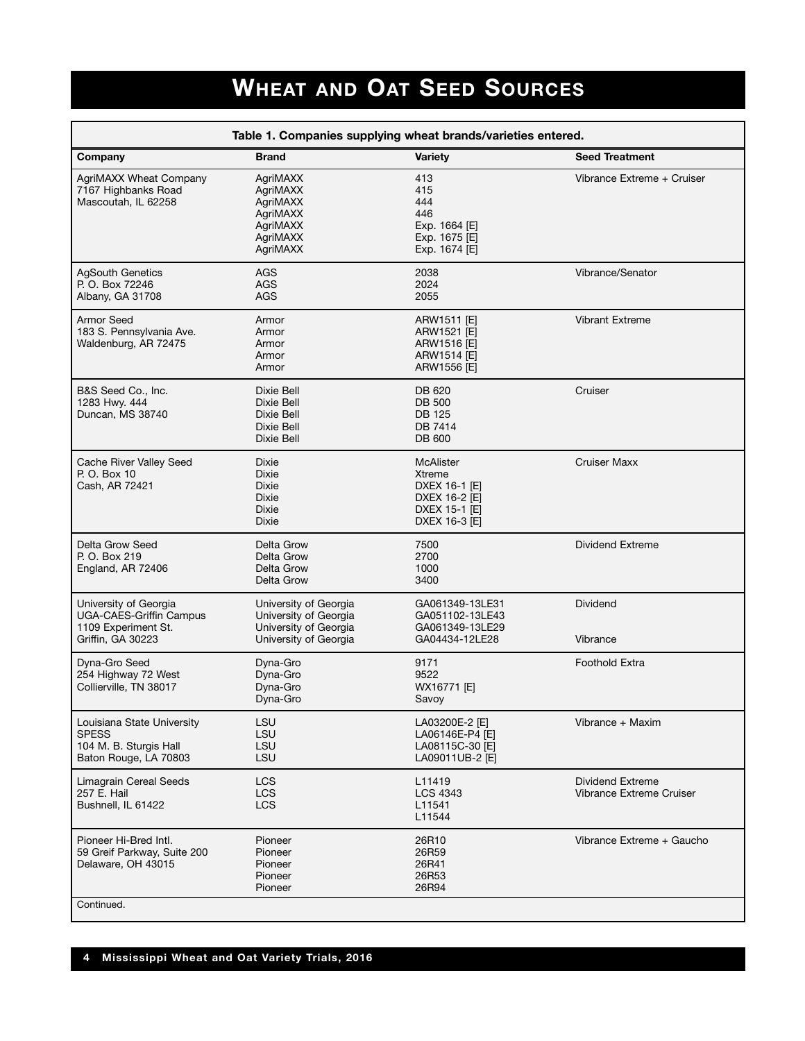# Wheat and Oat Seed Sources

**Table 1. Companies supplying wheat brands/varieties entered.**

| Company | Brand | Variety | Seed Treatment |
|---|---|---|---|
| AgriMAXX Wheat Company | AgriMAXX | 413 | Vibrance Extreme + Cruiser |
| 7167 Highbanks Road | AgriMAXX | 415 | |
| Mascoutah, IL 62258 | AgriMAXX | 444 | |
| | AgriMAXX | 446 | |
| | AgriMAXX | Exp. 1664 [E] | |
| | AgriMAXX | Exp. 1675 [E] | |
| | AgriMAXX | Exp. 1674 [E] | |
| AgSouth Genetics | AGS | 2038 | Vibrance/Senator |
| P. O. Box 72246 | AGS | 2024 | |
| Albany, GA 31708 | AGS | 2055 | |
| Armor Seed | Armor | ARW1511 [E] | Vibrant Extreme |
| 183 S. Pennsylvania Ave. | Armor | ARW1521 [E] | |
| Waldenburg, AR 72475 | Armor | ARW1516 [E] | |
| | Armor | ARW1514 [E] | |
| | Armor | ARW1556 [E] | |
| B&S Seed Co., Inc. | Dixie Bell | DB 620 | Cruiser |
| 1283 Hwy. 444 | Dixie Bell | DB 500 | |
| Duncan, MS 38740 | Dixie Bell | DB 125 | |
| | Dixie Bell | DB 7414 | |
| | Dixie Bell | DB 600 | |
| Cache River Valley Seed | Dixie | McAlister | Cruiser Maxx |
| P. O. Box 10 | Dixie | Xtreme | |
| Cash, AR 72421 | Dixie | DXEX 16-1 [E] | |
| | Dixie | DXEX 16-2 [E] | |
| | Dixie | DXEX 15-1 [E] | |
| | Dixie | DXEX 16-3 [E] | |
| Delta Grow Seed | Delta Grow | 7500 | Dividend Extreme |
| P. O. Box 219 | Delta Grow | 2700 | |
| England, AR 72406 | Delta Grow | 1000 | |
| | Delta Grow | 3400 | |
| University of Georgia | University of Georgia | GA061349-13LE31 | Dividend |
| UGA-CAES-Griffin Campus | University of Georgia | GA051102-13LE43 | |
| 1109 Experiment St. | University of Georgia | GA061349-13LE29 | |
| Griffin, GA 30223 | University of Georgia | GA04434-12LE28 | Vibrance |
| Dyna-Gro Seed | Dyna-Gro | 9171 | Foothold Extra |
| 254 Highway 72 West | Dyna-Gro | 9522 | |
| Collierville, TN 38017 | Dyna-Gro | WX16771 [E] | |
| | Dyna-Gro | Savoy | |
| Louisiana State University | LSU | LA03200E-2 [E] | Vibrance + Maxim |
| SPESS | LSU | LA06146E-P4 [E] | |
| 104 M. B. Sturgis Hall | LSU | LA08115C-30 [E] | |
| Baton Rouge, LA 70803 | LSU | LA09011UB-2 [E] | |
| Limagrain Cereal Seeds | LCS | L11419 | Dividend Extreme |
| 257 E. Hail | LCS | LCS 4343 | Vibrance Extreme Cruiser |
| Bushnell, IL 61422 | LCS | L11541 | |
| | | L11544 | |
| Pioneer Hi-Bred Intl. | Pioneer | 26R10 | Vibrance Extreme + Gaucho |
| 59 Greif Parkway, Suite 200 | Pioneer | 26R59 | |
| Delaware, OH 43015 | Pioneer | 26R41 | |
| | Pioneer | 26R53 | |
| | Pioneer | 26R94 | |

Continued.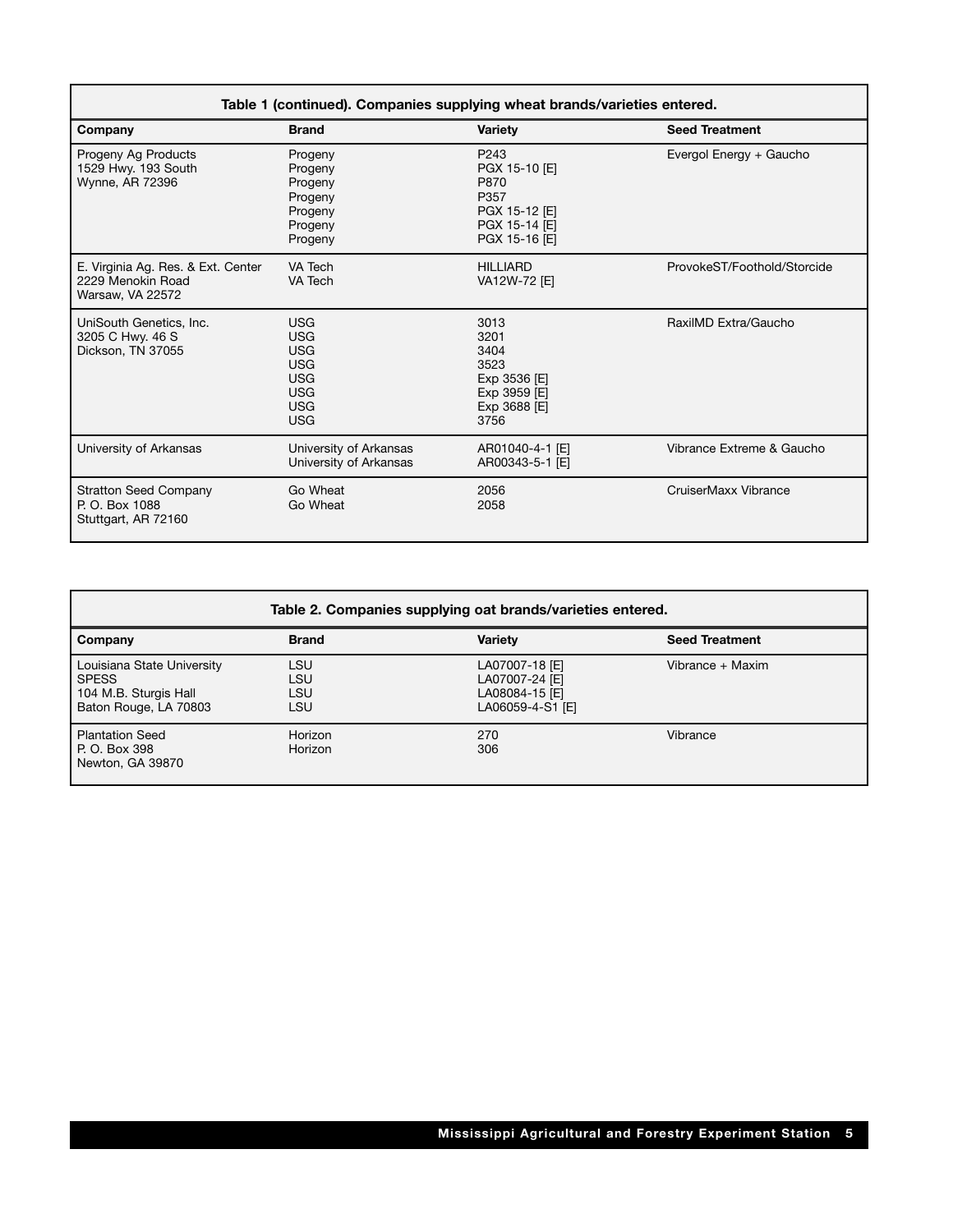**Table 1 (continued). Companies supplying wheat brands/varieties entered.**

| Company | Brand | Variety | Seed Treatment |
|---|---|---|---|
| Progeny Ag Products<br>1529 Hwy. 193 South<br>Wynne, AR 72396 | Progeny<br>Progeny<br>Progeny<br>Progeny<br>Progeny<br>Progeny<br>Progeny | P243<br>PGX 15-10 [E]<br>P870<br>P357<br>PGX 15-12 [E]<br>PGX 15-14 [E]<br>PGX 15-16 [E] | Evergol Energy + Gaucho |
| E. Virginia Ag. Res. & Ext. Center<br>2229 Menokin Road<br>Warsaw, VA 22572 | VA Tech<br>VA Tech | HILLIARD<br>VA12W-72 [E] | ProvokeST/Foothold/Storcide |
| UniSouth Genetics, Inc.<br>3205 C Hwy. 46 S<br>Dickson, TN 37055 | USG<br>USG<br>USG<br>USG<br>USG<br>USG<br>USG<br>USG | 3013<br>3201<br>3404<br>3523<br>Exp 3536 [E]<br>Exp 3959 [E]<br>Exp 3688 [E]<br>3756 | RaxilMD Extra/Gaucho |
| University of Arkansas | University of Arkansas<br>University of Arkansas | AR01040-4-1 [E]<br>AR00343-5-1 [E] | Vibrance Extreme & Gaucho |
| Stratton Seed Company<br>P. O. Box 1088<br>Stuttgart, AR 72160 | Go Wheat<br>Go Wheat | 2056<br>2058 | CruiserMaxx Vibrance |

**Table 2. Companies supplying oat brands/varieties entered.**

| Company | Brand | Variety | Seed Treatment |
|---|---|---|---|
| Louisiana State University<br>SPESS<br>104 M.B. Sturgis Hall<br>Baton Rouge, LA 70803 | LSU<br>LSU<br>LSU<br>LSU | LA07007-18 [E]<br>LA07007-24 [E]<br>LA08084-15 [E]<br>LA06059-4-S1 [E] | Vibrance + Maxim |
| Plantation Seed<br>P. O. Box 398<br>Newton, GA 39870 | Horizon<br>Horizon | 270<br>306 | Vibrance |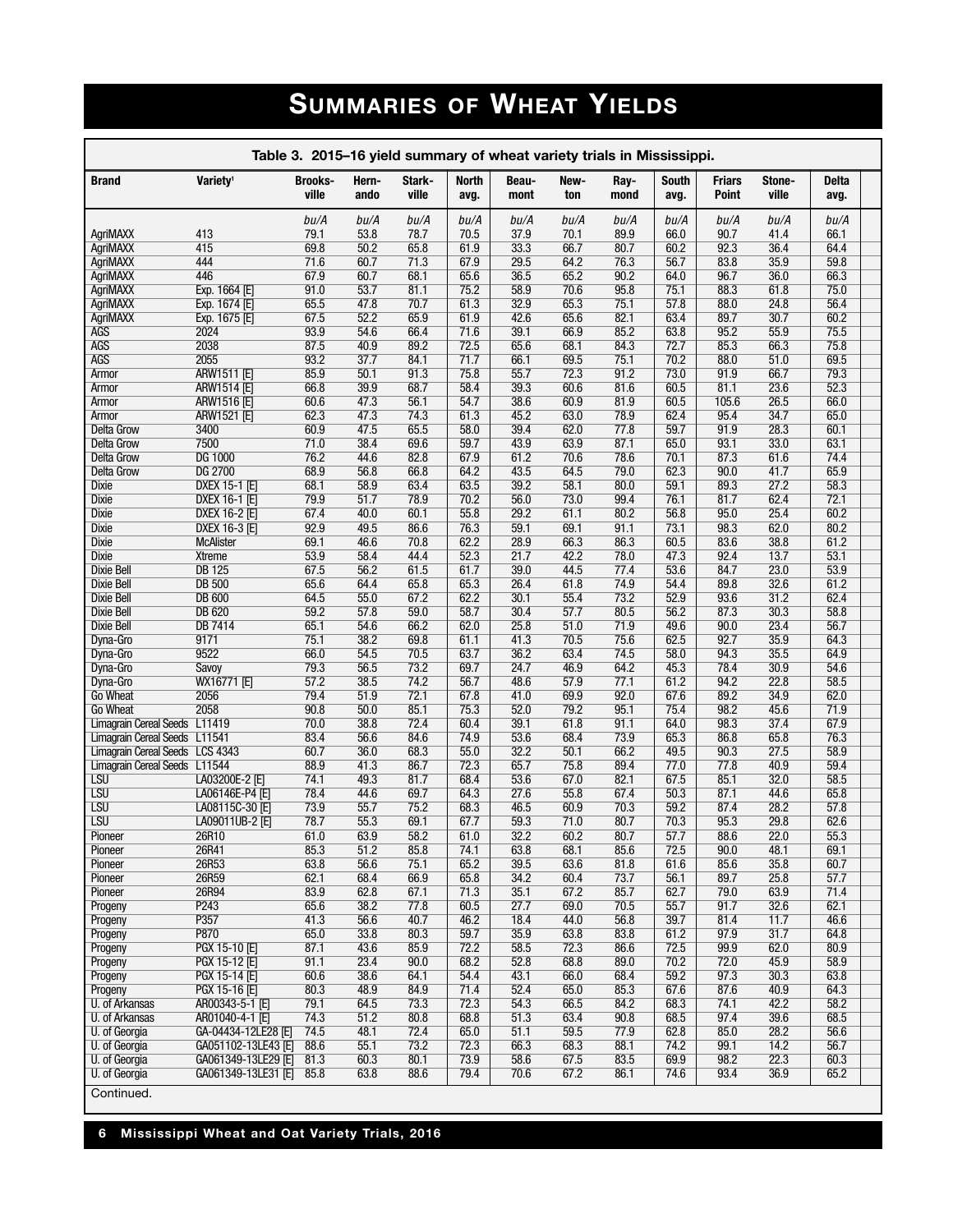# Summaries of Wheat Yields

**Table 3. 2015–16 yield summary of wheat variety trials in Mississippi.**

| Brand | Variety[1] | Brooks-ville | Hern-ando | Stark-ville | North avg. | Beau-mont | New-ton | Ray-mond | South avg. | Friars Point | Stone-ville | Delta avg. |
|---|---|---|---|---|---|---|---|---|---|---|---|---|
| | | bu/A | bu/A | bu/A | bu/A | bu/A | bu/A | bu/A | bu/A | bu/A | bu/A | bu/A |
| AgriMAXX | 413 | 79.1 | 53.8 | 78.7 | 70.5 | 37.9 | 70.1 | 89.9 | 66.0 | 90.7 | 41.4 | 66.1 |
| AgriMAXX | 415 | 69.8 | 50.2 | 65.8 | 61.9 | 33.3 | 66.7 | 80.7 | 60.2 | 92.3 | 36.4 | 64.4 |
| AgriMAXX | 444 | 71.6 | 60.7 | 71.3 | 67.9 | 29.5 | 64.2 | 76.3 | 56.7 | 83.8 | 35.9 | 59.8 |
| AgriMAXX | 446 | 67.9 | 60.7 | 68.1 | 65.6 | 36.5 | 65.2 | 90.2 | 64.0 | 96.7 | 36.0 | 66.3 |
| AgriMAXX | Exp. 1664 [E] | 91.0 | 53.7 | 81.1 | 75.2 | 58.9 | 70.6 | 95.8 | 75.1 | 88.3 | 61.8 | 75.0 |
| AgriMAXX | Exp. 1674 [E] | 65.5 | 47.8 | 70.7 | 61.3 | 32.9 | 65.3 | 75.1 | 57.8 | 88.0 | 24.8 | 56.4 |
| AgriMAXX | Exp. 1675 [E] | 67.5 | 52.2 | 65.9 | 61.9 | 42.6 | 65.6 | 82.1 | 63.4 | 89.7 | 30.7 | 60.2 |
| AGS | 2024 | 93.9 | 54.6 | 66.4 | 71.6 | 39.1 | 66.9 | 85.2 | 63.8 | 95.2 | 55.9 | 75.5 |
| AGS | 2038 | 87.5 | 40.9 | 89.2 | 72.5 | 65.6 | 68.1 | 84.3 | 72.7 | 85.3 | 66.3 | 75.8 |
| AGS | 2055 | 93.2 | 37.7 | 84.1 | 71.7 | 66.1 | 69.5 | 75.1 | 70.2 | 88.0 | 51.0 | 69.5 |
| Armor | ARW1511 [E] | 85.9 | 50.1 | 91.3 | 75.8 | 55.7 | 72.3 | 91.2 | 73.0 | 91.9 | 66.7 | 79.3 |
| Armor | ARW1514 [E] | 66.8 | 39.9 | 68.7 | 58.4 | 39.3 | 60.6 | 81.6 | 60.5 | 81.1 | 23.6 | 52.3 |
| Armor | ARW1516 [E] | 60.6 | 47.3 | 56.1 | 54.7 | 38.6 | 60.9 | 81.9 | 60.5 | 105.6 | 26.5 | 66.0 |
| Armor | ARW1521 [E] | 62.3 | 47.3 | 74.3 | 61.3 | 45.2 | 63.0 | 78.9 | 62.4 | 95.4 | 34.7 | 65.0 |
| Delta Grow | 3400 | 60.9 | 47.5 | 65.5 | 58.0 | 39.4 | 62.0 | 77.8 | 59.7 | 91.9 | 28.3 | 60.1 |
| Delta Grow | 7500 | 71.0 | 38.4 | 69.6 | 59.7 | 43.9 | 63.9 | 87.1 | 65.0 | 93.1 | 33.0 | 63.1 |
| Delta Grow | DG 1000 | 76.2 | 44.6 | 82.8 | 67.9 | 61.2 | 70.6 | 78.6 | 70.1 | 87.3 | 61.6 | 74.4 |
| Delta Grow | DG 2700 | 68.9 | 56.8 | 66.8 | 64.2 | 43.5 | 64.5 | 79.0 | 62.3 | 90.0 | 41.7 | 65.9 |
| Dixie | DXEX 15-1 [E] | 68.1 | 58.9 | 63.4 | 63.5 | 39.2 | 58.1 | 80.0 | 59.1 | 89.3 | 27.2 | 58.3 |
| Dixie | DXEX 16-1 [E] | 79.9 | 51.7 | 78.9 | 70.2 | 56.0 | 73.0 | 99.4 | 76.1 | 81.7 | 62.4 | 72.1 |
| Dixie | DXEX 16-2 [E] | 67.4 | 40.0 | 60.1 | 55.8 | 29.2 | 61.1 | 80.2 | 56.8 | 95.0 | 25.4 | 60.2 |
| Dixie | DXEX 16-3 [E] | 92.9 | 49.5 | 86.6 | 76.3 | 59.1 | 69.1 | 91.1 | 73.1 | 98.3 | 62.0 | 80.2 |
| Dixie | McAlister | 69.1 | 46.6 | 70.8 | 62.2 | 28.9 | 66.3 | 86.3 | 60.5 | 83.6 | 38.8 | 61.2 |
| Dixie | Xtreme | 53.9 | 58.4 | 44.4 | 52.3 | 21.7 | 42.2 | 78.0 | 47.3 | 92.4 | 13.7 | 53.1 |
| Dixie Bell | DB 125 | 67.5 | 56.2 | 61.5 | 61.7 | 39.0 | 44.5 | 77.4 | 53.6 | 84.7 | 23.0 | 53.9 |
| Dixie Bell | DB 500 | 65.6 | 64.4 | 65.8 | 65.3 | 26.4 | 61.8 | 74.9 | 54.4 | 89.8 | 32.6 | 61.2 |
| Dixie Bell | DB 600 | 64.5 | 55.0 | 67.2 | 62.2 | 30.1 | 55.4 | 73.2 | 52.9 | 93.6 | 31.2 | 62.4 |
| Dixie Bell | DB 620 | 59.2 | 57.8 | 59.0 | 58.7 | 30.4 | 57.7 | 80.5 | 56.2 | 87.3 | 30.3 | 58.8 |
| Dixie Bell | DB 7414 | 65.1 | 54.6 | 66.2 | 62.0 | 25.8 | 51.0 | 71.9 | 49.6 | 90.0 | 23.4 | 56.7 |
| Dyna-Gro | 9171 | 75.1 | 38.2 | 69.8 | 61.1 | 41.3 | 70.5 | 75.6 | 62.5 | 92.7 | 35.9 | 64.3 |
| Dyna-Gro | 9522 | 66.0 | 54.5 | 70.5 | 63.7 | 36.2 | 63.4 | 74.5 | 58.0 | 94.3 | 35.5 | 64.9 |
| Dyna-Gro | Savoy | 79.3 | 56.5 | 73.2 | 69.7 | 24.7 | 46.9 | 64.2 | 45.3 | 78.4 | 30.9 | 54.6 |
| Dyna-Gro | WX16771 [E] | 57.2 | 38.5 | 74.2 | 56.7 | 48.6 | 57.9 | 77.1 | 61.2 | 94.2 | 22.8 | 58.5 |
| Go Wheat | 2056 | 79.4 | 51.9 | 72.1 | 67.8 | 41.0 | 69.9 | 92.0 | 67.6 | 89.2 | 34.9 | 62.0 |
| Go Wheat | 2058 | 90.8 | 50.0 | 85.1 | 75.3 | 52.0 | 79.2 | 95.1 | 75.4 | 98.2 | 45.6 | 71.9 |
| Limagrain Cereal Seeds | L11419 | 70.0 | 38.8 | 72.4 | 60.4 | 39.1 | 61.8 | 91.1 | 64.0 | 98.3 | 37.4 | 67.9 |
| Limagrain Cereal Seeds | L11541 | 83.4 | 56.6 | 84.6 | 74.9 | 53.6 | 68.4 | 73.9 | 65.3 | 86.8 | 65.8 | 76.3 |
| Limagrain Cereal Seeds | LCS 4343 | 60.7 | 36.0 | 68.3 | 55.0 | 32.2 | 50.1 | 66.2 | 49.5 | 90.3 | 27.5 | 58.9 |
| Limagrain Cereal Seeds | L11544 | 88.9 | 41.3 | 86.7 | 72.3 | 65.7 | 75.8 | 89.4 | 77.0 | 77.8 | 40.9 | 59.4 |
| LSU | LA03200E-2 [E] | 74.1 | 49.3 | 81.7 | 68.4 | 53.6 | 67.0 | 82.1 | 67.5 | 85.1 | 32.0 | 58.5 |
| LSU | LA06146E-P4 [E] | 78.4 | 44.6 | 69.7 | 64.3 | 27.6 | 55.8 | 67.4 | 50.3 | 87.1 | 44.6 | 65.8 |
| LSU | LA08115C-30 [E] | 73.9 | 55.7 | 75.2 | 68.3 | 46.5 | 60.9 | 70.3 | 59.2 | 87.4 | 28.2 | 57.8 |
| LSU | LA09011UB-2 [E] | 78.7 | 55.3 | 69.1 | 67.7 | 59.3 | 71.0 | 80.7 | 70.3 | 95.3 | 29.8 | 62.6 |
| Pioneer | 26R10 | 61.0 | 63.9 | 58.2 | 61.0 | 32.2 | 60.2 | 80.7 | 57.7 | 88.6 | 22.0 | 55.3 |
| Pioneer | 26R41 | 85.3 | 51.2 | 85.8 | 74.1 | 63.8 | 68.1 | 85.6 | 72.5 | 90.0 | 48.1 | 69.1 |
| Pioneer | 26R53 | 63.8 | 56.6 | 75.1 | 65.2 | 39.5 | 63.6 | 81.8 | 61.6 | 85.6 | 35.8 | 60.7 |
| Pioneer | 26R59 | 62.1 | 68.4 | 66.9 | 65.8 | 34.2 | 60.4 | 73.7 | 56.1 | 89.7 | 25.8 | 57.7 |
| Pioneer | 26R94 | 83.9 | 62.8 | 67.1 | 71.3 | 35.1 | 67.2 | 85.7 | 62.7 | 79.0 | 63.9 | 71.4 |
| Progeny | P243 | 65.6 | 38.2 | 77.8 | 60.5 | 27.7 | 69.0 | 70.5 | 55.7 | 91.7 | 32.6 | 62.1 |
| Progeny | P357 | 41.3 | 56.6 | 40.7 | 46.2 | 18.4 | 44.0 | 56.8 | 39.7 | 81.4 | 11.7 | 46.6 |
| Progeny | P870 | 65.0 | 33.8 | 80.3 | 59.7 | 35.9 | 63.8 | 83.8 | 61.2 | 97.9 | 31.7 | 64.8 |
| Progeny | PGX 15-10 [E] | 87.1 | 43.6 | 85.9 | 72.2 | 58.5 | 72.3 | 86.6 | 72.5 | 99.9 | 62.0 | 80.9 |
| Progeny | PGX 15-12 [E] | 91.1 | 23.4 | 90.0 | 68.2 | 52.8 | 68.8 | 89.0 | 70.2 | 72.0 | 45.9 | 58.9 |
| Progeny | PGX 15-14 [E] | 60.6 | 38.6 | 64.1 | 54.4 | 43.1 | 66.0 | 68.4 | 59.2 | 97.3 | 30.3 | 63.8 |
| Progeny | PGX 15-16 [E] | 80.3 | 48.9 | 84.9 | 71.4 | 52.4 | 65.0 | 85.3 | 67.6 | 87.6 | 40.9 | 64.3 |
| U. of Arkansas | AR00343-5-1 [E] | 79.1 | 64.5 | 73.3 | 72.3 | 54.3 | 66.5 | 84.2 | 68.3 | 74.1 | 42.2 | 58.2 |
| U. of Arkansas | AR01040-4-1 [E] | 74.3 | 51.2 | 80.8 | 68.8 | 51.3 | 63.4 | 90.8 | 68.5 | 97.4 | 39.6 | 68.5 |
| U. of Georgia | GA-04434-12LE28 [E] | 74.5 | 48.1 | 72.4 | 65.0 | 51.1 | 59.5 | 77.9 | 62.8 | 85.0 | 28.2 | 56.6 |
| U. of Georgia | GA051102-13LE43 [E] | 88.6 | 55.1 | 73.2 | 72.3 | 66.3 | 68.3 | 88.1 | 74.2 | 99.1 | 14.2 | 56.7 |
| U. of Georgia | GA061349-13LE29 [E] | 81.3 | 60.3 | 80.1 | 73.9 | 58.6 | 67.5 | 83.5 | 69.9 | 98.2 | 22.3 | 60.3 |
| U. of Georgia | GA061349-13LE31 [E] | 85.8 | 63.8 | 88.6 | 79.4 | 70.6 | 67.2 | 86.1 | 74.6 | 93.4 | 36.9 | 65.2 |

Continued.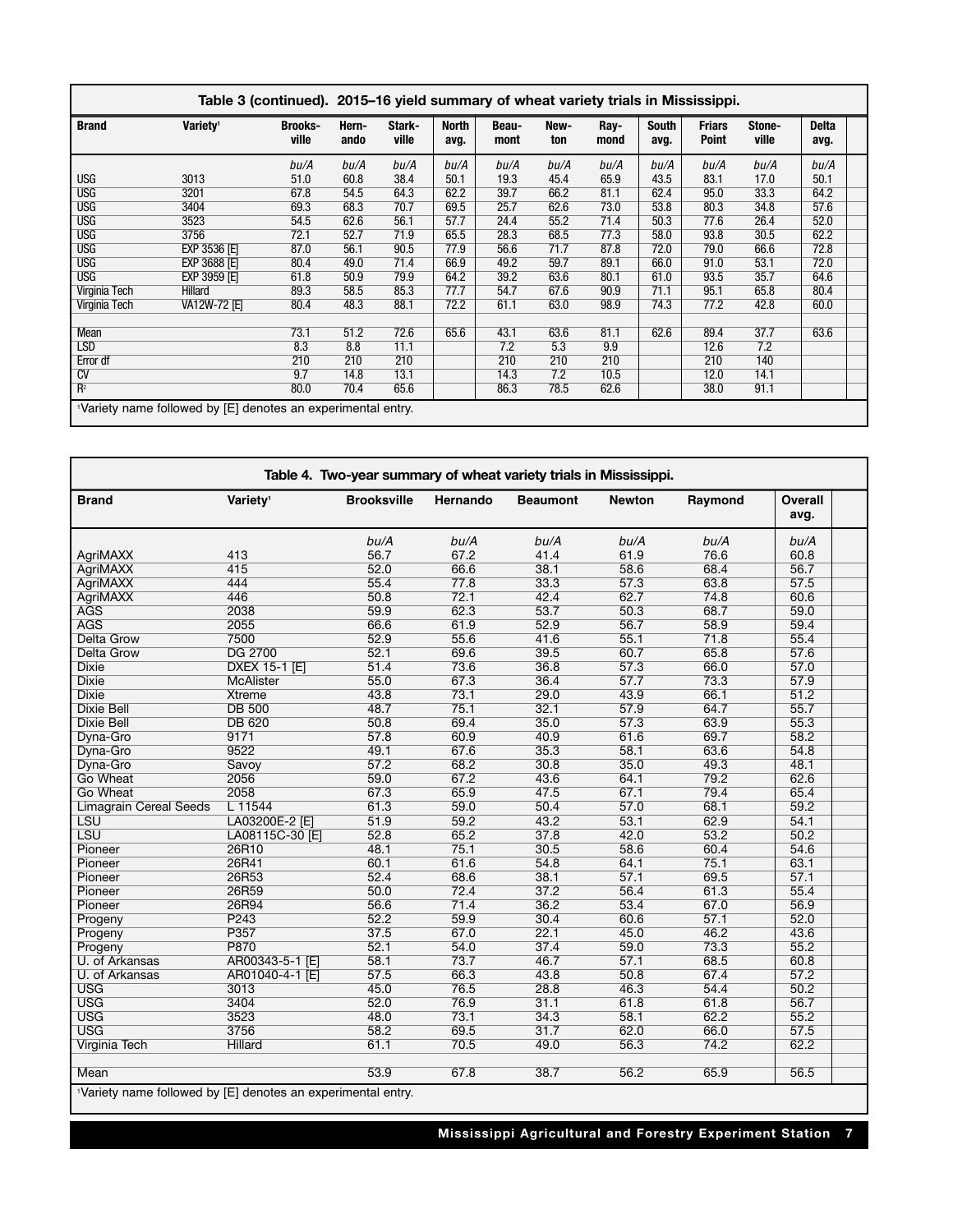**Table 3 (continued). 2015–16 yield summary of wheat variety trials in Mississippi.**

| Brand | Variety[1] | Brooks-ville | Hern-ando | Stark-ville | North avg. | Beau-mont | New-ton | Ray-mond | South avg. | Friars Point | Stone-ville | Delta avg. |
|---|---|---|---|---|---|---|---|---|---|---|---|---|
| | | bu/A | bu/A | bu/A | bu/A | bu/A | bu/A | bu/A | bu/A | bu/A | bu/A | bu/A |
| USG | 3013 | 51.0 | 60.8 | 38.4 | 50.1 | 19.3 | 45.4 | 65.9 | 43.5 | 83.1 | 17.0 | 50.1 |
| USG | 3201 | 67.8 | 54.5 | 64.3 | 62.2 | 39.7 | 66.2 | 81.1 | 62.4 | 95.0 | 33.3 | 64.2 |
| USG | 3404 | 69.3 | 68.3 | 70.7 | 69.5 | 25.7 | 62.6 | 73.0 | 53.8 | 80.3 | 34.8 | 57.6 |
| USG | 3523 | 54.5 | 62.6 | 56.1 | 57.7 | 24.4 | 55.2 | 71.4 | 50.3 | 77.6 | 26.4 | 52.0 |
| USG | 3756 | 72.1 | 52.7 | 71.9 | 65.5 | 28.3 | 68.5 | 77.3 | 58.0 | 93.8 | 30.5 | 62.2 |
| USG | EXP 3536 [E] | 87.0 | 56.1 | 90.5 | 77.9 | 56.6 | 71.7 | 87.8 | 72.0 | 79.0 | 66.6 | 72.8 |
| USG | EXP 3688 [E] | 80.4 | 49.0 | 71.4 | 66.9 | 49.2 | 59.7 | 89.1 | 66.0 | 91.0 | 53.1 | 72.0 |
| USG | EXP 3959 [E] | 61.8 | 50.9 | 79.9 | 64.2 | 39.2 | 63.6 | 80.1 | 61.0 | 93.5 | 35.7 | 64.6 |
| Virginia Tech | Hillard | 89.3 | 58.5 | 85.3 | 77.7 | 54.7 | 67.6 | 90.9 | 71.1 | 95.1 | 65.8 | 80.4 |
| Virginia Tech | VA12W-72 [E] | 80.4 | 48.3 | 88.1 | 72.2 | 61.1 | 63.0 | 98.9 | 74.3 | 77.2 | 42.8 | 60.0 |
| | | | | | | | | | | | | |
| Mean | | 73.1 | 51.2 | 72.6 | 65.6 | 43.1 | 63.6 | 81.1 | 62.6 | 89.4 | 37.7 | 63.6 |
| LSD | | 8.3 | 8.8 | 11.1 | | 7.2 | 5.3 | 9.9 | | 12.6 | 7.2 | |
| Error df | | 210 | 210 | 210 | | 210 | 210 | 210 | | 210 | 140 | |
| CV | | 9.7 | 14.8 | 13.1 | | 14.3 | 7.2 | 10.5 | | 12.0 | 14.1 | |
| $R^2$ | | 80.0 | 70.4 | 65.6 | | 86.3 | 78.5 | 62.6 | | 38.0 | 91.1 | |

[1]Variety name followed by [E] denotes an experimental entry.

**Table 4. Two-year summary of wheat variety trials in Mississippi.**

| Brand | Variety[1] | Brooksville | Hernando | Beaumont | Newton | Raymond | Overall avg. |
|---|---|---|---|---|---|---|---|
| | | bu/A | bu/A | bu/A | bu/A | bu/A | bu/A |
| AgriMAXX | 413 | 56.7 | 67.2 | 41.4 | 61.9 | 76.6 | 60.8 |
| AgriMAXX | 415 | 52.0 | 66.6 | 38.1 | 58.6 | 68.4 | 56.7 |
| AgriMAXX | 444 | 55.4 | 77.8 | 33.3 | 57.3 | 63.8 | 57.5 |
| AgriMAXX | 446 | 50.8 | 72.1 | 42.4 | 62.7 | 74.8 | 60.6 |
| AGS | 2038 | 59.9 | 62.3 | 53.7 | 50.3 | 68.7 | 59.0 |
| AGS | 2055 | 66.6 | 61.9 | 52.9 | 56.7 | 58.9 | 59.4 |
| Delta Grow | 7500 | 52.9 | 55.6 | 41.6 | 55.1 | 71.8 | 55.4 |
| Delta Grow | DG 2700 | 52.1 | 69.6 | 39.5 | 60.7 | 65.8 | 57.6 |
| Dixie | DXEX 15-1 [E] | 51.4 | 73.6 | 36.8 | 57.3 | 66.0 | 57.0 |
| Dixie | McAlister | 55.0 | 67.3 | 36.4 | 57.7 | 73.3 | 57.9 |
| Dixie | Xtreme | 43.8 | 73.1 | 29.0 | 43.9 | 66.1 | 51.2 |
| Dixie Bell | DB 500 | 48.7 | 75.1 | 32.1 | 57.9 | 64.7 | 55.7 |
| Dixie Bell | DB 620 | 50.8 | 69.4 | 35.0 | 57.3 | 63.9 | 55.3 |
| Dyna-Gro | 9171 | 57.8 | 60.9 | 40.9 | 61.6 | 69.7 | 58.2 |
| Dyna-Gro | 9522 | 49.1 | 67.6 | 35.3 | 58.1 | 63.6 | 54.8 |
| Dyna-Gro | Savoy | 57.2 | 68.2 | 30.8 | 35.0 | 49.3 | 48.1 |
| Go Wheat | 2056 | 59.0 | 67.2 | 43.6 | 64.1 | 79.2 | 62.6 |
| Go Wheat | 2058 | 67.3 | 65.9 | 47.5 | 67.1 | 79.4 | 65.4 |
| Limagrain Cereal Seeds | L 11544 | 61.3 | 59.0 | 50.4 | 57.0 | 68.1 | 59.2 |
| LSU | LA03200E-2 [E] | 51.9 | 59.2 | 43.2 | 53.1 | 62.9 | 54.1 |
| LSU | LA08115C-30 [E] | 52.8 | 65.2 | 37.8 | 42.0 | 53.2 | 50.2 |
| Pioneer | 26R10 | 48.1 | 75.1 | 30.5 | 58.6 | 60.4 | 54.6 |
| Pioneer | 26R41 | 60.1 | 61.6 | 54.8 | 64.1 | 75.1 | 63.1 |
| Pioneer | 26R53 | 52.4 | 68.6 | 38.1 | 57.1 | 69.5 | 57.1 |
| Pioneer | 26R59 | 50.0 | 72.4 | 37.2 | 56.4 | 61.3 | 55.4 |
| Pioneer | 26R94 | 56.6 | 71.4 | 36.2 | 53.4 | 67.0 | 56.9 |
| Progeny | P243 | 52.2 | 59.9 | 30.4 | 60.6 | 57.1 | 52.0 |
| Progeny | P357 | 37.5 | 67.0 | 22.1 | 45.0 | 46.2 | 43.6 |
| Progeny | P870 | 52.1 | 54.0 | 37.4 | 59.0 | 73.3 | 55.2 |
| U. of Arkansas | AR00343-5-1 [E] | 58.1 | 73.7 | 46.7 | 57.1 | 68.5 | 60.8 |
| U. of Arkansas | AR01040-4-1 [E] | 57.5 | 66.3 | 43.8 | 50.8 | 67.4 | 57.2 |
| USG | 3013 | 45.0 | 76.5 | 28.8 | 46.3 | 54.4 | 50.2 |
| USG | 3404 | 52.0 | 76.9 | 31.1 | 61.8 | 61.8 | 56.7 |
| USG | 3523 | 48.0 | 73.1 | 34.3 | 58.1 | 62.2 | 55.2 |
| USG | 3756 | 58.2 | 69.5 | 31.7 | 62.0 | 66.0 | 57.5 |
| Virginia Tech | Hillard | 61.1 | 70.5 | 49.0 | 56.3 | 74.2 | 62.2 |
| | | | | | | | |
| Mean | | 53.9 | 67.8 | 38.7 | 56.2 | 65.9 | 56.5 |

[1]Variety name followed by [E] denotes an experimental entry.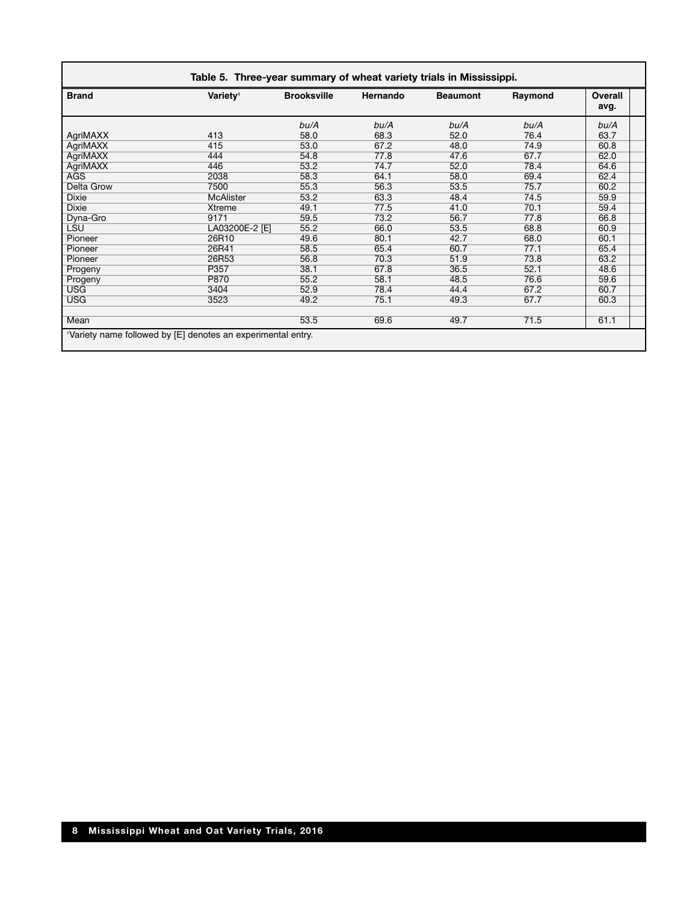**Table 5. Three-year summary of wheat variety trials in Mississippi.**

| Brand | Variety[1] | Brooksville | Hernando | Beaumont | Raymond | Overall avg. |
|---|---|---|---|---|---|---|
| | | *bu/A* | *bu/A* | *bu/A* | *bu/A* | *bu/A* |
| AgriMAXX | 413 | 58.0 | 68.3 | 52.0 | 76.4 | 63.7 |
| AgriMAXX | 415 | 53.0 | 67.2 | 48.0 | 74.9 | 60.8 |
| AgriMAXX | 444 | 54.8 | 77.8 | 47.6 | 67.7 | 62.0 |
| AgriMAXX | 446 | 53.2 | 74.7 | 52.0 | 78.4 | 64.6 |
| AGS | 2038 | 58.3 | 64.1 | 58.0 | 69.4 | 62.4 |
| Delta Grow | 7500 | 55.3 | 56.3 | 53.5 | 75.7 | 60.2 |
| Dixie | McAlister | 53.2 | 63.3 | 48.4 | 74.5 | 59.9 |
| Dixie | Xtreme | 49.1 | 77.5 | 41.0 | 70.1 | 59.4 |
| Dyna-Gro | 9171 | 59.5 | 73.2 | 56.7 | 77.8 | 66.8 |
| LSU | LA03200E-2 [E] | 55.2 | 66.0 | 53.5 | 68.8 | 60.9 |
| Pioneer | 26R10 | 49.6 | 80.1 | 42.7 | 68.0 | 60.1 |
| Pioneer | 26R41 | 58.5 | 65.4 | 60.7 | 77.1 | 65.4 |
| Pioneer | 26R53 | 56.8 | 70.3 | 51.9 | 73.8 | 63.2 |
| Progeny | P357 | 38.1 | 67.8 | 36.5 | 52.1 | 48.6 |
| Progeny | P870 | 55.2 | 58.1 | 48.5 | 76.6 | 59.6 |
| USG | 3404 | 52.9 | 78.4 | 44.4 | 67.2 | 60.7 |
| USG | 3523 | 49.2 | 75.1 | 49.3 | 67.7 | 60.3 |
| | | | | | | |
| Mean | | 53.5 | 69.6 | 49.7 | 71.5 | 61.1 |

[1]Variety name followed by [E] denotes an experimental entry.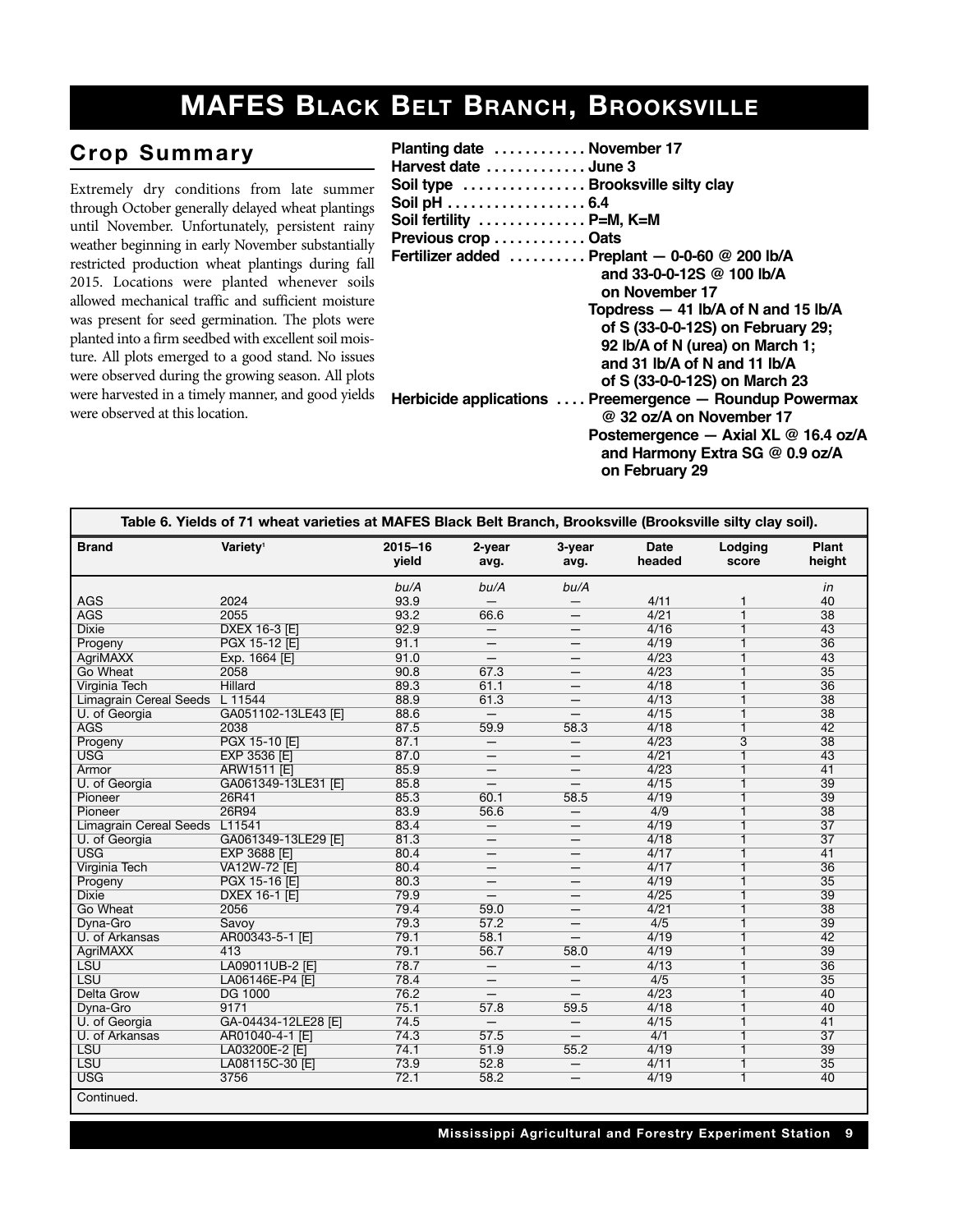# MAFES Black Belt Branch, Brooksville

## Crop Summary

Extremely dry conditions from late summer through October generally delayed wheat plantings until November. Unfortunately, persistent rainy weather beginning in early November substantially restricted production wheat plantings during fall 2015. Locations were planted whenever soils allowed mechanical traffic and sufficient moisture was present for seed germination. The plots were planted into a firm seedbed with excellent soil moisture. All plots emerged to a good stand. No issues were observed during the growing season. All plots were harvested in a timely manner, and good yields were observed at this location.

**Planting date** . . . . . . . . . . . . **November 17**
**Harvest date** . . . . . . . . . . . . . **June 3**
**Soil type** . . . . . . . . . . . . . . . . **Brooksville silty clay**
**Soil pH** . . . . . . . . . . . . . . . . . . **6.4**
**Soil fertility** . . . . . . . . . . . . . . **P=M, K=M**
**Previous crop** . . . . . . . . . . . . **Oats**
**Fertilizer added** . . . . . . . . . . **Preplant — 0-0-60 @ 200 lb/A and 33-0-0-12S @ 100 lb/A on November 17**
**Topdress — 41 lb/A of N and 15 lb/A of S (33-0-0-12S) on February 29; 92 lb/A of N (urea) on March 1; and 31 lb/A of N and 11 lb/A of S (33-0-0-12S) on March 23**
**Herbicide applications** . . . . **Preemergence — Roundup Powermax @ 32 oz/A on November 17**
**Postemergence — Axial XL @ 16.4 oz/A and Harmony Extra SG @ 0.9 oz/A on February 29**

**Table 6. Yields of 71 wheat varieties at MAFES Black Belt Branch, Brooksville (Brooksville silty clay soil).**

| Brand | Variety[1] | 2015–16 yield | 2-year avg. | 3-year avg. | Date headed | Lodging score | Plant height |
|---|---|---|---|---|---|---|---|
| | | *bu/A* | *bu/A* | *bu/A* | | | *in* |
| AGS | 2024 | 93.9 | — | — | 4/11 | 1 | 40 |
| AGS | 2055 | 93.2 | 66.6 | — | 4/21 | 1 | 38 |
| Dixie | DXEX 16-3 [E] | 92.9 | — | — | 4/16 | 1 | 43 |
| Progeny | PGX 15-12 [E] | 91.1 | — | — | 4/19 | 1 | 36 |
| AgriMAXX | Exp. 1664 [E] | 91.0 | — | — | 4/23 | 1 | 43 |
| Go Wheat | 2058 | 90.8 | 67.3 | — | 4/23 | 1 | 35 |
| Virginia Tech | Hillard | 89.3 | 61.1 | — | 4/18 | 1 | 36 |
| Limagrain Cereal Seeds | L 11544 | 88.9 | 61.3 | — | 4/13 | 1 | 38 |
| U. of Georgia | GA051102-13LE43 [E] | 88.6 | — | — | 4/15 | 1 | 38 |
| AGS | 2038 | 87.5 | 59.9 | 58.3 | 4/18 | 1 | 42 |
| Progeny | PGX 15-10 [E] | 87.1 | — | — | 4/23 | 3 | 38 |
| USG | EXP 3536 [E] | 87.0 | — | — | 4/21 | 1 | 43 |
| Armor | ARW1511 [E] | 85.9 | — | — | 4/23 | 1 | 41 |
| U. of Georgia | GA061349-13LE31 [E] | 85.8 | — | — | 4/15 | 1 | 39 |
| Pioneer | 26R41 | 85.3 | 60.1 | 58.5 | 4/19 | 1 | 39 |
| Pioneer | 26R94 | 83.9 | 56.6 | — | 4/9 | 1 | 38 |
| Limagrain Cereal Seeds | L11541 | 83.4 | — | — | 4/19 | 1 | 37 |
| U. of Georgia | GA061349-13LE29 [E] | 81.3 | — | — | 4/18 | 1 | 37 |
| USG | EXP 3688 [E] | 80.4 | — | — | 4/17 | 1 | 41 |
| Virginia Tech | VA12W-72 [E] | 80.4 | — | — | 4/17 | 1 | 36 |
| Progeny | PGX 15-16 [E] | 80.3 | — | — | 4/19 | 1 | 35 |
| Dixie | DXEX 16-1 [E] | 79.9 | — | — | 4/25 | 1 | 39 |
| Go Wheat | 2056 | 79.4 | 59.0 | — | 4/21 | 1 | 38 |
| Dyna-Gro | Savoy | 79.3 | 57.2 | — | 4/5 | 1 | 39 |
| U. of Arkansas | AR00343-5-1 [E] | 79.1 | 58.1 | — | 4/19 | 1 | 42 |
| AgriMAXX | 413 | 79.1 | 56.7 | 58.0 | 4/19 | 1 | 39 |
| LSU | LA09011UB-2 [E] | 78.7 | — | — | 4/13 | 1 | 36 |
| LSU | LA06146E-P4 [E] | 78.4 | — | — | 4/5 | 1 | 35 |
| Delta Grow | DG 1000 | 76.2 | — | — | 4/23 | 1 | 40 |
| Dyna-Gro | 9171 | 75.1 | 57.8 | 59.5 | 4/18 | 1 | 40 |
| U. of Georgia | GA-04434-12LE28 [E] | 74.5 | — | — | 4/15 | 1 | 41 |
| U. of Arkansas | AR01040-4-1 [E] | 74.3 | 57.5 | — | 4/1 | 1 | 37 |
| LSU | LA03200E-2 [E] | 74.1 | 51.9 | 55.2 | 4/19 | 1 | 39 |
| LSU | LA08115C-30 [E] | 73.9 | 52.8 | — | 4/11 | 1 | 35 |
| USG | 3756 | 72.1 | 58.2 | — | 4/19 | 1 | 40 |

Continued.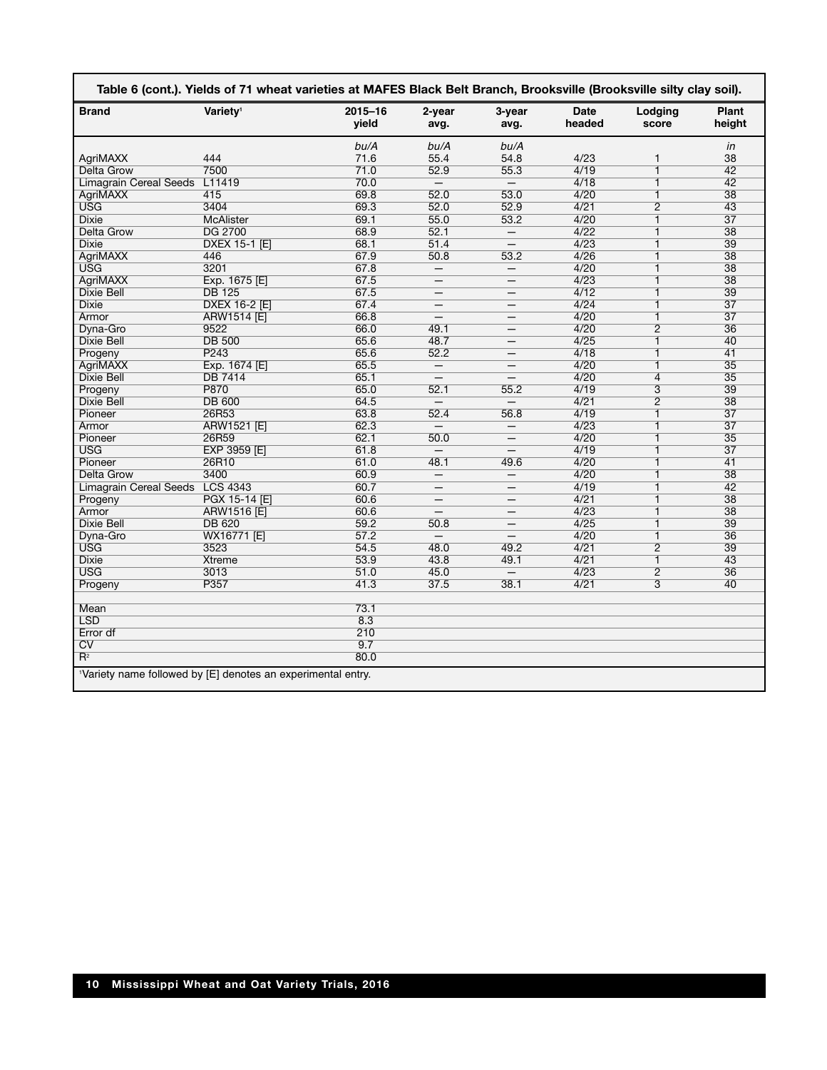**Table 6 (cont.). Yields of 71 wheat varieties at MAFES Black Belt Branch, Brooksville (Brooksville silty clay soil).**

| Brand | Variety[1] | 2015–16 yield | 2-year avg. | 3-year avg. | Date headed | Lodging score | Plant height |
|---|---|---|---|---|---|---|---|
| | | *bu/A* | *bu/A* | *bu/A* | | | *in* |
| AgriMAXX | 444 | 71.6 | 55.4 | 54.8 | 4/23 | 1 | 38 |
| Delta Grow | 7500 | 71.0 | 52.9 | 55.3 | 4/19 | 1 | 42 |
| Limagrain Cereal Seeds | L11419 | 70.0 | — | — | 4/18 | 1 | 42 |
| AgriMAXX | 415 | 69.8 | 52.0 | 53.0 | 4/20 | 1 | 38 |
| USG | 3404 | 69.3 | 52.0 | 52.9 | 4/21 | 2 | 43 |
| Dixie | McAlister | 69.1 | 55.0 | 53.2 | 4/20 | 1 | 37 |
| Delta Grow | DG 2700 | 68.9 | 52.1 | — | 4/22 | 1 | 38 |
| Dixie | DXEX 15-1 [E] | 68.1 | 51.4 | — | 4/23 | 1 | 39 |
| AgriMAXX | 446 | 67.9 | 50.8 | 53.2 | 4/26 | 1 | 38 |
| USG | 3201 | 67.8 | — | — | 4/20 | 1 | 38 |
| AgriMAXX | Exp. 1675 [E] | 67.5 | — | — | 4/23 | 1 | 38 |
| Dixie Bell | DB 125 | 67.5 | — | — | 4/12 | 1 | 39 |
| Dixie | DXEX 16-2 [E] | 67.4 | — | — | 4/24 | 1 | 37 |
| Armor | ARW1514 [E] | 66.8 | — | — | 4/20 | 1 | 37 |
| Dyna-Gro | 9522 | 66.0 | 49.1 | — | 4/20 | 2 | 36 |
| Dixie Bell | DB 500 | 65.6 | 48.7 | — | 4/25 | 1 | 40 |
| Progeny | P243 | 65.6 | 52.2 | — | 4/18 | 1 | 41 |
| AgriMAXX | Exp. 1674 [E] | 65.5 | — | — | 4/20 | 1 | 35 |
| Dixie Bell | DB 7414 | 65.1 | — | — | 4/20 | 4 | 35 |
| Progeny | P870 | 65.0 | 52.1 | 55.2 | 4/19 | 3 | 39 |
| Dixie Bell | DB 600 | 64.5 | — | — | 4/21 | 2 | 38 |
| Pioneer | 26R53 | 63.8 | 52.4 | 56.8 | 4/19 | 1 | 37 |
| Armor | ARW1521 [E] | 62.3 | — | — | 4/23 | 1 | 37 |
| Pioneer | 26R59 | 62.1 | 50.0 | — | 4/20 | 1 | 35 |
| USG | EXP 3959 [E] | 61.8 | — | — | 4/19 | 1 | 37 |
| Pioneer | 26R10 | 61.0 | 48.1 | 49.6 | 4/20 | 1 | 41 |
| Delta Grow | 3400 | 60.9 | — | — | 4/20 | 1 | 38 |
| Limagrain Cereal Seeds | LCS 4343 | 60.7 | — | — | 4/19 | 1 | 42 |
| Progeny | PGX 15-14 [E] | 60.6 | — | — | 4/21 | 1 | 38 |
| Armor | ARW1516 [E] | 60.6 | — | — | 4/23 | 1 | 38 |
| Dixie Bell | DB 620 | 59.2 | 50.8 | — | 4/25 | 1 | 39 |
| Dyna-Gro | WX16771 [E] | 57.2 | — | — | 4/20 | 1 | 36 |
| USG | 3523 | 54.5 | 48.0 | 49.2 | 4/21 | 2 | 39 |
| Dixie | Xtreme | 53.9 | 43.8 | 49.1 | 4/21 | 1 | 43 |
| USG | 3013 | 51.0 | 45.0 | — | 4/23 | 2 | 36 |
| Progeny | P357 | 41.3 | 37.5 | 38.1 | 4/21 | 3 | 40 |
| | | | | | | | |
| Mean | | 73.1 | | | | | |
| LSD | | 8.3 | | | | | |
| Error df | | 210 | | | | | |
| CV | | 9.7 | | | | | |
| $R^2$ | | 80.0 | | | | | |

[1]Variety name followed by [E] denotes an experimental entry.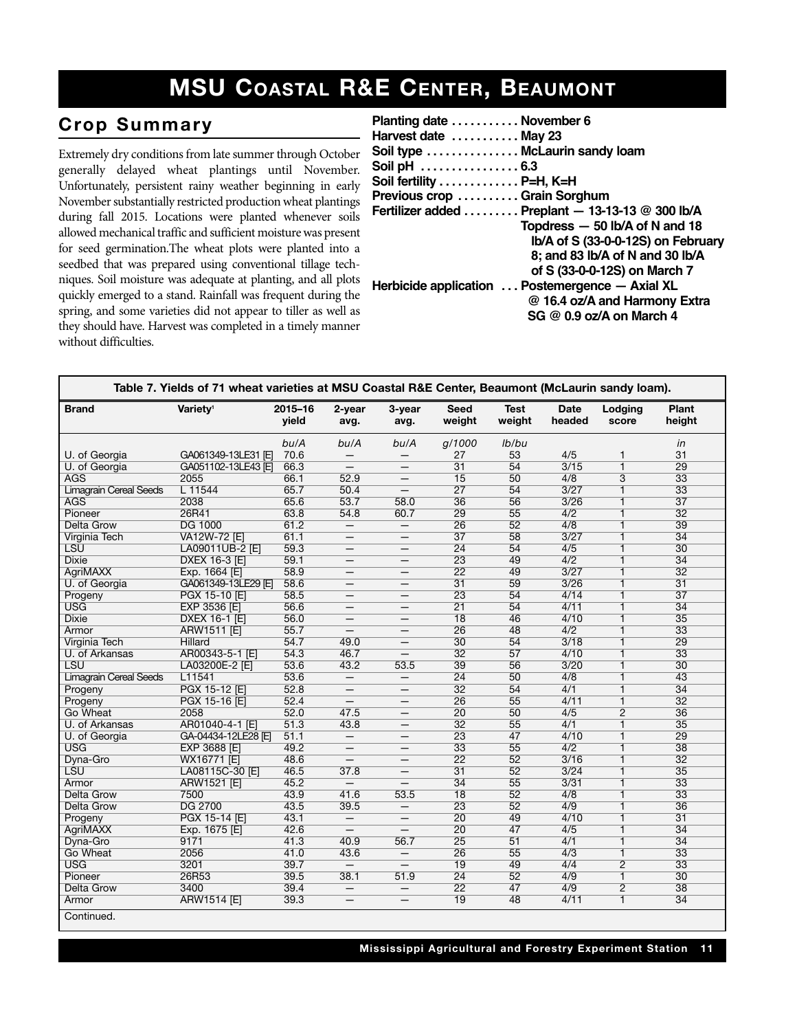# MSU Coastal R&E Center, Beaumont

## Crop Summary

Extremely dry conditions from late summer through October generally delayed wheat plantings until November. Unfortunately, persistent rainy weather beginning in early November substantially restricted production wheat plantings during fall 2015. Locations were planted whenever soils allowed mechanical traffic and sufficient moisture was present for seed germination.The wheat plots were planted into a seedbed that was prepared using conventional tillage techniques. Soil moisture was adequate at planting, and all plots quickly emerged to a stand. Rainfall was frequent during the spring, and some varieties did not appear to tiller as well as they should have. Harvest was completed in a timely manner without difficulties.

**Planting date** . . . . . . . . . . . **November 6**
**Harvest date** . . . . . . . . . . . **May 23**
**Soil type** . . . . . . . . . . . . . . . **McLaurin sandy loam**
**Soil pH** . . . . . . . . . . . . . . . . **6.3**
**Soil fertility** . . . . . . . . . . . . . **P=H, K=H**
**Previous crop** . . . . . . . . . . **Grain Sorghum**
**Fertilizer added** . . . . . . . . . **Preplant — 13-13-13 @ 300 lb/A**
**Topdress — 50 lb/A of N and 18 lb/A of S (33-0-0-12S) on February 8; and 83 lb/A of N and 30 lb/A of S (33-0-0-12S) on March 7**
**Herbicide application** . . . **Postemergence — Axial XL @ 16.4 oz/A and Harmony Extra SG @ 0.9 oz/A on March 4**

**Table 7. Yields of 71 wheat varieties at MSU Coastal R&E Center, Beaumont (McLaurin sandy loam).**

| Brand | Variety[1] | 2015–16 yield | 2-year avg. | 3-year avg. | Seed weight | Test weight | Date headed | Lodging score | Plant height |
|---|---|---|---|---|---|---|---|---|---|
| | | *bu/A* | *bu/A* | *bu/A* | *g/1000* | *lb/bu* | | | *in* |
| U. of Georgia | GA061349-13LE31 [E] | 70.6 | — | — | 27 | 53 | 4/5 | 1 | 31 |
| U. of Georgia | GA051102-13LE43 [E] | 66.3 | — | — | 31 | 54 | 3/15 | 1 | 29 |
| AGS | 2055 | 66.1 | 52.9 | — | 15 | 50 | 4/8 | 3 | 33 |
| Limagrain Cereal Seeds | L 11544 | 65.7 | 50.4 | — | 27 | 54 | 3/27 | 1 | 33 |
| AGS | 2038 | 65.6 | 53.7 | 58.0 | 36 | 56 | 3/26 | 1 | 37 |
| Pioneer | 26R41 | 63.8 | 54.8 | 60.7 | 29 | 55 | 4/2 | 1 | 32 |
| Delta Grow | DG 1000 | 61.2 | — | — | 26 | 52 | 4/8 | 1 | 39 |
| Virginia Tech | VA12W-72 [E] | 61.1 | — | — | 37 | 58 | 3/27 | 1 | 34 |
| LSU | LA09011UB-2 [E] | 59.3 | — | — | 24 | 54 | 4/5 | 1 | 30 |
| Dixie | DXEX 16-3 [E] | 59.1 | — | — | 23 | 49 | 4/2 | 1 | 34 |
| AgriMAXX | Exp. 1664 [E] | 58.9 | — | — | 22 | 49 | 3/27 | 1 | 32 |
| U. of Georgia | GA061349-13LE29 [E] | 58.6 | — | — | 31 | 59 | 3/26 | 1 | 31 |
| Progeny | PGX 15-10 [E] | 58.5 | — | — | 23 | 54 | 4/14 | 1 | 37 |
| USG | EXP 3536 [E] | 56.6 | — | — | 21 | 54 | 4/11 | 1 | 34 |
| Dixie | DXEX 16-1 [E] | 56.0 | — | — | 18 | 46 | 4/10 | 1 | 35 |
| Armor | ARW1511 [E] | 55.7 | — | — | 26 | 48 | 4/2 | 1 | 33 |
| Virginia Tech | Hillard | 54.7 | 49.0 | — | 30 | 54 | 3/18 | 1 | 29 |
| U. of Arkansas | AR00343-5-1 [E] | 54.3 | 46.7 | — | 32 | 57 | 4/10 | 1 | 33 |
| LSU | LA03200E-2 [E] | 53.6 | 43.2 | 53.5 | 39 | 56 | 3/20 | 1 | 30 |
| Limagrain Cereal Seeds | L11541 | 53.6 | — | — | 24 | 50 | 4/8 | 1 | 43 |
| Progeny | PGX 15-12 [E] | 52.8 | — | — | 32 | 54 | 4/1 | 1 | 34 |
| Progeny | PGX 15-16 [E] | 52.4 | — | — | 26 | 55 | 4/11 | 1 | 32 |
| Go Wheat | 2058 | 52.0 | 47.5 | — | 20 | 50 | 4/5 | 2 | 36 |
| U. of Arkansas | AR01040-4-1 [E] | 51.3 | 43.8 | — | 32 | 55 | 4/1 | 1 | 35 |
| U. of Georgia | GA-04434-12LE28 [E] | 51.1 | — | — | 23 | 47 | 4/10 | 1 | 29 |
| USG | EXP 3688 [E] | 49.2 | — | — | 33 | 55 | 4/2 | 1 | 38 |
| Dyna-Gro | WX16771 [E] | 48.6 | — | — | 22 | 52 | 3/16 | 1 | 32 |
| LSU | LA08115C-30 [E] | 46.5 | 37.8 | — | 31 | 52 | 3/24 | 1 | 35 |
| Armor | ARW1521 [E] | 45.2 | — | — | 34 | 55 | 3/31 | 1 | 33 |
| Delta Grow | 7500 | 43.9 | 41.6 | 53.5 | 18 | 52 | 4/8 | 1 | 33 |
| Delta Grow | DG 2700 | 43.5 | 39.5 | — | 23 | 52 | 4/9 | 1 | 36 |
| Progeny | PGX 15-14 [E] | 43.1 | — | — | 20 | 49 | 4/10 | 1 | 31 |
| AgriMAXX | Exp. 1675 [E] | 42.6 | — | — | 20 | 47 | 4/5 | 1 | 34 |
| Dyna-Gro | 9171 | 41.3 | 40.9 | 56.7 | 25 | 51 | 4/1 | 1 | 34 |
| Go Wheat | 2056 | 41.0 | 43.6 | — | 26 | 55 | 4/3 | 1 | 33 |
| USG | 3201 | 39.7 | — | — | 19 | 49 | 4/4 | 2 | 33 |
| Pioneer | 26R53 | 39.5 | 38.1 | 51.9 | 24 | 52 | 4/9 | 1 | 30 |
| Delta Grow | 3400 | 39.4 | — | — | 22 | 47 | 4/9 | 2 | 38 |
| Armor | ARW1514 [E] | 39.3 | — | — | 19 | 48 | 4/11 | 1 | 34 |

Continued.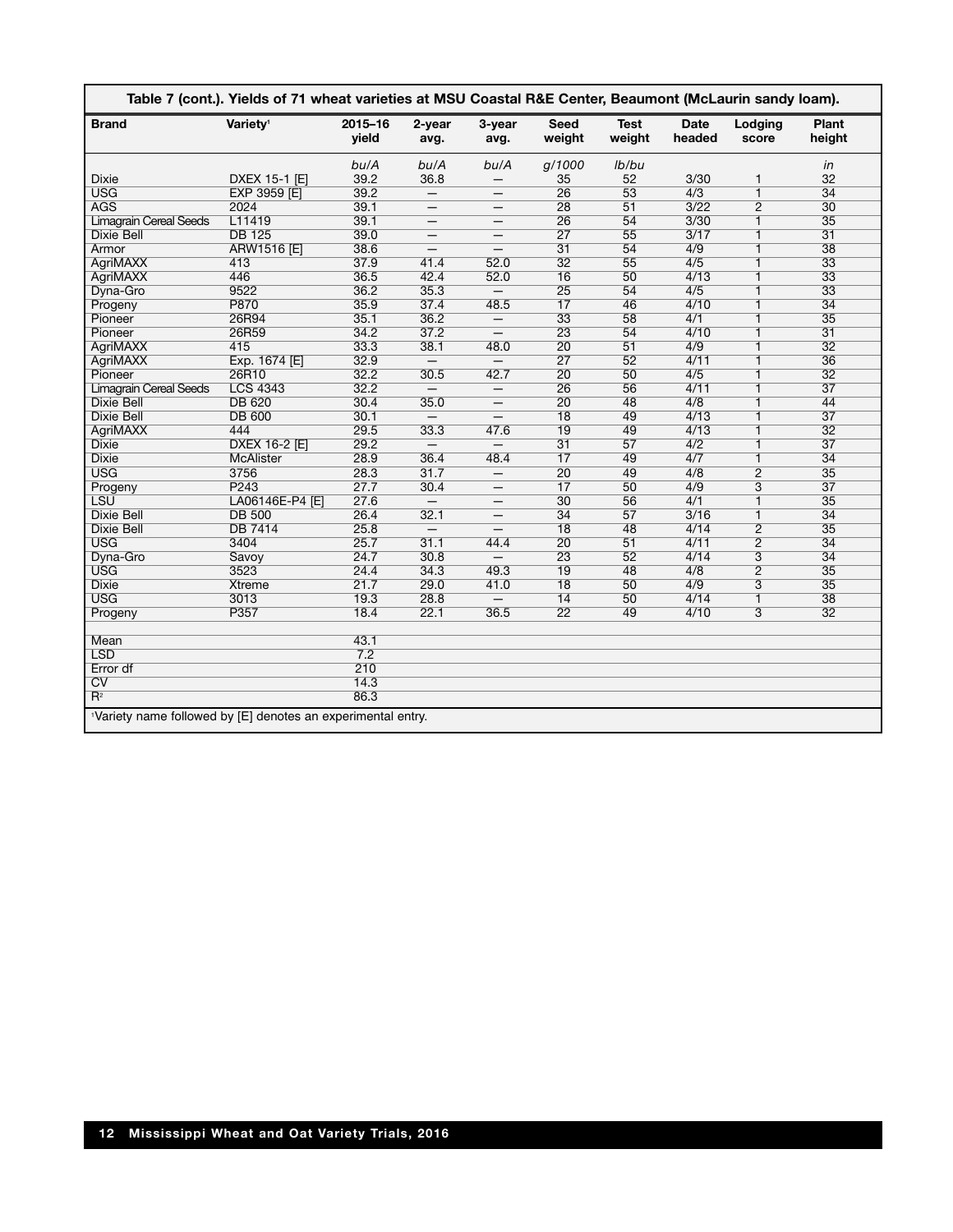**Table 7 (cont.). Yields of 71 wheat varieties at MSU Coastal R&E Center, Beaumont (McLaurin sandy loam).**

| Brand | Variety[1] | 2015–16 yield | 2-year avg. | 3-year avg. | Seed weight | Test weight | Date headed | Lodging score | Plant height |
|---|---|---|---|---|---|---|---|---|---|
| | | *bu/A* | *bu/A* | *bu/A* | *g/1000* | *lb/bu* | | | *in* |
| Dixie | DXEX 15-1 [E] | 39.2 | 36.8 | — | 35 | 52 | 3/30 | 1 | 32 |
| USG | EXP 3959 [E] | 39.2 | — | — | 26 | 53 | 4/3 | 1 | 34 |
| AGS | 2024 | 39.1 | — | — | 28 | 51 | 3/22 | 2 | 30 |
| Limagrain Cereal Seeds | L11419 | 39.1 | — | — | 26 | 54 | 3/30 | 1 | 35 |
| Dixie Bell | DB 125 | 39.0 | — | — | 27 | 55 | 3/17 | 1 | 31 |
| Armor | ARW1516 [E] | 38.6 | — | — | 31 | 54 | 4/9 | 1 | 38 |
| AgriMAXX | 413 | 37.9 | 41.4 | 52.0 | 32 | 55 | 4/5 | 1 | 33 |
| AgriMAXX | 446 | 36.5 | 42.4 | 52.0 | 16 | 50 | 4/13 | 1 | 33 |
| Dyna-Gro | 9522 | 36.2 | 35.3 | — | 25 | 54 | 4/5 | 1 | 33 |
| Progeny | P870 | 35.9 | 37.4 | 48.5 | 17 | 46 | 4/10 | 1 | 34 |
| Pioneer | 26R94 | 35.1 | 36.2 | — | 33 | 58 | 4/1 | 1 | 35 |
| Pioneer | 26R59 | 34.2 | 37.2 | — | 23 | 54 | 4/10 | 1 | 31 |
| AgriMAXX | 415 | 33.3 | 38.1 | 48.0 | 20 | 51 | 4/9 | 1 | 32 |
| AgriMAXX | Exp. 1674 [E] | 32.9 | — | — | 27 | 52 | 4/11 | 1 | 36 |
| Pioneer | 26R10 | 32.2 | 30.5 | 42.7 | 20 | 50 | 4/5 | 1 | 32 |
| Limagrain Cereal Seeds | LCS 4343 | 32.2 | — | — | 26 | 56 | 4/11 | 1 | 37 |
| Dixie Bell | DB 620 | 30.4 | 35.0 | — | 20 | 48 | 4/8 | 1 | 44 |
| Dixie Bell | DB 600 | 30.1 | — | — | 18 | 49 | 4/13 | 1 | 37 |
| AgriMAXX | 444 | 29.5 | 33.3 | 47.6 | 19 | 49 | 4/13 | 1 | 32 |
| Dixie | DXEX 16-2 [E] | 29.2 | — | — | 31 | 57 | 4/2 | 1 | 37 |
| Dixie | McAlister | 28.9 | 36.4 | 48.4 | 17 | 49 | 4/7 | 1 | 34 |
| USG | 3756 | 28.3 | 31.7 | — | 20 | 49 | 4/8 | 2 | 35 |
| Progeny | P243 | 27.7 | 30.4 | — | 17 | 50 | 4/9 | 3 | 37 |
| LSU | LA06146E-P4 [E] | 27.6 | — | — | 30 | 56 | 4/1 | 1 | 35 |
| Dixie Bell | DB 500 | 26.4 | 32.1 | — | 34 | 57 | 3/16 | 1 | 34 |
| Dixie Bell | DB 7414 | 25.8 | — | — | 18 | 48 | 4/14 | 2 | 35 |
| USG | 3404 | 25.7 | 31.1 | 44.4 | 20 | 51 | 4/11 | 2 | 34 |
| Dyna-Gro | Savoy | 24.7 | 30.8 | — | 23 | 52 | 4/14 | 3 | 34 |
| USG | 3523 | 24.4 | 34.3 | 49.3 | 19 | 48 | 4/8 | 2 | 35 |
| Dixie | Xtreme | 21.7 | 29.0 | 41.0 | 18 | 50 | 4/9 | 3 | 35 |
| USG | 3013 | 19.3 | 28.8 | — | 14 | 50 | 4/14 | 1 | 38 |
| Progeny | P357 | 18.4 | 22.1 | 36.5 | 22 | 49 | 4/10 | 3 | 32 |
| | | | | | | | | | |
| Mean | | 43.1 | | | | | | | |
| LSD | | 7.2 | | | | | | | |
| Error df | | 210 | | | | | | | |
| CV | | 14.3 | | | | | | | |
| $R^2$ | | 86.3 | | | | | | | |

[1]Variety name followed by [E] denotes an experimental entry.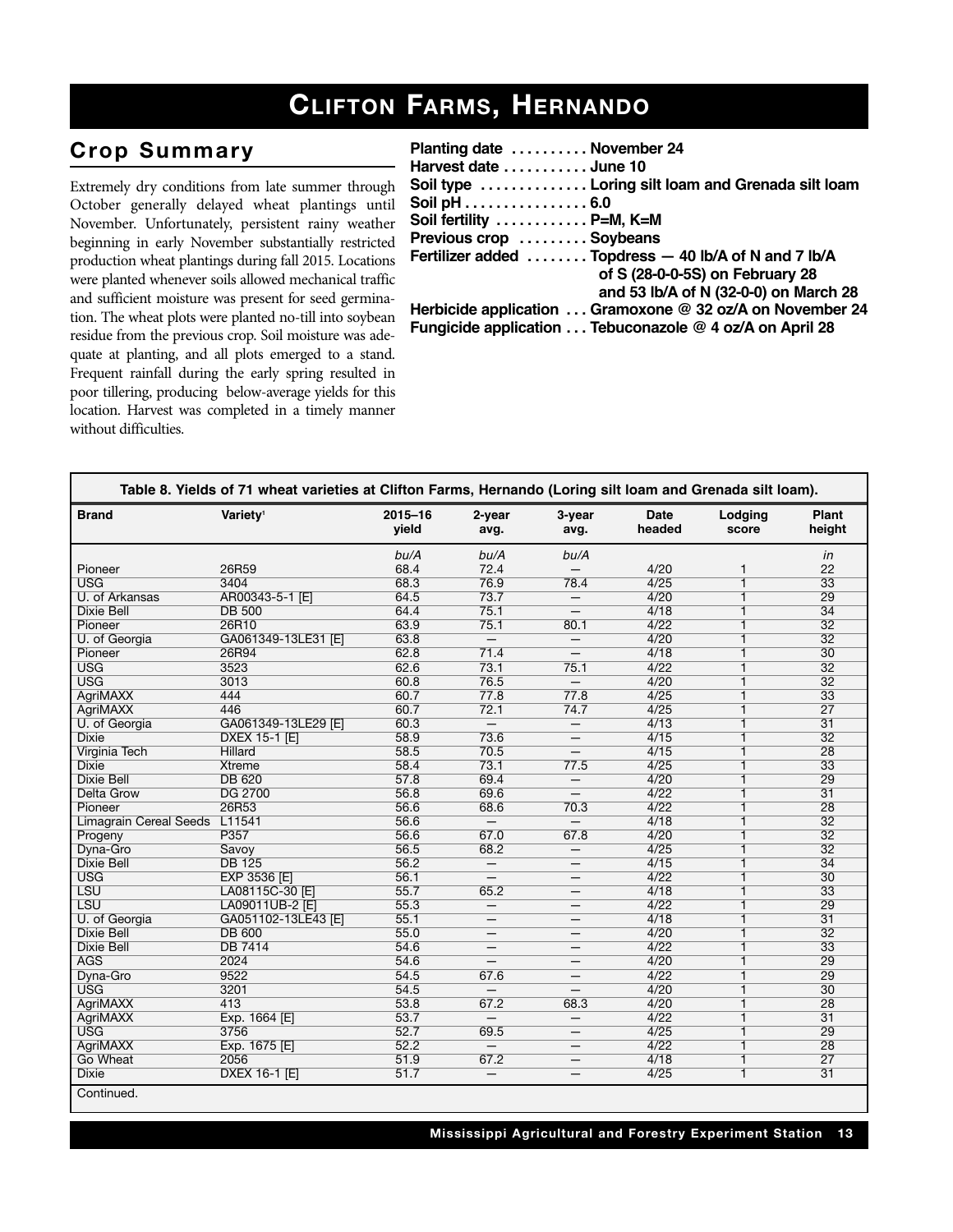# Clifton Farms, Hernando

## Crop Summary

Extremely dry conditions from late summer through October generally delayed wheat plantings until November. Unfortunately, persistent rainy weather beginning in early November substantially restricted production wheat plantings during fall 2015. Locations were planted whenever soils allowed mechanical traffic and sufficient moisture was present for seed germination. The wheat plots were planted no-till into soybean residue from the previous crop. Soil moisture was adequate at planting, and all plots emerged to a stand. Frequent rainfall during the early spring resulted in poor tillering, producing below-average yields for this location. Harvest was completed in a timely manner without difficulties.

**Planting date** .......... **November 24**
**Harvest date** ........... **June 10**
**Soil type** ............. **Loring silt loam and Grenada silt loam**
**Soil pH** ................ **6.0**
**Soil fertility** ............ **P=M, K=M**
**Previous crop** ......... **Soybeans**
**Fertilizer added** ........ **Topdress — 40 lb/A of N and 7 lb/A of S (28-0-0-5S) on February 28 and 53 lb/A of N (32-0-0) on March 28**
**Herbicide application** ... **Gramoxone @ 32 oz/A on November 24**
**Fungicide application** ... **Tebuconazole @ 4 oz/A on April 28**

**Table 8. Yields of 71 wheat varieties at Clifton Farms, Hernando (Loring silt loam and Grenada silt loam).**

| Brand | Variety[1] | 2015–16 yield | 2-year avg. | 3-year avg. | Date headed | Lodging score | Plant height |
|---|---|---|---|---|---|---|---|
| | | *bu/A* | *bu/A* | *bu/A* | | | *in* |
| Pioneer | 26R59 | 68.4 | 72.4 | — | 4/20 | 1 | 22 |
| USG | 3404 | 68.3 | 76.9 | 78.4 | 4/25 | 1 | 33 |
| U. of Arkansas | AR00343-5-1 [E] | 64.5 | 73.7 | — | 4/20 | 1 | 29 |
| Dixie Bell | DB 500 | 64.4 | 75.1 | — | 4/18 | 1 | 34 |
| Pioneer | 26R10 | 63.9 | 75.1 | 80.1 | 4/22 | 1 | 32 |
| U. of Georgia | GA061349-13LE31 [E] | 63.8 | — | — | 4/20 | 1 | 32 |
| Pioneer | 26R94 | 62.8 | 71.4 | — | 4/18 | 1 | 30 |
| USG | 3523 | 62.6 | 73.1 | 75.1 | 4/22 | 1 | 32 |
| USG | 3013 | 60.8 | 76.5 | — | 4/20 | 1 | 32 |
| AgriMAXX | 444 | 60.7 | 77.8 | 77.8 | 4/25 | 1 | 33 |
| AgriMAXX | 446 | 60.7 | 72.1 | 74.7 | 4/25 | 1 | 27 |
| U. of Georgia | GA061349-13LE29 [E] | 60.3 | — | — | 4/13 | 1 | 31 |
| Dixie | DXEX 15-1 [E] | 58.9 | 73.6 | — | 4/15 | 1 | 32 |
| Virginia Tech | Hillard | 58.5 | 70.5 | — | 4/15 | 1 | 28 |
| Dixie | Xtreme | 58.4 | 73.1 | 77.5 | 4/25 | 1 | 33 |
| Dixie Bell | DB 620 | 57.8 | 69.4 | — | 4/20 | 1 | 29 |
| Delta Grow | DG 2700 | 56.8 | 69.6 | — | 4/22 | 1 | 31 |
| Pioneer | 26R53 | 56.6 | 68.6 | 70.3 | 4/22 | 1 | 28 |
| Limagrain Cereal Seeds | L11541 | 56.6 | — | — | 4/18 | 1 | 32 |
| Progeny | P357 | 56.6 | 67.0 | 67.8 | 4/20 | 1 | 32 |
| Dyna-Gro | Savoy | 56.5 | 68.2 | — | 4/25 | 1 | 32 |
| Dixie Bell | DB 125 | 56.2 | — | — | 4/15 | 1 | 34 |
| USG | EXP 3536 [E] | 56.1 | — | — | 4/22 | 1 | 30 |
| LSU | LA08115C-30 [E] | 55.7 | 65.2 | — | 4/18 | 1 | 33 |
| LSU | LA09011UB-2 [E] | 55.3 | — | — | 4/22 | 1 | 29 |
| U. of Georgia | GA051102-13LE43 [E] | 55.1 | — | — | 4/18 | 1 | 31 |
| Dixie Bell | DB 600 | 55.0 | — | — | 4/20 | 1 | 32 |
| Dixie Bell | DB 7414 | 54.6 | — | — | 4/22 | 1 | 33 |
| AGS | 2024 | 54.6 | — | — | 4/20 | 1 | 29 |
| Dyna-Gro | 9522 | 54.5 | 67.6 | — | 4/22 | 1 | 29 |
| USG | 3201 | 54.5 | — | — | 4/20 | 1 | 30 |
| AgriMAXX | 413 | 53.8 | 67.2 | 68.3 | 4/20 | 1 | 28 |
| AgriMAXX | Exp. 1664 [E] | 53.7 | — | — | 4/22 | 1 | 31 |
| USG | 3756 | 52.7 | 69.5 | — | 4/25 | 1 | 29 |
| AgriMAXX | Exp. 1675 [E] | 52.2 | — | — | 4/22 | 1 | 28 |
| Go Wheat | 2056 | 51.9 | 67.2 | — | 4/18 | 1 | 27 |
| Dixie | DXEX 16-1 [E] | 51.7 | — | — | 4/25 | 1 | 31 |

Continued.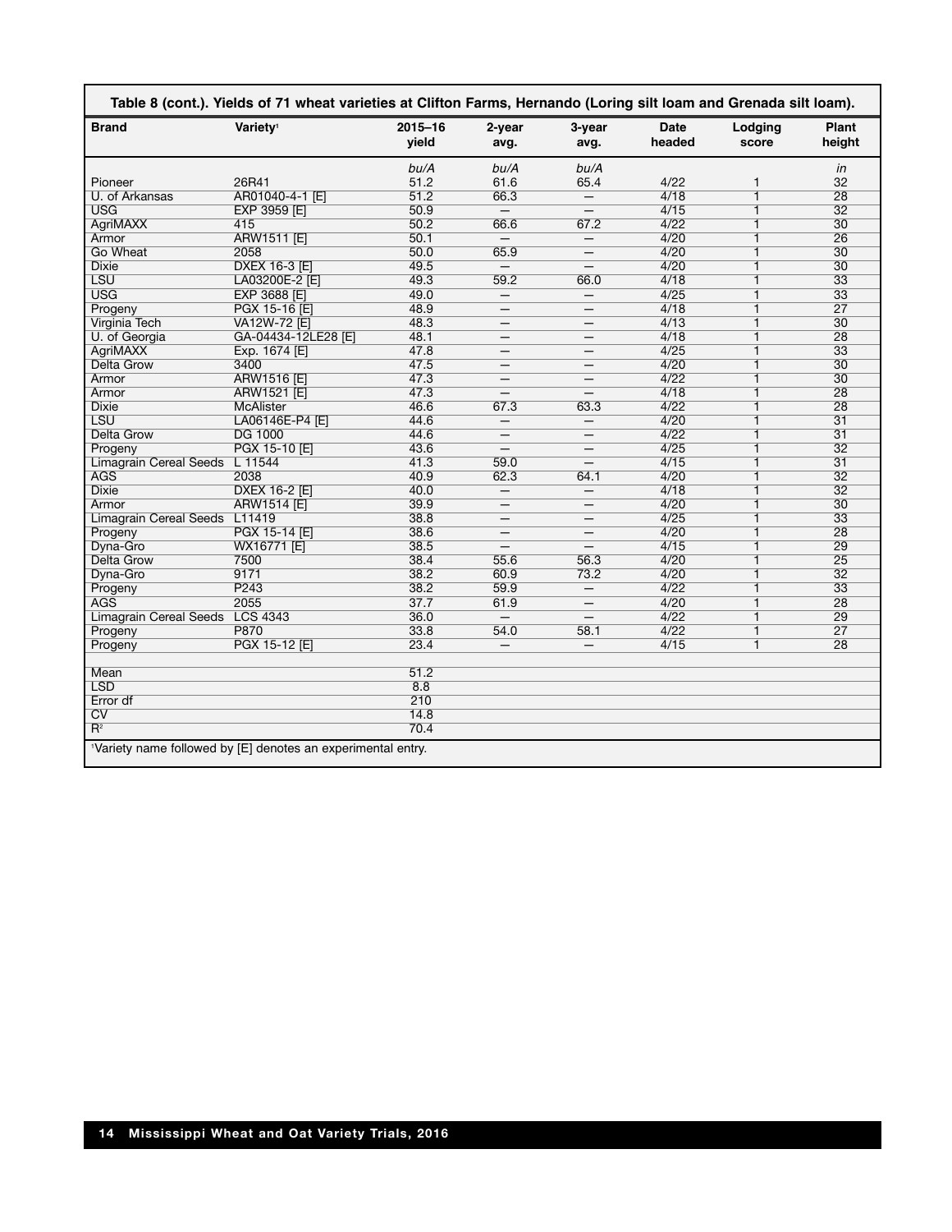**Table 8 (cont.). Yields of 71 wheat varieties at Clifton Farms, Hernando (Loring silt loam and Grenada silt loam).**

| Brand | Variety[1] | 2015–16 yield | 2-year avg. | 3-year avg. | Date headed | Lodging score | Plant height |
|---|---|---|---|---|---|---|---|
| | | *bu/A* | *bu/A* | *bu/A* | | | *in* |
| Pioneer | 26R41 | 51.2 | 61.6 | 65.4 | 4/22 | 1 | 32 |
| U. of Arkansas | AR01040-4-1 [E] | 51.2 | 66.3 | — | 4/18 | 1 | 28 |
| USG | EXP 3959 [E] | 50.9 | — | — | 4/15 | 1 | 32 |
| AgriMAXX | 415 | 50.2 | 66.6 | 67.2 | 4/22 | 1 | 30 |
| Armor | ARW1511 [E] | 50.1 | — | — | 4/20 | 1 | 26 |
| Go Wheat | 2058 | 50.0 | 65.9 | — | 4/20 | 1 | 30 |
| Dixie | DXEX 16-3 [E] | 49.5 | — | — | 4/20 | 1 | 30 |
| LSU | LA03200E-2 [E] | 49.3 | 59.2 | 66.0 | 4/18 | 1 | 33 |
| USG | EXP 3688 [E] | 49.0 | — | — | 4/25 | 1 | 33 |
| Progeny | PGX 15-16 [E] | 48.9 | — | — | 4/18 | 1 | 27 |
| Virginia Tech | VA12W-72 [E] | 48.3 | — | — | 4/13 | 1 | 30 |
| U. of Georgia | GA-04434-12LE28 [E] | 48.1 | — | — | 4/18 | 1 | 28 |
| AgriMAXX | Exp. 1674 [E] | 47.8 | — | — | 4/25 | 1 | 33 |
| Delta Grow | 3400 | 47.5 | — | — | 4/20 | 1 | 30 |
| Armor | ARW1516 [E] | 47.3 | — | — | 4/22 | 1 | 30 |
| Armor | ARW1521 [E] | 47.3 | — | — | 4/18 | 1 | 28 |
| Dixie | McAlister | 46.6 | 67.3 | 63.3 | 4/22 | 1 | 28 |
| LSU | LA06146E-P4 [E] | 44.6 | — | — | 4/20 | 1 | 31 |
| Delta Grow | DG 1000 | 44.6 | — | — | 4/22 | 1 | 31 |
| Progeny | PGX 15-10 [E] | 43.6 | — | — | 4/25 | 1 | 32 |
| Limagrain Cereal Seeds | L 11544 | 41.3 | 59.0 | — | 4/15 | 1 | 31 |
| AGS | 2038 | 40.9 | 62.3 | 64.1 | 4/20 | 1 | 32 |
| Dixie | DXEX 16-2 [E] | 40.0 | — | — | 4/18 | 1 | 32 |
| Armor | ARW1514 [E] | 39.9 | — | — | 4/20 | 1 | 30 |
| Limagrain Cereal Seeds | L11419 | 38.8 | — | — | 4/25 | 1 | 33 |
| Progeny | PGX 15-14 [E] | 38.6 | — | — | 4/20 | 1 | 28 |
| Dyna-Gro | WX16771 [E] | 38.5 | — | — | 4/15 | 1 | 29 |
| Delta Grow | 7500 | 38.4 | 55.6 | 56.3 | 4/20 | 1 | 25 |
| Dyna-Gro | 9171 | 38.2 | 60.9 | 73.2 | 4/20 | 1 | 32 |
| Progeny | P243 | 38.2 | 59.9 | — | 4/22 | 1 | 33 |
| AGS | 2055 | 37.7 | 61.9 | — | 4/20 | 1 | 28 |
| Limagrain Cereal Seeds | LCS 4343 | 36.0 | — | — | 4/22 | 1 | 29 |
| Progeny | P870 | 33.8 | 54.0 | 58.1 | 4/22 | 1 | 27 |
| Progeny | PGX 15-12 [E] | 23.4 | — | — | 4/15 | 1 | 28 |
| | | | | | | | |
| Mean | | 51.2 | | | | | |
| LSD | | 8.8 | | | | | |
| Error df | | 210 | | | | | |
| CV | | 14.8 | | | | | |
| $R^2$ | | 70.4 | | | | | |

[1]Variety name followed by [E] denotes an experimental entry.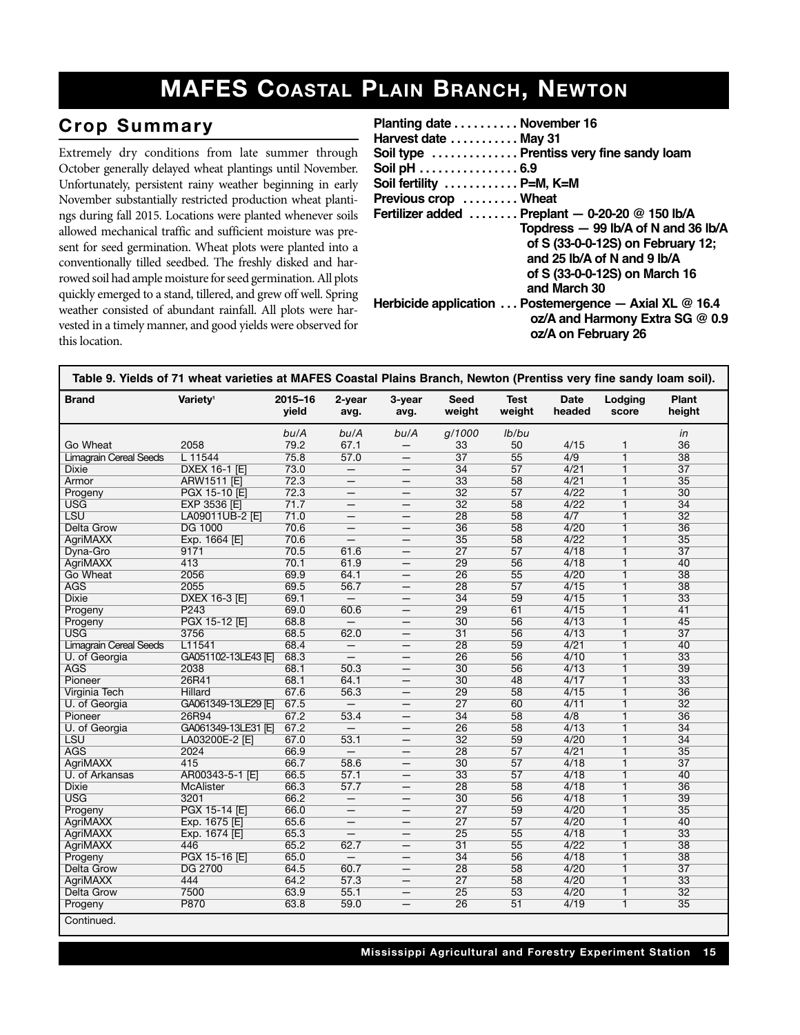# MAFES Coastal Plain Branch, Newton

## Crop Summary

Extremely dry conditions from late summer through October generally delayed wheat plantings until November. Unfortunately, persistent rainy weather beginning in early November substantially restricted production wheat plantings during fall 2015. Locations were planted whenever soils allowed mechanical traffic and sufficient moisture was present for seed germination. Wheat plots were planted into a conventionally tilled seedbed. The freshly disked and harrowed soil had ample moisture for seed germination. All plots quickly emerged to a stand, tillered, and grew off well. Spring weather consisted of abundant rainfall. All plots were harvested in a timely manner, and good yields were observed for this location.

**Planting date** .......... November 16
**Harvest date** ........... May 31
**Soil type** .............. Prentiss very fine sandy loam
**Soil pH** ................ 6.9
**Soil fertility** ............ P=M, K=M
**Previous crop** ......... Wheat
**Fertilizer added** ........ Preplant — 0-20-20 @ 150 lb/A
Topdress — 99 lb/A of N and 36 lb/A of S (33-0-0-12S) on February 12; and 25 lb/A of N and 9 lb/A of S (33-0-0-12S) on March 16 and March 30
**Herbicide application** ... Postemergence — Axial XL @ 16.4 oz/A and Harmony Extra SG @ 0.9 oz/A on February 26

**Table 9. Yields of 71 wheat varieties at MAFES Coastal Plains Branch, Newton (Prentiss very fine sandy loam soil).**

| Brand | Variety[1] | 2015–16 yield | 2-year avg. | 3-year avg. | Seed weight | Test weight | Date headed | Lodging score | Plant height |
|---|---|---|---|---|---|---|---|---|---|
| | | *bu/A* | *bu/A* | *bu/A* | *g/1000* | *lb/bu* | | | *in* |
| Go Wheat | 2058 | 79.2 | 67.1 | — | 33 | 50 | 4/15 | 1 | 36 |
| Limagrain Cereal Seeds | L 11544 | 75.8 | 57.0 | — | 37 | 55 | 4/9 | 1 | 38 |
| Dixie | DXEX 16-1 [E] | 73.0 | — | — | 34 | 57 | 4/21 | 1 | 37 |
| Armor | ARW1511 [E] | 72.3 | — | — | 33 | 58 | 4/21 | 1 | 35 |
| Progeny | PGX 15-10 [E] | 72.3 | — | — | 32 | 57 | 4/22 | 1 | 30 |
| USG | EXP 3536 [E] | 71.7 | — | — | 32 | 58 | 4/22 | 1 | 34 |
| LSU | LA09011UB-2 [E] | 71.0 | — | — | 28 | 58 | 4/7 | 1 | 32 |
| Delta Grow | DG 1000 | 70.6 | — | — | 36 | 58 | 4/20 | 1 | 36 |
| AgriMAXX | Exp. 1664 [E] | 70.6 | — | — | 35 | 58 | 4/22 | 1 | 35 |
| Dyna-Gro | 9171 | 70.5 | 61.6 | — | 27 | 57 | 4/18 | 1 | 37 |
| AgriMAXX | 413 | 70.1 | 61.9 | — | 29 | 56 | 4/18 | 1 | 40 |
| Go Wheat | 2056 | 69.9 | 64.1 | — | 26 | 55 | 4/20 | 1 | 38 |
| AGS | 2055 | 69.5 | 56.7 | — | 28 | 57 | 4/15 | 1 | 38 |
| Dixie | DXEX 16-3 [E] | 69.1 | — | — | 34 | 59 | 4/15 | 1 | 33 |
| Progeny | P243 | 69.0 | 60.6 | — | 29 | 61 | 4/15 | 1 | 41 |
| Progeny | PGX 15-12 [E] | 68.8 | — | — | 30 | 56 | 4/13 | 1 | 45 |
| USG | 3756 | 68.5 | 62.0 | — | 31 | 56 | 4/13 | 1 | 37 |
| Limagrain Cereal Seeds | L11541 | 68.4 | — | — | 28 | 59 | 4/21 | 1 | 40 |
| U. of Georgia | GA051102-13LE43 [E] | 68.3 | — | — | 26 | 56 | 4/10 | 1 | 33 |
| AGS | 2038 | 68.1 | 50.3 | — | 30 | 56 | 4/13 | 1 | 39 |
| Pioneer | 26R41 | 68.1 | 64.1 | — | 30 | 48 | 4/17 | 1 | 33 |
| Virginia Tech | Hillard | 67.6 | 56.3 | — | 29 | 58 | 4/15 | 1 | 36 |
| U. of Georgia | GA061349-13LE29 [E] | 67.5 | — | — | 27 | 60 | 4/11 | 1 | 32 |
| Pioneer | 26R94 | 67.2 | 53.4 | — | 34 | 58 | 4/8 | 1 | 36 |
| U. of Georgia | GA061349-13LE31 [E] | 67.2 | — | — | 26 | 58 | 4/13 | 1 | 34 |
| LSU | LA03200E-2 [E] | 67.0 | 53.1 | — | 32 | 59 | 4/20 | 1 | 34 |
| AGS | 2024 | 66.9 | — | — | 28 | 57 | 4/21 | 1 | 35 |
| AgriMAXX | 415 | 66.7 | 58.6 | — | 30 | 57 | 4/18 | 1 | 37 |
| U. of Arkansas | AR00343-5-1 [E] | 66.5 | 57.1 | — | 33 | 57 | 4/18 | 1 | 40 |
| Dixie | McAlister | 66.3 | 57.7 | — | 28 | 58 | 4/18 | 1 | 36 |
| USG | 3201 | 66.2 | — | — | 30 | 56 | 4/18 | 1 | 39 |
| Progeny | PGX 15-14 [E] | 66.0 | — | — | 27 | 59 | 4/20 | 1 | 35 |
| AgriMAXX | Exp. 1675 [E] | 65.6 | — | — | 27 | 57 | 4/20 | 1 | 40 |
| AgriMAXX | Exp. 1674 [E] | 65.3 | — | — | 25 | 55 | 4/18 | 1 | 33 |
| AgriMAXX | 446 | 65.2 | 62.7 | — | 31 | 55 | 4/22 | 1 | 38 |
| Progeny | PGX 15-16 [E] | 65.0 | — | — | 34 | 56 | 4/18 | 1 | 38 |
| Delta Grow | DG 2700 | 64.5 | 60.7 | — | 28 | 58 | 4/20 | 1 | 37 |
| AgriMAXX | 444 | 64.2 | 57.3 | — | 27 | 58 | 4/20 | 1 | 33 |
| Delta Grow | 7500 | 63.9 | 55.1 | — | 25 | 53 | 4/20 | 1 | 32 |
| Progeny | P870 | 63.8 | 59.0 | — | 26 | 51 | 4/19 | 1 | 35 |

Continued.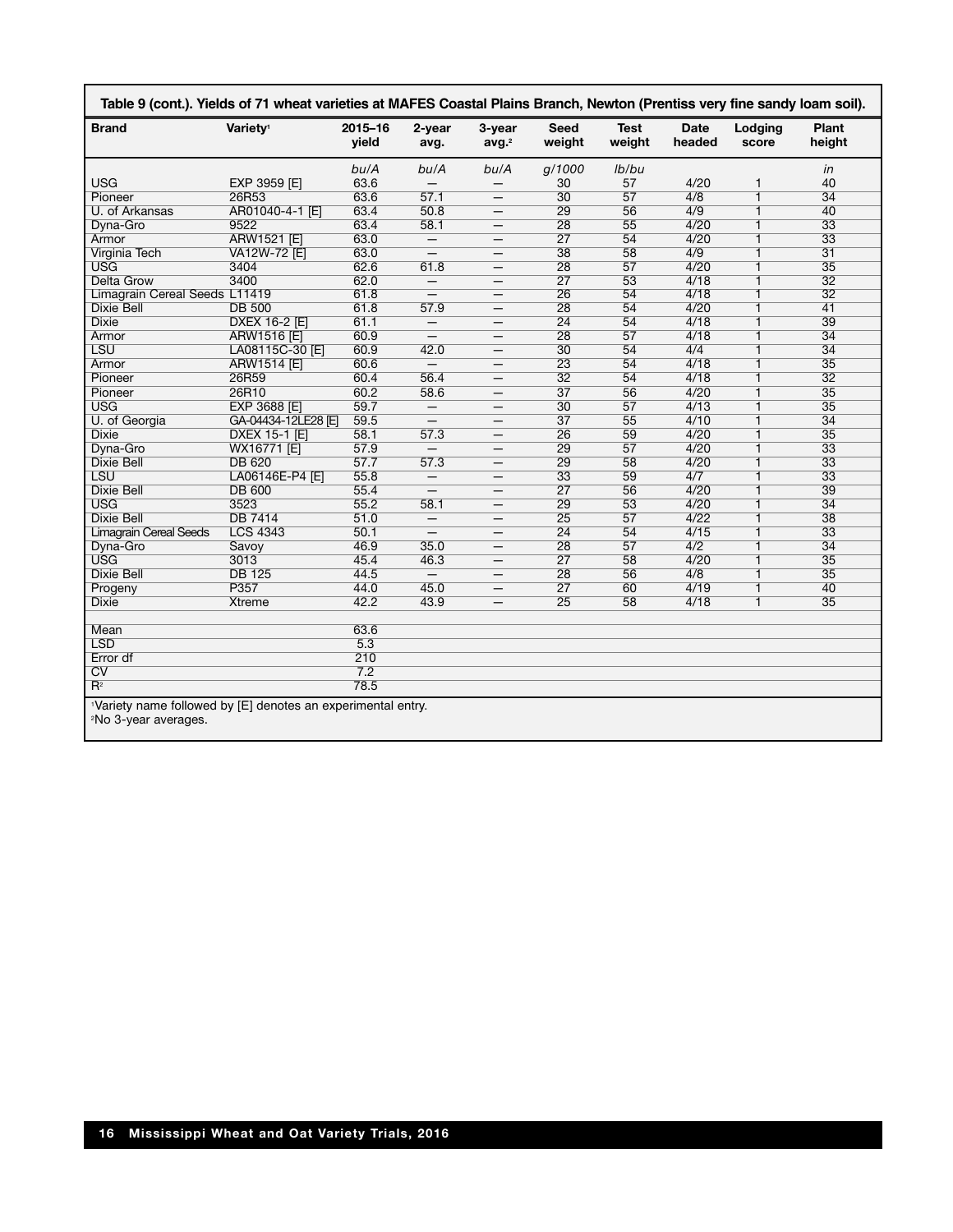**Table 9 (cont.). Yields of 71 wheat varieties at MAFES Coastal Plains Branch, Newton (Prentiss very fine sandy loam soil).**

| Brand | Variety[1] | 2015–16 yield | 2-year avg. | 3-year avg.[2] | Seed weight | Test weight | Date headed | Lodging score | Plant height |
|---|---|---|---|---|---|---|---|---|---|
| | | *bu/A* | *bu/A* | *bu/A* | *g/1000* | *lb/bu* | | | *in* |
| USG | EXP 3959 [E] | 63.6 | — | — | 30 | 57 | 4/20 | 1 | 40 |
| Pioneer | 26R53 | 63.6 | 57.1 | — | 30 | 57 | 4/8 | 1 | 34 |
| U. of Arkansas | AR01040-4-1 [E] | 63.4 | 50.8 | — | 29 | 56 | 4/9 | 1 | 40 |
| Dyna-Gro | 9522 | 63.4 | 58.1 | — | 28 | 55 | 4/20 | 1 | 33 |
| Armor | ARW1521 [E] | 63.0 | — | — | 27 | 54 | 4/20 | 1 | 33 |
| Virginia Tech | VA12W-72 [E] | 63.0 | — | — | 38 | 58 | 4/9 | 1 | 31 |
| USG | 3404 | 62.6 | 61.8 | — | 28 | 57 | 4/20 | 1 | 35 |
| Delta Grow | 3400 | 62.0 | — | — | 27 | 53 | 4/18 | 1 | 32 |
| Limagrain Cereal Seeds | L11419 | 61.8 | — | — | 26 | 54 | 4/18 | 1 | 32 |
| Dixie Bell | DB 500 | 61.8 | 57.9 | — | 28 | 54 | 4/20 | 1 | 41 |
| Dixie | DXEX 16-2 [E] | 61.1 | — | — | 24 | 54 | 4/18 | 1 | 39 |
| Armor | ARW1516 [E] | 60.9 | — | — | 28 | 57 | 4/18 | 1 | 34 |
| LSU | LA08115C-30 [E] | 60.9 | 42.0 | — | 30 | 54 | 4/4 | 1 | 34 |
| Armor | ARW1514 [E] | 60.6 | — | — | 23 | 54 | 4/18 | 1 | 35 |
| Pioneer | 26R59 | 60.4 | 56.4 | — | 32 | 54 | 4/18 | 1 | 32 |
| Pioneer | 26R10 | 60.2 | 58.6 | — | 37 | 56 | 4/20 | 1 | 35 |
| USG | EXP 3688 [E] | 59.7 | — | — | 30 | 57 | 4/13 | 1 | 35 |
| U. of Georgia | GA-04434-12LE28 [E] | 59.5 | — | — | 37 | 55 | 4/10 | 1 | 34 |
| Dixie | DXEX 15-1 [E] | 58.1 | 57.3 | — | 26 | 59 | 4/20 | 1 | 35 |
| Dyna-Gro | WX16771 [E] | 57.9 | — | — | 29 | 57 | 4/20 | 1 | 33 |
| Dixie Bell | DB 620 | 57.7 | 57.3 | — | 29 | 58 | 4/20 | 1 | 33 |
| LSU | LA06146E-P4 [E] | 55.8 | — | — | 33 | 59 | 4/7 | 1 | 33 |
| Dixie Bell | DB 600 | 55.4 | — | — | 27 | 56 | 4/20 | 1 | 39 |
| USG | 3523 | 55.2 | 58.1 | — | 29 | 53 | 4/20 | 1 | 34 |
| Dixie Bell | DB 7414 | 51.0 | — | — | 25 | 57 | 4/22 | 1 | 38 |
| Limagrain Cereal Seeds | LCS 4343 | 50.1 | — | — | 24 | 54 | 4/15 | 1 | 33 |
| Dyna-Gro | Savoy | 46.9 | 35.0 | — | 28 | 57 | 4/2 | 1 | 34 |
| USG | 3013 | 45.4 | 46.3 | — | 27 | 58 | 4/20 | 1 | 35 |
| Dixie Bell | DB 125 | 44.5 | — | — | 28 | 56 | 4/8 | 1 | 35 |
| Progeny | P357 | 44.0 | 45.0 | — | 27 | 60 | 4/19 | 1 | 40 |
| Dixie | Xtreme | 42.2 | 43.9 | — | 25 | 58 | 4/18 | 1 | 35 |
| | | | | | | | | | |
| Mean | | 63.6 | | | | | | | |
| LSD | | 5.3 | | | | | | | |
| Error df | | 210 | | | | | | | |
| CV | | 7.2 | | | | | | | |
| $R^2$ | | 78.5 | | | | | | | |

[1]Variety name followed by [E] denotes an experimental entry.
[2]No 3-year averages.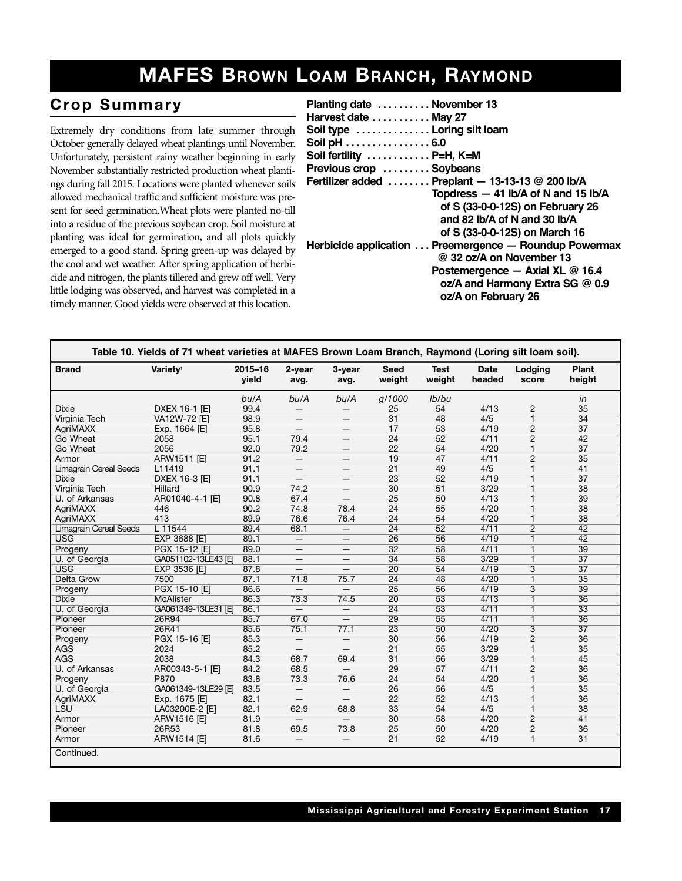# MAFES Brown Loam Branch, Raymond

## Crop Summary

Extremely dry conditions from late summer through October generally delayed wheat plantings until November. Unfortunately, persistent rainy weather beginning in early November substantially restricted production wheat plantings during fall 2015. Locations were planted whenever soils allowed mechanical traffic and sufficient moisture was present for seed germination.Wheat plots were planted no-till into a residue of the previous soybean crop. Soil moisture at planting was ideal for germination, and all plots quickly emerged to a good stand. Spring green-up was delayed by the cool and wet weather. After spring application of herbicide and nitrogen, the plants tillered and grew off well. Very little lodging was observed, and harvest was completed in a timely manner. Good yields were observed at this location.

**Planting date** .......... **November 13**
**Harvest date** ........... **May 27**
**Soil type** .............. **Loring silt loam**
**Soil pH** ................ **6.0**
**Soil fertility** ............ **P=H, K=M**
**Previous crop** ......... **Soybeans**
**Fertilizer added** ........ **Preplant — 13-13-13 @ 200 lb/A**
**Topdress — 41 lb/A of N and 15 lb/A of S (33-0-0-12S) on February 26 and 82 lb/A of N and 30 lb/A of S (33-0-0-12S) on March 16**
**Herbicide application** . . . **Preemergence — Roundup Powermax @ 32 oz/A on November 13**
**Postemergence — Axial XL @ 16.4 oz/A and Harmony Extra SG @ 0.9 oz/A on February 26**

**Table 10. Yields of 71 wheat varieties at MAFES Brown Loam Branch, Raymond (Loring silt loam soil).**

| Brand | Variety[1] | 2015–16 yield | 2-year avg. | 3-year avg. | Seed weight | Test weight | Date headed | Lodging score | Plant height |
|---|---|---|---|---|---|---|---|---|---|
| | | *bu/A* | *bu/A* | *bu/A* | *g/1000* | *lb/bu* | | | *in* |
| Dixie | DXEX 16-1 [E] | 99.4 | — | — | 25 | 54 | 4/13 | 2 | 35 |
| Virginia Tech | VA12W-72 [E] | 98.9 | — | — | 31 | 48 | 4/5 | 1 | 34 |
| AgriMAXX | Exp. 1664 [E] | 95.8 | — | — | 17 | 53 | 4/19 | 2 | 37 |
| Go Wheat | 2058 | 95.1 | 79.4 | — | 24 | 52 | 4/11 | 2 | 42 |
| Go Wheat | 2056 | 92.0 | 79.2 | — | 22 | 54 | 4/20 | 1 | 37 |
| Armor | ARW1511 [E] | 91.2 | — | — | 19 | 47 | 4/11 | 2 | 35 |
| Limagrain Cereal Seeds | L11419 | 91.1 | — | — | 21 | 49 | 4/5 | 1 | 41 |
| Dixie | DXEX 16-3 [E] | 91.1 | — | — | 23 | 52 | 4/19 | 1 | 37 |
| Virginia Tech | Hillard | 90.9 | 74.2 | — | 30 | 51 | 3/29 | 1 | 38 |
| U. of Arkansas | AR01040-4-1 [E] | 90.8 | 67.4 | — | 25 | 50 | 4/13 | 1 | 39 |
| AgriMAXX | 446 | 90.2 | 74.8 | 78.4 | 24 | 55 | 4/20 | 1 | 38 |
| AgriMAXX | 413 | 89.9 | 76.6 | 76.4 | 24 | 54 | 4/20 | 1 | 38 |
| Limagrain Cereal Seeds | L 11544 | 89.4 | 68.1 | — | 24 | 52 | 4/11 | 2 | 42 |
| USG | EXP 3688 [E] | 89.1 | — | — | 26 | 56 | 4/19 | 1 | 42 |
| Progeny | PGX 15-12 [E] | 89.0 | — | — | 32 | 58 | 4/11 | 1 | 39 |
| U. of Georgia | GA051102-13LE43 [E] | 88.1 | — | — | 34 | 58 | 3/29 | 1 | 37 |
| USG | EXP 3536 [E] | 87.8 | — | — | 20 | 54 | 4/19 | 3 | 37 |
| Delta Grow | 7500 | 87.1 | 71.8 | 75.7 | 24 | 48 | 4/20 | 1 | 35 |
| Progeny | PGX 15-10 [E] | 86.6 | — | — | 25 | 56 | 4/19 | 3 | 39 |
| Dixie | McAlister | 86.3 | 73.3 | 74.5 | 20 | 53 | 4/13 | 1 | 36 |
| U. of Georgia | GA061349-13LE31 [E] | 86.1 | — | — | 24 | 53 | 4/11 | 1 | 33 |
| Pioneer | 26R94 | 85.7 | 67.0 | — | 29 | 55 | 4/11 | 1 | 36 |
| Pioneer | 26R41 | 85.6 | 75.1 | 77.1 | 23 | 50 | 4/20 | 3 | 37 |
| Progeny | PGX 15-16 [E] | 85.3 | — | — | 30 | 56 | 4/19 | 2 | 36 |
| AGS | 2024 | 85.2 | — | — | 21 | 55 | 3/29 | 1 | 35 |
| AGS | 2038 | 84.3 | 68.7 | 69.4 | 31 | 56 | 3/29 | 1 | 45 |
| U. of Arkansas | AR00343-5-1 [E] | 84.2 | 68.5 | — | 29 | 57 | 4/11 | 2 | 36 |
| Progeny | P870 | 83.8 | 73.3 | 76.6 | 24 | 54 | 4/20 | 1 | 36 |
| U. of Georgia | GA061349-13LE29 [E] | 83.5 | — | — | 26 | 56 | 4/5 | 1 | 35 |
| AgriMAXX | Exp. 1675 [E] | 82.1 | — | — | 22 | 52 | 4/13 | 1 | 36 |
| LSU | LA03200E-2 [E] | 82.1 | 62.9 | 68.8 | 33 | 54 | 4/5 | 1 | 38 |
| Armor | ARW1516 [E] | 81.9 | — | — | 30 | 58 | 4/20 | 2 | 41 |
| Pioneer | 26R53 | 81.8 | 69.5 | 73.8 | 25 | 50 | 4/20 | 2 | 36 |
| Armor | ARW1514 [E] | 81.6 | — | — | 21 | 52 | 4/19 | 1 | 31 |

Continued.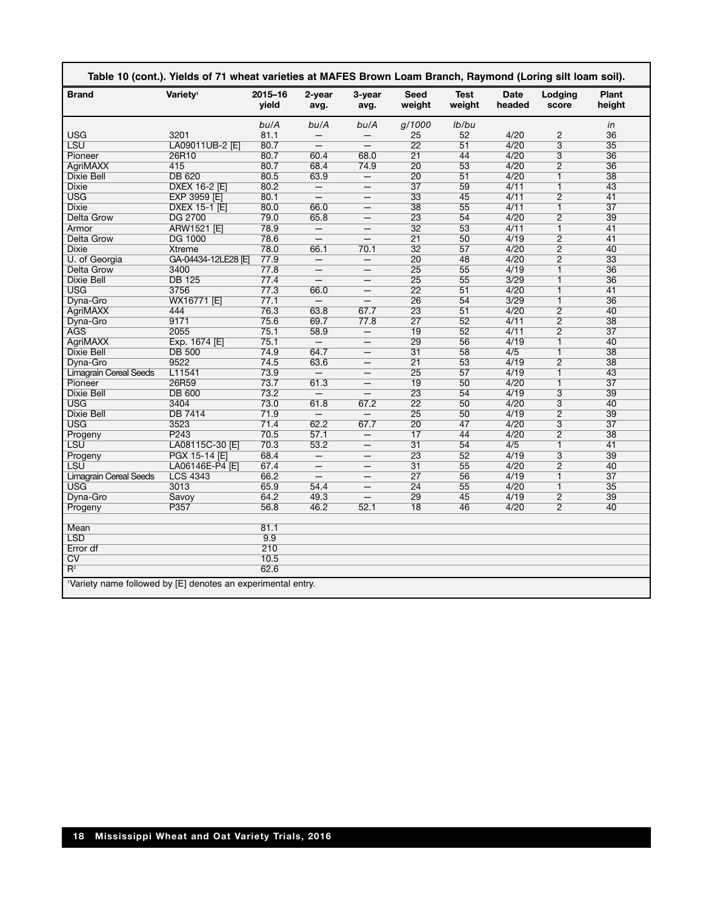**Table 10 (cont.). Yields of 71 wheat varieties at MAFES Brown Loam Branch, Raymond (Loring silt loam soil).**

| Brand | Variety[1] | 2015–16 yield | 2-year avg. | 3-year avg. | Seed weight | Test weight | Date headed | Lodging score | Plant height |
|---|---|---|---|---|---|---|---|---|---|
| | | *bu/A* | *bu/A* | *bu/A* | *g/1000* | *lb/bu* | | | *in* |
| USG | 3201 | 81.1 | — | — | 25 | 52 | 4/20 | 2 | 36 |
| LSU | LA09011UB-2 [E] | 80.7 | — | — | 22 | 51 | 4/20 | 3 | 35 |
| Pioneer | 26R10 | 80.7 | 60.4 | 68.0 | 21 | 44 | 4/20 | 3 | 36 |
| AgriMAXX | 415 | 80.7 | 68.4 | 74.9 | 20 | 53 | 4/20 | 2 | 36 |
| Dixie Bell | DB 620 | 80.5 | 63.9 | — | 20 | 51 | 4/20 | 1 | 38 |
| Dixie | DXEX 16-2 [E] | 80.2 | — | — | 37 | 59 | 4/11 | 1 | 43 |
| USG | EXP 3959 [E] | 80.1 | — | — | 33 | 45 | 4/11 | 2 | 41 |
| Dixie | DXEX 15-1 [E] | 80.0 | 66.0 | — | 38 | 55 | 4/11 | 1 | 37 |
| Delta Grow | DG 2700 | 79.0 | 65.8 | — | 23 | 54 | 4/20 | 2 | 39 |
| Armor | ARW1521 [E] | 78.9 | — | — | 32 | 53 | 4/11 | 1 | 41 |
| Delta Grow | DG 1000 | 78.6 | — | — | 21 | 50 | 4/19 | 2 | 41 |
| Dixie | Xtreme | 78.0 | 66.1 | 70.1 | 32 | 57 | 4/20 | 2 | 40 |
| U. of Georgia | GA-04434-12LE28 [E] | 77.9 | — | — | 20 | 48 | 4/20 | 2 | 33 |
| Delta Grow | 3400 | 77.8 | — | — | 25 | 55 | 4/19 | 1 | 36 |
| Dixie Bell | DB 125 | 77.4 | — | — | 25 | 55 | 3/29 | 1 | 36 |
| USG | 3756 | 77.3 | 66.0 | — | 22 | 51 | 4/20 | 1 | 41 |
| Dyna-Gro | WX16771 [E] | 77.1 | — | — | 26 | 54 | 3/29 | 1 | 36 |
| AgriMAXX | 444 | 76.3 | 63.8 | 67.7 | 23 | 51 | 4/20 | 2 | 40 |
| Dyna-Gro | 9171 | 75.6 | 69.7 | 77.8 | 27 | 52 | 4/11 | 2 | 38 |
| AGS | 2055 | 75.1 | 58.9 | — | 19 | 52 | 4/11 | 2 | 37 |
| AgriMAXX | Exp. 1674 [E] | 75.1 | — | — | 29 | 56 | 4/19 | 1 | 40 |
| Dixie Bell | DB 500 | 74.9 | 64.7 | — | 31 | 58 | 4/5 | 1 | 38 |
| Dyna-Gro | 9522 | 74.5 | 63.6 | — | 21 | 53 | 4/19 | 2 | 38 |
| Limagrain Cereal Seeds | L11541 | 73.9 | — | — | 25 | 57 | 4/19 | 1 | 43 |
| Pioneer | 26R59 | 73.7 | 61.3 | — | 19 | 50 | 4/20 | 1 | 37 |
| Dixie Bell | DB 600 | 73.2 | — | — | 23 | 54 | 4/19 | 3 | 39 |
| USG | 3404 | 73.0 | 61.8 | 67.2 | 22 | 50 | 4/20 | 3 | 40 |
| Dixie Bell | DB 7414 | 71.9 | — | — | 25 | 50 | 4/19 | 2 | 39 |
| USG | 3523 | 71.4 | 62.2 | 67.7 | 20 | 47 | 4/20 | 3 | 37 |
| Progeny | P243 | 70.5 | 57.1 | — | 17 | 44 | 4/20 | 2 | 38 |
| LSU | LA08115C-30 [E] | 70.3 | 53.2 | — | 31 | 54 | 4/5 | 1 | 41 |
| Progeny | PGX 15-14 [E] | 68.4 | — | — | 23 | 52 | 4/19 | 3 | 39 |
| LSU | LA06146E-P4 [E] | 67.4 | — | — | 31 | 55 | 4/20 | 2 | 40 |
| Limagrain Cereal Seeds | LCS 4343 | 66.2 | — | — | 27 | 56 | 4/19 | 1 | 37 |
| USG | 3013 | 65.9 | 54.4 | — | 24 | 55 | 4/20 | 1 | 35 |
| Dyna-Gro | Savoy | 64.2 | 49.3 | — | 29 | 45 | 4/19 | 2 | 39 |
| Progeny | P357 | 56.8 | 46.2 | 52.1 | 18 | 46 | 4/20 | 2 | 40 |
| | | | | | | | | | |
| Mean | | 81.1 | | | | | | | |
| LSD | | 9.9 | | | | | | | |
| Error df | | 210 | | | | | | | |
| CV | | 10.5 | | | | | | | |
| $R^2$ | | 62.6 | | | | | | | |

[1]Variety name followed by [E] denotes an experimental entry.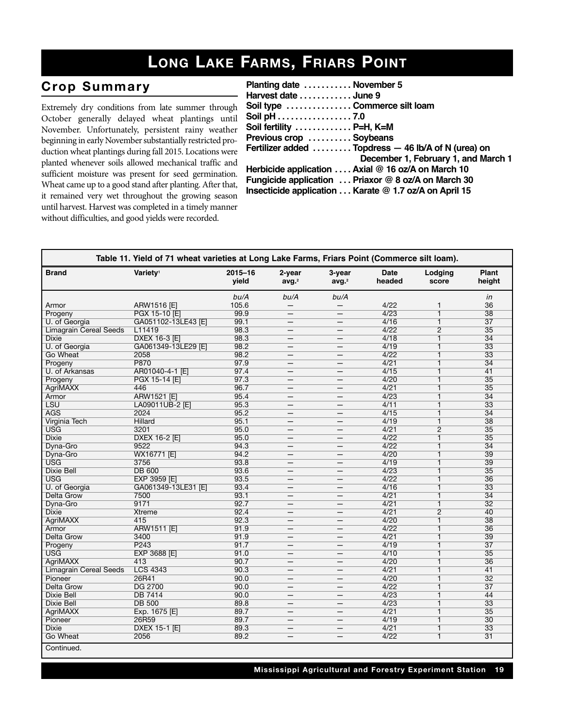# Long Lake Farms, Friars Point

## Crop Summary

Extremely dry conditions from late summer through October generally delayed wheat plantings until November. Unfortunately, persistent rainy weather beginning in early November substantially restricted production wheat plantings during fall 2015. Locations were planted whenever soils allowed mechanical traffic and sufficient moisture was present for seed germination. Wheat came up to a good stand after planting. After that, it remained very wet throughout the growing season until harvest. Harvest was completed in a timely manner without difficulties, and good yields were recorded.

**Planting date** .......... November 5
**Harvest date** ........... June 9
**Soil type** .............. Commerce silt loam
**Soil pH** ................ 7.0
**Soil fertility** ............ P=H, K=M
**Previous crop** ......... Soybeans
**Fertilizer added** ........ Topdress — 46 lb/A of N (urea) on December 1, February 1, and March 1
**Herbicide application** .... Axial @ 16 oz/A on March 10
**Fungicide application** ... Priaxor @ 8 oz/A on March 30
**Insecticide application** ... Karate @ 1.7 oz/A on April 15

**Table 11. Yield of 71 wheat varieties at Long Lake Farms, Friars Point (Commerce silt loam).**

| Brand | Variety[1] | 2015–16 yield | 2-year avg.[2] | 3-year avg.[2] | Date headed | Lodging score | Plant height |
|---|---|---|---|---|---|---|---|
| | | bu/A | bu/A | bu/A | | | in |
| Armor | ARW1516 [E] | 105.6 | — | — | 4/22 | 1 | 36 |
| Progeny | PGX 15-10 [E] | 99.9 | — | — | 4/23 | 1 | 38 |
| U. of Georgia | GA051102-13LE43 [E] | 99.1 | — | — | 4/16 | 1 | 37 |
| Limagrain Cereal Seeds | L11419 | 98.3 | — | — | 4/22 | 2 | 35 |
| Dixie | DXEX 16-3 [E] | 98.3 | — | — | 4/18 | 1 | 34 |
| U. of Georgia | GA061349-13LE29 [E] | 98.2 | — | — | 4/19 | 1 | 33 |
| Go Wheat | 2058 | 98.2 | — | — | 4/22 | 1 | 33 |
| Progeny | P870 | 97.9 | — | — | 4/21 | 1 | 34 |
| U. of Arkansas | AR01040-4-1 [E] | 97.4 | — | — | 4/15 | 1 | 41 |
| Progeny | PGX 15-14 [E] | 97.3 | — | — | 4/20 | 1 | 35 |
| AgriMAXX | 446 | 96.7 | — | — | 4/21 | 1 | 35 |
| Armor | ARW1521 [E] | 95.4 | — | — | 4/23 | 1 | 34 |
| LSU | LA09011UB-2 [E] | 95.3 | — | — | 4/11 | 1 | 33 |
| AGS | 2024 | 95.2 | — | — | 4/15 | 1 | 34 |
| Virginia Tech | Hillard | 95.1 | — | — | 4/19 | 1 | 38 |
| USG | 3201 | 95.0 | — | — | 4/21 | 2 | 35 |
| Dixie | DXEX 16-2 [E] | 95.0 | — | — | 4/22 | 1 | 35 |
| Dyna-Gro | 9522 | 94.3 | — | — | 4/22 | 1 | 34 |
| Dyna-Gro | WX16771 [E] | 94.2 | — | — | 4/20 | 1 | 39 |
| USG | 3756 | 93.8 | — | — | 4/19 | 1 | 39 |
| Dixie Bell | DB 600 | 93.6 | — | — | 4/23 | 1 | 35 |
| USG | EXP 3959 [E] | 93.5 | — | — | 4/22 | 1 | 36 |
| U. of Georgia | GA061349-13LE31 [E] | 93.4 | — | — | 4/16 | 1 | 33 |
| Delta Grow | 7500 | 93.1 | — | — | 4/21 | 1 | 34 |
| Dyna-Gro | 9171 | 92.7 | — | — | 4/21 | 1 | 32 |
| Dixie | Xtreme | 92.4 | — | — | 4/21 | 2 | 40 |
| AgriMAXX | 415 | 92.3 | — | — | 4/20 | 1 | 38 |
| Armor | ARW1511 [E] | 91.9 | — | — | 4/22 | 1 | 36 |
| Delta Grow | 3400 | 91.9 | — | — | 4/21 | 1 | 39 |
| Progeny | P243 | 91.7 | — | — | 4/19 | 1 | 37 |
| USG | EXP 3688 [E] | 91.0 | — | — | 4/10 | 1 | 35 |
| AgriMAXX | 413 | 90.7 | — | — | 4/20 | 1 | 36 |
| Limagrain Cereal Seeds | LCS 4343 | 90.3 | — | — | 4/21 | 1 | 41 |
| Pioneer | 26R41 | 90.0 | — | — | 4/20 | 1 | 32 |
| Delta Grow | DG 2700 | 90.0 | — | — | 4/22 | 1 | 37 |
| Dixie Bell | DB 7414 | 90.0 | — | — | 4/23 | 1 | 44 |
| Dixie Bell | DB 500 | 89.8 | — | — | 4/23 | 1 | 33 |
| AgriMAXX | Exp. 1675 [E] | 89.7 | — | — | 4/21 | 1 | 35 |
| Pioneer | 26R59 | 89.7 | — | — | 4/19 | 1 | 30 |
| Dixie | DXEX 15-1 [E] | 89.3 | — | — | 4/21 | 1 | 33 |
| Go Wheat | 2056 | 89.2 | — | — | 4/22 | 1 | 31 |

Continued.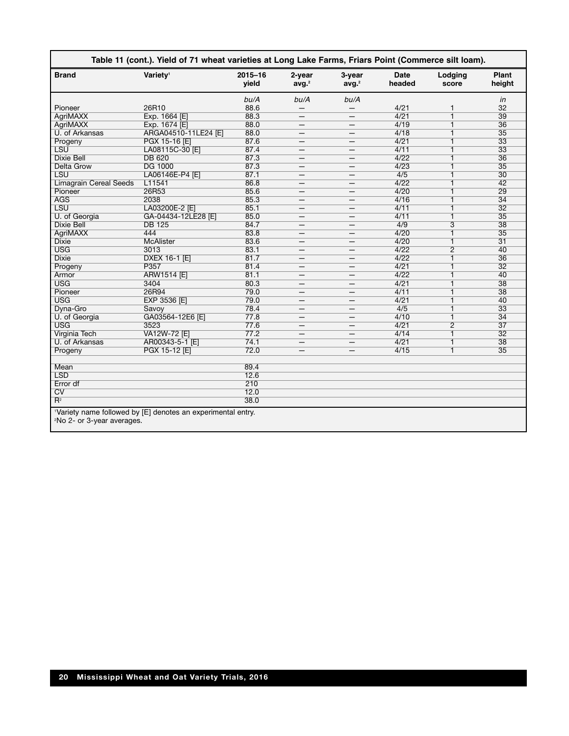**Table 11 (cont.). Yield of 71 wheat varieties at Long Lake Farms, Friars Point (Commerce silt loam).**

| Brand | Variety[1] | 2015–16 yield | 2-year avg.[2] | 3-year avg.[2] | Date headed | Lodging score | Plant height |
|---|---|---|---|---|---|---|---|
| | | *bu/A* | *bu/A* | *bu/A* | | | *in* |
| Pioneer | 26R10 | 88.6 | — | — | 4/21 | 1 | 32 |
| AgriMAXX | Exp. 1664 [E] | 88.3 | — | — | 4/21 | 1 | 39 |
| AgriMAXX | Exp. 1674 [E] | 88.0 | — | — | 4/19 | 1 | 36 |
| U. of Arkansas | ARGA04510-11LE24 [E] | 88.0 | — | — | 4/18 | 1 | 35 |
| Progeny | PGX 15-16 [E] | 87.6 | — | — | 4/21 | 1 | 33 |
| LSU | LA08115C-30 [E] | 87.4 | — | — | 4/11 | 1 | 33 |
| Dixie Bell | DB 620 | 87.3 | — | — | 4/22 | 1 | 36 |
| Delta Grow | DG 1000 | 87.3 | — | — | 4/23 | 1 | 35 |
| LSU | LA06146E-P4 [E] | 87.1 | — | — | 4/5 | 1 | 30 |
| Limagrain Cereal Seeds | L11541 | 86.8 | — | — | 4/22 | 1 | 42 |
| Pioneer | 26R53 | 85.6 | — | — | 4/20 | 1 | 29 |
| AGS | 2038 | 85.3 | — | — | 4/16 | 1 | 34 |
| LSU | LA03200E-2 [E] | 85.1 | — | — | 4/11 | 1 | 32 |
| U. of Georgia | GA-04434-12LE28 [E] | 85.0 | — | — | 4/11 | 1 | 35 |
| Dixie Bell | DB 125 | 84.7 | — | — | 4/9 | 3 | 38 |
| AgriMAXX | 444 | 83.8 | — | — | 4/20 | 1 | 35 |
| Dixie | McAlister | 83.6 | — | — | 4/20 | 1 | 31 |
| USG | 3013 | 83.1 | — | — | 4/22 | 2 | 40 |
| Dixie | DXEX 16-1 [E] | 81.7 | — | — | 4/22 | 1 | 36 |
| Progeny | P357 | 81.4 | — | — | 4/21 | 1 | 32 |
| Armor | ARW1514 [E] | 81.1 | — | — | 4/22 | 1 | 40 |
| USG | 3404 | 80.3 | — | — | 4/21 | 1 | 38 |
| Pioneer | 26R94 | 79.0 | — | — | 4/11 | 1 | 38 |
| USG | EXP 3536 [E] | 79.0 | — | — | 4/21 | 1 | 40 |
| Dyna-Gro | Savoy | 78.4 | — | — | 4/5 | 1 | 33 |
| U. of Georgia | GA03564-12E6 [E] | 77.8 | — | — | 4/10 | 1 | 34 |
| USG | 3523 | 77.6 | — | — | 4/21 | 2 | 37 |
| Virginia Tech | VA12W-72 [E] | 77.2 | — | — | 4/14 | 1 | 32 |
| U. of Arkansas | AR00343-5-1 [E] | 74.1 | — | — | 4/21 | 1 | 38 |
| Progeny | PGX 15-12 [E] | 72.0 | — | — | 4/15 | 1 | 35 |
| | | | | | | | |
| Mean | | 89.4 | | | | | |
| LSD | | 12.6 | | | | | |
| Error df | | 210 | | | | | |
| CV | | 12.0 | | | | | |
| $R^2$ | | 38.0 | | | | | |

[1]Variety name followed by [E] denotes an experimental entry.
[2]No 2- or 3-year averages.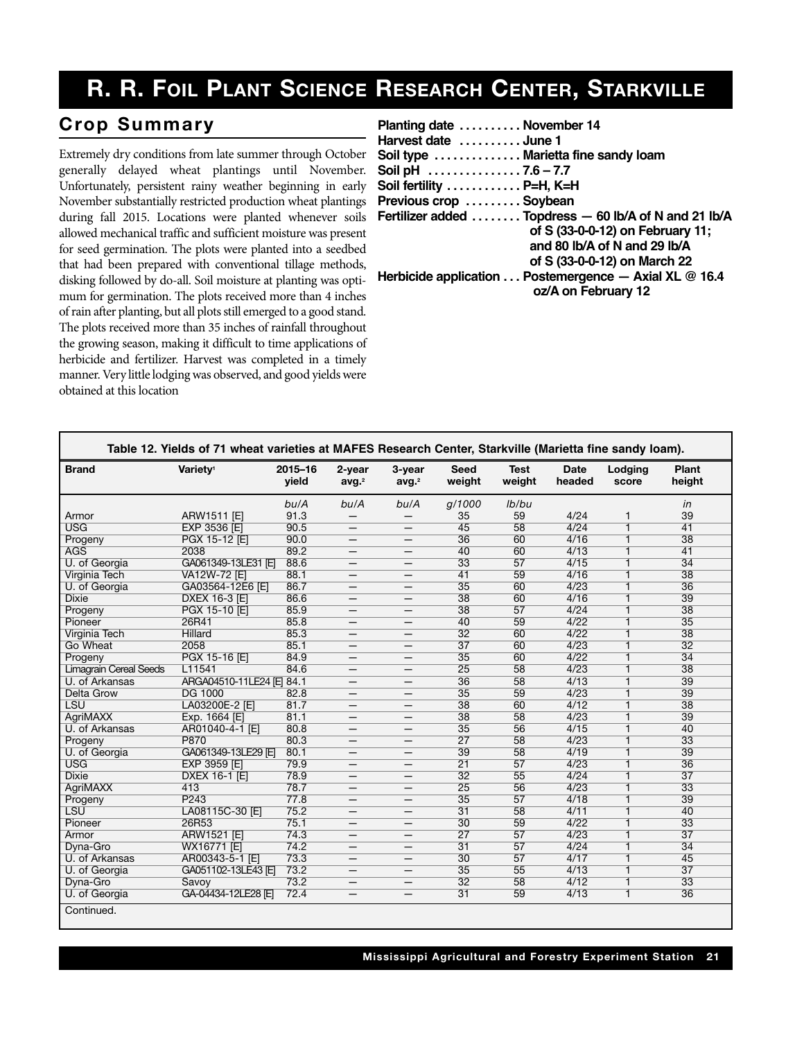# R. R. Foil Plant Science Research Center, Starkville

## Crop Summary

Extremely dry conditions from late summer through October generally delayed wheat plantings until November. Unfortunately, persistent rainy weather beginning in early November substantially restricted production wheat plantings during fall 2015. Locations were planted whenever soils allowed mechanical traffic and sufficient moisture was present for seed germination. The plots were planted into a seedbed that had been prepared with conventional tillage methods, disking followed by do-all. Soil moisture at planting was optimum for germination. The plots received more than 4 inches of rain after planting, but all plots still emerged to a good stand. The plots received more than 35 inches of rainfall throughout the growing season, making it difficult to time applications of herbicide and fertilizer. Harvest was completed in a timely manner. Very little lodging was observed, and good yields were obtained at this location

**Planting date** .......... November 14
**Harvest date** .......... June 1
**Soil type** .............. Marietta fine sandy loam
**Soil pH** ............... 7.6 – 7.7
**Soil fertility** ............ P=H, K=H
**Previous crop** ......... Soybean
**Fertilizer added** ........ Topdress — 60 lb/A of N and 21 lb/A of S (33-0-0-12) on February 11; and 80 lb/A of N and 29 lb/A of S (33-0-0-12) on March 22
**Herbicide application** ... Postemergence — Axial XL @ 16.4 oz/A on February 12

**Table 12. Yields of 71 wheat varieties at MAFES Research Center, Starkville (Marietta fine sandy loam).**

| Brand | Variety[1] | 2015–16 yield | 2-year avg.[2] | 3-year avg.[2] | Seed weight | Test weight | Date headed | Lodging score | Plant height |
|---|---|---|---|---|---|---|---|---|---|
| | | bu/A | bu/A | bu/A | g/1000 | lb/bu | | | in |
| Armor | ARW1511 [E] | 91.3 | — | — | 35 | 59 | 4/24 | 1 | 39 |
| USG | EXP 3536 [E] | 90.5 | — | — | 45 | 58 | 4/24 | 1 | 41 |
| Progeny | PGX 15-12 [E] | 90.0 | — | — | 36 | 60 | 4/16 | 1 | 38 |
| AGS | 2038 | 89.2 | — | — | 40 | 60 | 4/13 | 1 | 41 |
| U. of Georgia | GA061349-13LE31 [E] | 88.6 | — | — | 33 | 57 | 4/15 | 1 | 34 |
| Virginia Tech | VA12W-72 [E] | 88.1 | — | — | 41 | 59 | 4/16 | 1 | 38 |
| U. of Georgia | GA03564-12E6 [E] | 86.7 | — | — | 35 | 60 | 4/23 | 1 | 36 |
| Dixie | DXEX 16-3 [E] | 86.6 | — | — | 38 | 60 | 4/16 | 1 | 39 |
| Progeny | PGX 15-10 [E] | 85.9 | — | — | 38 | 57 | 4/24 | 1 | 38 |
| Pioneer | 26R41 | 85.8 | — | — | 40 | 59 | 4/22 | 1 | 35 |
| Virginia Tech | Hillard | 85.3 | — | — | 32 | 60 | 4/22 | 1 | 38 |
| Go Wheat | 2058 | 85.1 | — | — | 37 | 60 | 4/23 | 1 | 32 |
| Progeny | PGX 15-16 [E] | 84.9 | — | — | 35 | 60 | 4/22 | 1 | 34 |
| Limagrain Cereal Seeds | L11541 | 84.6 | — | — | 25 | 58 | 4/23 | 1 | 38 |
| U. of Arkansas | ARGA04510-11LE24 [E] | 84.1 | — | — | 36 | 58 | 4/13 | 1 | 39 |
| Delta Grow | DG 1000 | 82.8 | — | — | 35 | 59 | 4/23 | 1 | 39 |
| LSU | LA03200E-2 [E] | 81.7 | — | — | 38 | 60 | 4/12 | 1 | 38 |
| AgriMAXX | Exp. 1664 [E] | 81.1 | — | — | 38 | 58 | 4/23 | 1 | 39 |
| U. of Arkansas | AR01040-4-1 [E] | 80.8 | — | — | 35 | 56 | 4/15 | 1 | 40 |
| Progeny | P870 | 80.3 | — | — | 27 | 58 | 4/23 | 1 | 33 |
| U. of Georgia | GA061349-13LE29 [E] | 80.1 | — | — | 39 | 58 | 4/19 | 1 | 39 |
| USG | EXP 3959 [E] | 79.9 | — | — | 21 | 57 | 4/23 | 1 | 36 |
| Dixie | DXEX 16-1 [E] | 78.9 | — | — | 32 | 55 | 4/24 | 1 | 37 |
| AgriMAXX | 413 | 78.7 | — | — | 25 | 56 | 4/23 | 1 | 33 |
| Progeny | P243 | 77.8 | — | — | 35 | 57 | 4/18 | 1 | 39 |
| LSU | LA08115C-30 [E] | 75.2 | — | — | 31 | 58 | 4/11 | 1 | 40 |
| Pioneer | 26R53 | 75.1 | — | — | 30 | 59 | 4/22 | 1 | 33 |
| Armor | ARW1521 [E] | 74.3 | — | — | 27 | 57 | 4/23 | 1 | 37 |
| Dyna-Gro | WX16771 [E] | 74.2 | — | — | 31 | 57 | 4/24 | 1 | 34 |
| U. of Arkansas | AR00343-5-1 [E] | 73.3 | — | — | 30 | 57 | 4/17 | 1 | 45 |
| U. of Georgia | GA051102-13LE43 [E] | 73.2 | — | — | 35 | 55 | 4/13 | 1 | 37 |
| Dyna-Gro | Savoy | 73.2 | — | — | 32 | 58 | 4/12 | 1 | 33 |
| U. of Georgia | GA-04434-12LE28 [E] | 72.4 | — | — | 31 | 59 | 4/13 | 1 | 36 |

Continued.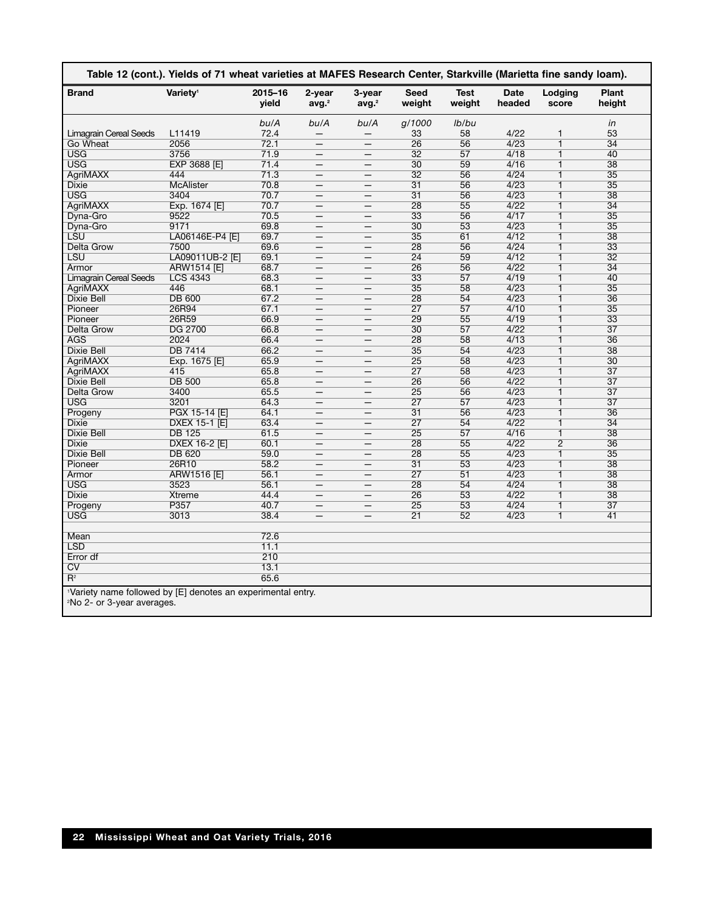**Table 12 (cont.). Yields of 71 wheat varieties at MAFES Research Center, Starkville (Marietta fine sandy loam).**

| Brand | Variety[1] | 2015–16 yield | 2-year avg.[2] | 3-year avg.[2] | Seed weight | Test weight | Date headed | Lodging score | Plant height |
|---|---|---|---|---|---|---|---|---|---|
| | | *bu/A* | *bu/A* | *bu/A* | *g/1000* | *lb/bu* | | | *in* |
| Limagrain Cereal Seeds | L11419 | 72.4 | — | — | 33 | 58 | 4/22 | 1 | 53 |
| Go Wheat | 2056 | 72.1 | — | — | 26 | 56 | 4/23 | 1 | 34 |
| USG | 3756 | 71.9 | — | — | 32 | 57 | 4/18 | 1 | 40 |
| USG | EXP 3688 [E] | 71.4 | — | — | 30 | 59 | 4/16 | 1 | 38 |
| AgriMAXX | 444 | 71.3 | — | — | 32 | 56 | 4/24 | 1 | 35 |
| Dixie | McAlister | 70.8 | — | — | 31 | 56 | 4/23 | 1 | 35 |
| USG | 3404 | 70.7 | — | — | 31 | 56 | 4/23 | 1 | 38 |
| AgriMAXX | Exp. 1674 [E] | 70.7 | — | — | 28 | 55 | 4/22 | 1 | 34 |
| Dyna-Gro | 9522 | 70.5 | — | — | 33 | 56 | 4/17 | 1 | 35 |
| Dyna-Gro | 9171 | 69.8 | — | — | 30 | 53 | 4/23 | 1 | 35 |
| LSU | LA06146E-P4 [E] | 69.7 | — | — | 35 | 61 | 4/12 | 1 | 38 |
| Delta Grow | 7500 | 69.6 | — | — | 28 | 56 | 4/24 | 1 | 33 |
| LSU | LA09011UB-2 [E] | 69.1 | — | — | 24 | 59 | 4/12 | 1 | 32 |
| Armor | ARW1514 [E] | 68.7 | — | — | 26 | 56 | 4/22 | 1 | 34 |
| Limagrain Cereal Seeds | LCS 4343 | 68.3 | — | — | 33 | 57 | 4/19 | 1 | 40 |
| AgriMAXX | 446 | 68.1 | — | — | 35 | 58 | 4/23 | 1 | 35 |
| Dixie Bell | DB 600 | 67.2 | — | — | 28 | 54 | 4/23 | 1 | 36 |
| Pioneer | 26R94 | 67.1 | — | — | 27 | 57 | 4/10 | 1 | 35 |
| Pioneer | 26R59 | 66.9 | — | — | 29 | 55 | 4/19 | 1 | 33 |
| Delta Grow | DG 2700 | 66.8 | — | — | 30 | 57 | 4/22 | 1 | 37 |
| AGS | 2024 | 66.4 | — | — | 28 | 58 | 4/13 | 1 | 36 |
| Dixie Bell | DB 7414 | 66.2 | — | — | 35 | 54 | 4/23 | 1 | 38 |
| AgriMAXX | Exp. 1675 [E] | 65.9 | — | — | 25 | 58 | 4/23 | 1 | 30 |
| AgriMAXX | 415 | 65.8 | — | — | 27 | 58 | 4/23 | 1 | 37 |
| Dixie Bell | DB 500 | 65.8 | — | — | 26 | 56 | 4/22 | 1 | 37 |
| Delta Grow | 3400 | 65.5 | — | — | 25 | 56 | 4/23 | 1 | 37 |
| USG | 3201 | 64.3 | — | — | 27 | 57 | 4/23 | 1 | 37 |
| Progeny | PGX 15-14 [E] | 64.1 | — | — | 31 | 56 | 4/23 | 1 | 36 |
| Dixie | DXEX 15-1 [E] | 63.4 | — | — | 27 | 54 | 4/22 | 1 | 34 |
| Dixie Bell | DB 125 | 61.5 | — | — | 25 | 57 | 4/16 | 1 | 38 |
| Dixie | DXEX 16-2 [E] | 60.1 | — | — | 28 | 55 | 4/22 | 2 | 36 |
| Dixie Bell | DB 620 | 59.0 | — | — | 28 | 55 | 4/23 | 1 | 35 |
| Pioneer | 26R10 | 58.2 | — | — | 31 | 53 | 4/23 | 1 | 38 |
| Armor | ARW1516 [E] | 56.1 | — | — | 27 | 51 | 4/23 | 1 | 38 |
| USG | 3523 | 56.1 | — | — | 28 | 54 | 4/24 | 1 | 38 |
| Dixie | Xtreme | 44.4 | — | — | 26 | 53 | 4/22 | 1 | 38 |
| Progeny | P357 | 40.7 | — | — | 25 | 53 | 4/24 | 1 | 37 |
| USG | 3013 | 38.4 | — | — | 21 | 52 | 4/23 | 1 | 41 |
| | | | | | | | | | |
| Mean | | 72.6 | | | | | | | |
| LSD | | 11.1 | | | | | | | |
| Error df | | 210 | | | | | | | |
| CV | | 13.1 | | | | | | | |
| $R^2$ | | 65.6 | | | | | | | |

[1]Variety name followed by [E] denotes an experimental entry.
[2]No 2- or 3-year averages.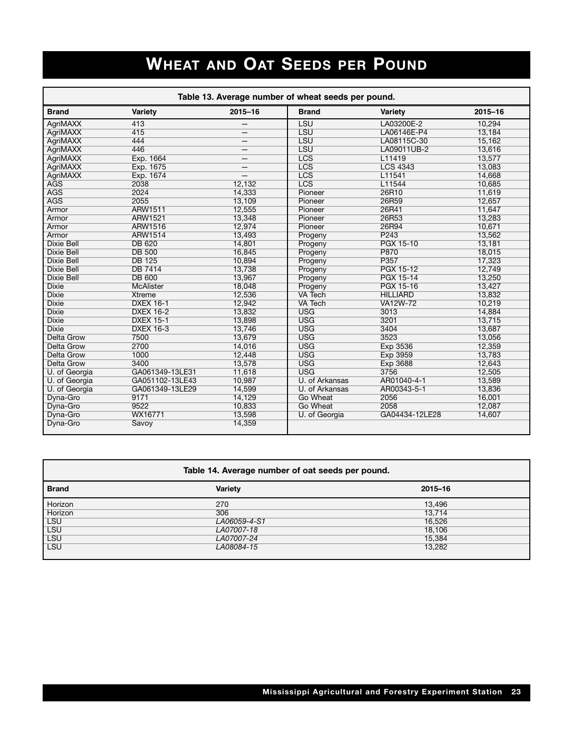# Wheat and Oat Seeds per Pound

**Table 13. Average number of wheat seeds per pound.**

| Brand | Variety | 2015–16 | Brand | Variety | 2015–16 |
|---|---|---|---|---|---|
| AgriMAXX | 413 | — | LSU | LA03200E-2 | 10,294 |
| AgriMAXX | 415 | — | LSU | LA06146E-P4 | 13,184 |
| AgriMAXX | 444 | — | LSU | LA08115C-30 | 15,162 |
| AgriMAXX | 446 | — | LSU | LA09011UB-2 | 13,616 |
| AgriMAXX | Exp. 1664 | — | LCS | L11419 | 13,577 |
| AgriMAXX | Exp. 1675 | — | LCS | LCS 4343 | 13,083 |
| AgriMAXX | Exp. 1674 | — | LCS | L11541 | 14,668 |
| AGS | 2038 | 12,132 | LCS | L11544 | 10,685 |
| AGS | 2024 | 14,333 | Pioneer | 26R10 | 11,619 |
| AGS | 2055 | 13,109 | Pioneer | 26R59 | 12,657 |
| Armor | ARW1511 | 12,555 | Pioneer | 26R41 | 11,647 |
| Armor | ARW1521 | 13,348 | Pioneer | 26R53 | 13,283 |
| Armor | ARW1516 | 12,974 | Pioneer | 26R94 | 10,671 |
| Armor | ARW1514 | 13,493 | Progeny | P243 | 13,562 |
| Dixie Bell | DB 620 | 14,801 | Progeny | PGX 15-10 | 13,181 |
| Dixie Bell | DB 500 | 16,845 | Progeny | P870 | 18,015 |
| Dixie Bell | DB 125 | 10,894 | Progeny | P357 | 17,323 |
| Dixie Bell | DB 7414 | 13,738 | Progeny | PGX 15-12 | 12,749 |
| Dixie Bell | DB 600 | 13,967 | Progeny | PGX 15-14 | 13,250 |
| Dixie | McAlister | 18,048 | Progeny | PGX 15-16 | 13,427 |
| Dixie | Xtreme | 12,536 | VA Tech | HILLIARD | 13,832 |
| Dixie | DXEX 16-1 | 12,942 | VA Tech | VA12W-72 | 10,219 |
| Dixie | DXEX 16-2 | 13,832 | USG | 3013 | 14,884 |
| Dixie | DXEX 15-1 | 13,898 | USG | 3201 | 13,715 |
| Dixie | DXEX 16-3 | 13,746 | USG | 3404 | 13,687 |
| Delta Grow | 7500 | 13,679 | USG | 3523 | 13,056 |
| Delta Grow | 2700 | 14,016 | USG | Exp 3536 | 12,359 |
| Delta Grow | 1000 | 12,448 | USG | Exp 3959 | 13,783 |
| Delta Grow | 3400 | 13,578 | USG | Exp 3688 | 12,643 |
| U. of Georgia | GA061349-13LE31 | 11,618 | USG | 3756 | 12,505 |
| U. of Georgia | GA051102-13LE43 | 10,987 | U. of Arkansas | AR01040-4-1 | 13,589 |
| U. of Georgia | GA061349-13LE29 | 14,599 | U. of Arkansas | AR00343-5-1 | 13,836 |
| Dyna-Gro | 9171 | 14,129 | Go Wheat | 2056 | 16,001 |
| Dyna-Gro | 9522 | 10,833 | Go Wheat | 2058 | 12,087 |
| Dyna-Gro | WX16771 | 13,598 | U. of Georgia | GA04434-12LE28 | 14,607 |
| Dyna-Gro | Savoy | 14,359 | | | |

**Table 14. Average number of oat seeds per pound.**

| Brand | Variety | 2015–16 |
|---|---|---|
| Horizon | 270 | 13,496 |
| Horizon | 306 | 13,714 |
| LSU | *LA06059-4-S1* | 16,526 |
| LSU | *LA07007-18* | 18,106 |
| LSU | *LA07007-24* | 15,384 |
| LSU | *LA08084-15* | 13,282 |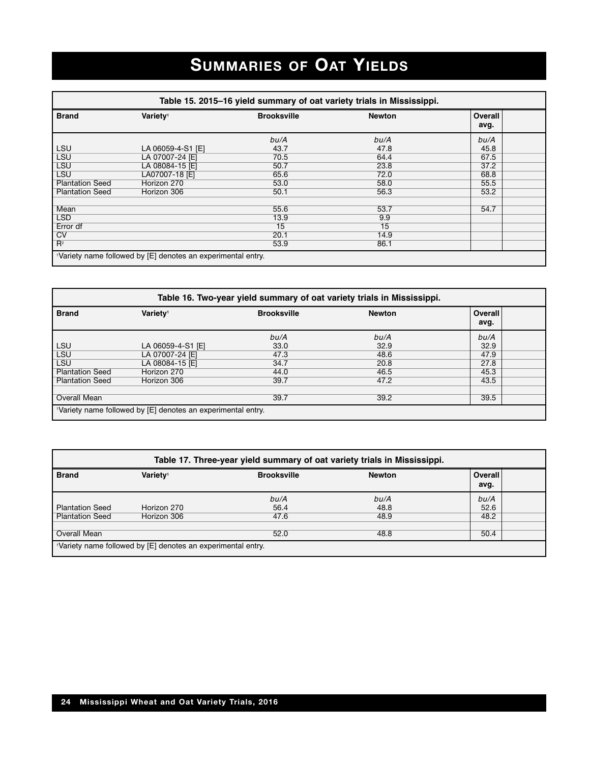# Summaries of Oat Yields

| Table 15. 2015–16 yield summary of oat variety trials in Mississippi. | | | | |
|---|---|---|---|---|
| **Brand** | **Variety**[1] | **Brooksville** | **Newton** | **Overall avg.** |
| | | *bu/A* | *bu/A* | *bu/A* |
| LSU | LA 06059-4-S1 [E] | 43.7 | 47.8 | 45.8 |
| LSU | LA 07007-24 [E] | 70.5 | 64.4 | 67.5 |
| LSU | LA 08084-15 [E] | 50.7 | 23.8 | 37.2 |
| LSU | LA07007-18 [E] | 65.6 | 72.0 | 68.8 |
| Plantation Seed | Horizon 270 | 53.0 | 58.0 | 55.5 |
| Plantation Seed | Horizon 306 | 50.1 | 56.3 | 53.2 |
| | | | | |
| Mean | | 55.6 | 53.7 | 54.7 |
| LSD | | 13.9 | 9.9 | |
| Error df | | 15 | 15 | |
| CV | | 20.1 | 14.9 | |
| $R^2$ | | 53.9 | 86.1 | |

[1]Variety name followed by [E] denotes an experimental entry.

| Table 16. Two-year yield summary of oat variety trials in Mississippi. | | | | |
|---|---|---|---|---|
| **Brand** | **Variety**[1] | **Brooksville** | **Newton** | **Overall avg.** |
| | | *bu/A* | *bu/A* | *bu/A* |
| LSU | LA 06059-4-S1 [E] | 33.0 | 32.9 | 32.9 |
| LSU | LA 07007-24 [E] | 47.3 | 48.6 | 47.9 |
| LSU | LA 08084-15 [E] | 34.7 | 20.8 | 27.8 |
| Plantation Seed | Horizon 270 | 44.0 | 46.5 | 45.3 |
| Plantation Seed | Horizon 306 | 39.7 | 47.2 | 43.5 |
| | | | | |
| Overall Mean | | 39.7 | 39.2 | 39.5 |

[1]Variety name followed by [E] denotes an experimental entry.

| Table 17. Three-year yield summary of oat variety trials in Mississippi. | | | | |
|---|---|---|---|---|
| **Brand** | **Variety**[1] | **Brooksville** | **Newton** | **Overall avg.** |
| | | *bu/A* | *bu/A* | *bu/A* |
| Plantation Seed | Horizon 270 | 56.4 | 48.8 | 52.6 |
| Plantation Seed | Horizon 306 | 47.6 | 48.9 | 48.2 |
| | | | | |
| Overall Mean | | 52.0 | 48.8 | 50.4 |

[1]Variety name followed by [E] denotes an experimental entry.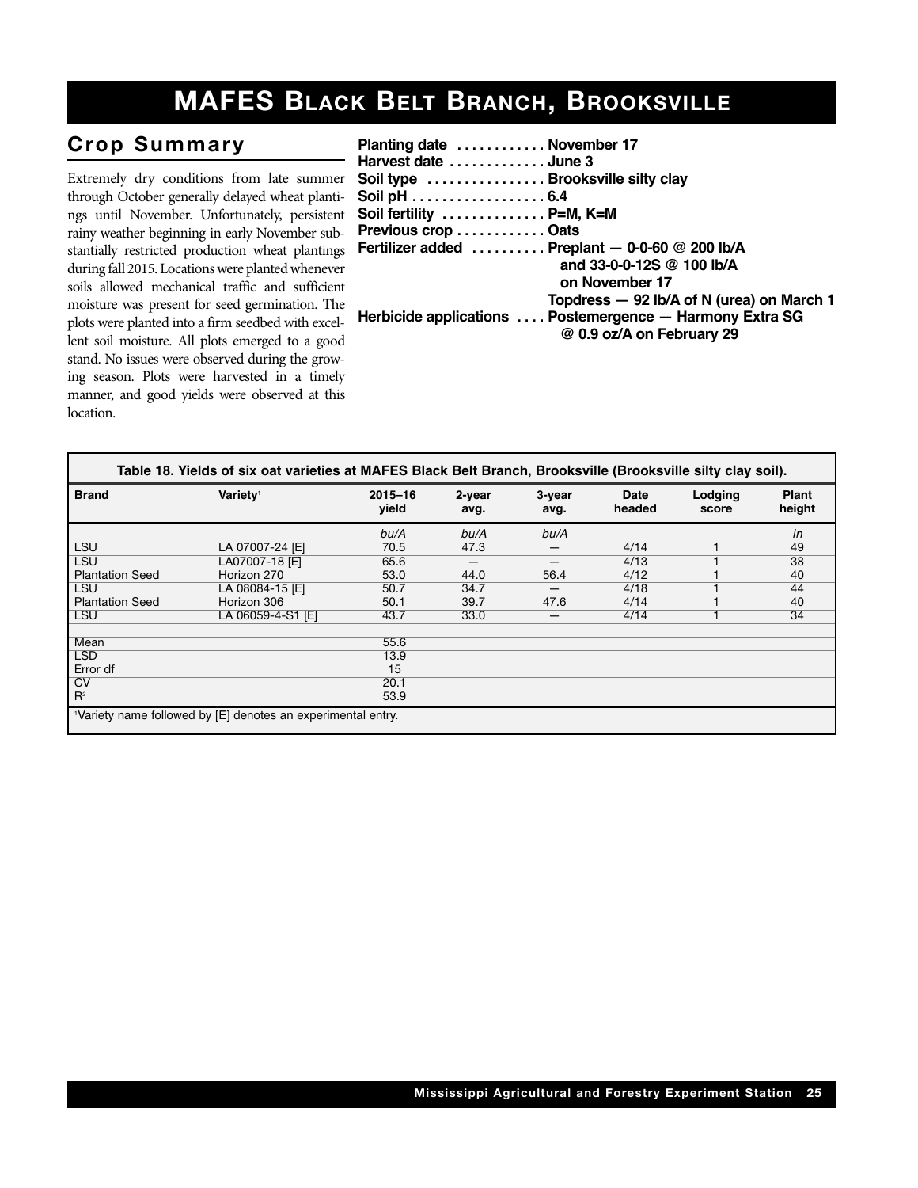# MAFES Black Belt Branch, Brooksville

## Crop Summary

Extremely dry conditions from late summer through October generally delayed wheat plantings until November. Unfortunately, persistent rainy weather beginning in early November substantially restricted production wheat plantings during fall 2015. Locations were planted whenever soils allowed mechanical traffic and sufficient moisture was present for seed germination. The plots were planted into a firm seedbed with excellent soil moisture. All plots emerged to a good stand. No issues were observed during the growing season. Plots were harvested in a timely manner, and good yields were observed at this location.

**Planting date** . . . . . . . . . . . . **November 17**
**Harvest date** . . . . . . . . . . . . . **June 3**
**Soil type** . . . . . . . . . . . . . . . . **Brooksville silty clay**
**Soil pH** . . . . . . . . . . . . . . . . . . **6.4**
**Soil fertility** . . . . . . . . . . . . . . **P=M, K=M**
**Previous crop** . . . . . . . . . . . . **Oats**
**Fertilizer added** . . . . . . . . . . **Preplant — 0-0-60 @ 200 lb/A and 33-0-0-12S @ 100 lb/A on November 17**
**Topdress — 92 lb/A of N (urea) on March 1**
**Herbicide applications** . . . . **Postemergence — Harmony Extra SG @ 0.9 oz/A on February 29**

**Table 18. Yields of six oat varieties at MAFES Black Belt Branch, Brooksville (Brooksville silty clay soil).**

| Brand | Variety[1] | 2015–16 yield | 2-year avg. | 3-year avg. | Date headed | Lodging score | Plant height |
|---|---|---|---|---|---|---|---|
| | | *bu/A* | *bu/A* | *bu/A* | | | *in* |
| LSU | LA 07007-24 [E] | 70.5 | 47.3 | — | 4/14 | 1 | 49 |
| LSU | LA07007-18 [E] | 65.6 | — | — | 4/13 | 1 | 38 |
| Plantation Seed | Horizon 270 | 53.0 | 44.0 | 56.4 | 4/12 | 1 | 40 |
| LSU | LA 08084-15 [E] | 50.7 | 34.7 | — | 4/18 | 1 | 44 |
| Plantation Seed | Horizon 306 | 50.1 | 39.7 | 47.6 | 4/14 | 1 | 40 |
| LSU | LA 06059-4-S1 [E] | 43.7 | 33.0 | — | 4/14 | 1 | 34 |
| | | | | | | | |
| Mean | | 55.6 | | | | | |
| LSD | | 13.9 | | | | | |
| Error df | | 15 | | | | | |
| CV | | 20.1 | | | | | |
| $R^2$ | | 53.9 | | | | | |

[1]Variety name followed by [E] denotes an experimental entry.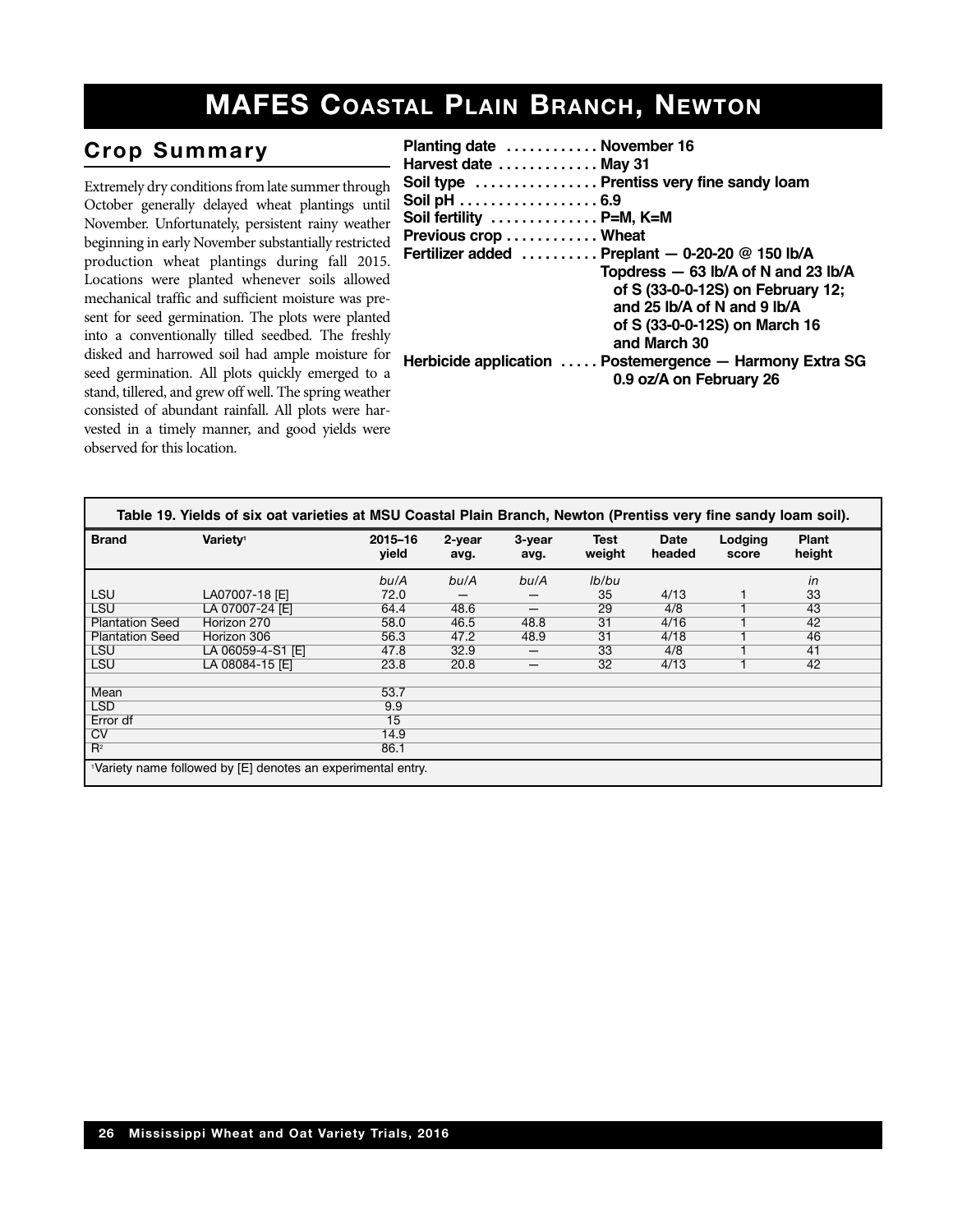# MAFES Coastal Plain Branch, Newton

## Crop Summary

Extremely dry conditions from late summer through October generally delayed wheat plantings until November. Unfortunately, persistent rainy weather beginning in early November substantially restricted production wheat plantings during fall 2015. Locations were planted whenever soils allowed mechanical traffic and sufficient moisture was present for seed germination. The plots were planted into a conventionally tilled seedbed. The freshly disked and harrowed soil had ample moisture for seed germination. All plots quickly emerged to a stand, tillered, and grew off well. The spring weather consisted of abundant rainfall. All plots were harvested in a timely manner, and good yields were observed for this location.

**Planting date** ............ **November 16**
**Harvest date** ............. **May 31**
**Soil type** ................ **Prentiss very fine sandy loam**
**Soil pH** .................. **6.9**
**Soil fertility** .............. **P=M, K=M**
**Previous crop** ............ **Wheat**
**Fertilizer added** .......... **Preplant — 0-20-20 @ 150 lb/A**
**Topdress — 63 lb/A of N and 23 lb/A of S (33-0-0-12S) on February 12; and 25 lb/A of N and 9 lb/A of S (33-0-0-12S) on March 16 and March 30**
**Herbicide application** ..... **Postemergence — Harmony Extra SG 0.9 oz/A on February 26**

**Table 19. Yields of six oat varieties at MSU Coastal Plain Branch, Newton (Prentiss very fine sandy loam soil).**

| Brand | Variety[1] | 2015–16 yield | 2-year avg. | 3-year avg. | Test weight | Date headed | Lodging score | Plant height |
|---|---|---|---|---|---|---|---|---|
| | | *bu/A* | *bu/A* | *bu/A* | *lb/bu* | | | *in* |
| LSU | LA07007-18 [E] | 72.0 | — | — | 35 | 4/13 | 1 | 33 |
| LSU | LA 07007-24 [E] | 64.4 | 48.6 | — | 29 | 4/8 | 1 | 43 |
| Plantation Seed | Horizon 270 | 58.0 | 46.5 | 48.8 | 31 | 4/16 | 1 | 42 |
| Plantation Seed | Horizon 306 | 56.3 | 47.2 | 48.9 | 31 | 4/18 | 1 | 46 |
| LSU | LA 06059-4-S1 [E] | 47.8 | 32.9 | — | 33 | 4/8 | 1 | 41 |
| LSU | LA 08084-15 [E] | 23.8 | 20.8 | — | 32 | 4/13 | 1 | 42 |
| | | | | | | | | |
| Mean | | 53.7 | | | | | | |
| LSD | | 9.9 | | | | | | |
| Error df | | 15 | | | | | | |
| CV | | 14.9 | | | | | | |
| $R^2$ | | 86.1 | | | | | | |

[1]Variety name followed by [E] denotes an experimental entry.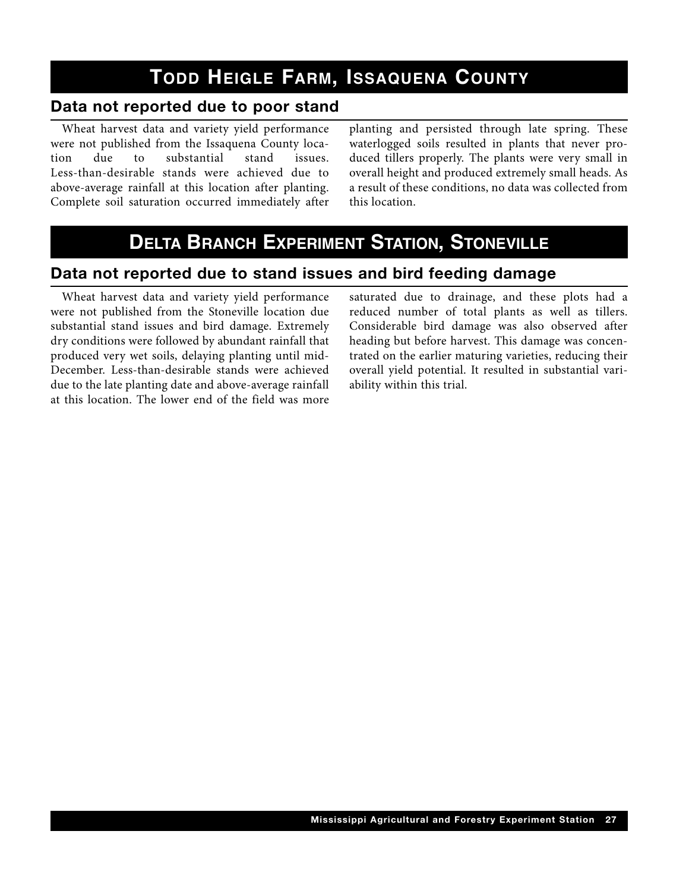# TODD HEIGLE FARM, ISSAQUENA COUNTY

## Data not reported due to poor stand

Wheat harvest data and variety yield performance were not published from the Issaquena County location due to substantial stand issues. Less-than-desirable stands were achieved due to above-average rainfall at this location after planting. Complete soil saturation occurred immediately after planting and persisted through late spring. These waterlogged soils resulted in plants that never produced tillers properly. The plants were very small in overall height and produced extremely small heads. As a result of these conditions, no data was collected from this location.

# DELTA BRANCH EXPERIMENT STATION, STONEVILLE

## Data not reported due to stand issues and bird feeding damage

Wheat harvest data and variety yield performance were not published from the Stoneville location due substantial stand issues and bird damage. Extremely dry conditions were followed by abundant rainfall that produced very wet soils, delaying planting until mid-December. Less-than-desirable stands were achieved due to the late planting date and above-average rainfall at this location. The lower end of the field was more saturated due to drainage, and these plots had a reduced number of total plants as well as tillers. Considerable bird damage was also observed after heading but before harvest. This damage was concentrated on the earlier maturing varieties, reducing their overall yield potential. It resulted in substantial variability within this trial.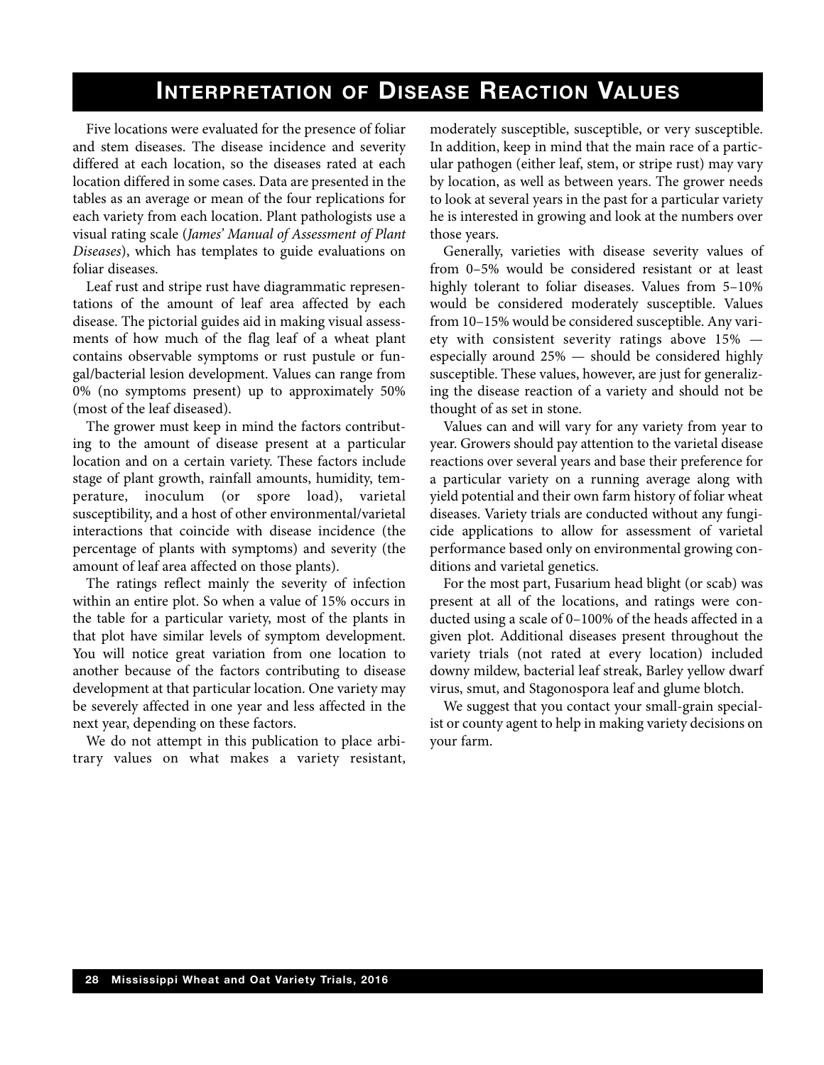# Interpretation of Disease Reaction Values

Five locations were evaluated for the presence of foliar and stem diseases. The disease incidence and severity differed at each location, so the diseases rated at each location differed in some cases. Data are presented in the tables as an average or mean of the four replications for each variety from each location. Plant pathologists use a visual rating scale (*James' Manual of Assessment of Plant Diseases*), which has templates to guide evaluations on foliar diseases.

Leaf rust and stripe rust have diagrammatic representations of the amount of leaf area affected by each disease. The pictorial guides aid in making visual assessments of how much of the flag leaf of a wheat plant contains observable symptoms or rust pustule or fungal/bacterial lesion development. Values can range from 0% (no symptoms present) up to approximately 50% (most of the leaf diseased).

The grower must keep in mind the factors contributing to the amount of disease present at a particular location and on a certain variety. These factors include stage of plant growth, rainfall amounts, humidity, temperature, inoculum (or spore load), varietal susceptibility, and a host of other environmental/varietal interactions that coincide with disease incidence (the percentage of plants with symptoms) and severity (the amount of leaf area affected on those plants).

The ratings reflect mainly the severity of infection within an entire plot. So when a value of 15% occurs in the table for a particular variety, most of the plants in that plot have similar levels of symptom development. You will notice great variation from one location to another because of the factors contributing to disease development at that particular location. One variety may be severely affected in one year and less affected in the next year, depending on these factors.

We do not attempt in this publication to place arbitrary values on what makes a variety resistant, moderately susceptible, susceptible, or very susceptible. In addition, keep in mind that the main race of a particular pathogen (either leaf, stem, or stripe rust) may vary by location, as well as between years. The grower needs to look at several years in the past for a particular variety he is interested in growing and look at the numbers over those years.

Generally, varieties with disease severity values of from 0–5% would be considered resistant or at least highly tolerant to foliar diseases. Values from 5–10% would be considered moderately susceptible. Values from 10–15% would be considered susceptible. Any variety with consistent severity ratings above 15% — especially around 25% — should be considered highly susceptible. These values, however, are just for generalizing the disease reaction of a variety and should not be thought of as set in stone.

Values can and will vary for any variety from year to year. Growers should pay attention to the varietal disease reactions over several years and base their preference for a particular variety on a running average along with yield potential and their own farm history of foliar wheat diseases. Variety trials are conducted without any fungicide applications to allow for assessment of varietal performance based only on environmental growing conditions and varietal genetics.

For the most part, Fusarium head blight (or scab) was present at all of the locations, and ratings were conducted using a scale of 0–100% of the heads affected in a given plot. Additional diseases present throughout the variety trials (not rated at every location) included downy mildew, bacterial leaf streak, Barley yellow dwarf virus, smut, and Stagonospora leaf and glume blotch.

We suggest that you contact your small-grain specialist or county agent to help in making variety decisions on your farm.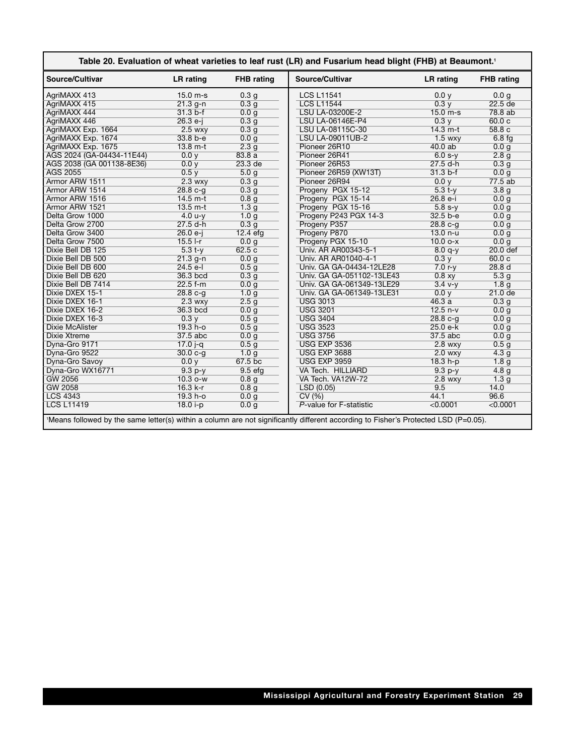**Table 20. Evaluation of wheat varieties to leaf rust (LR) and Fusarium head blight (FHB) at Beaumont.[1]**

| Source/Cultivar | LR rating | FHB rating | Source/Cultivar | LR rating | FHB rating |
|---|---|---|---|---|---|
| AgriMAXX 413 | 15.0 m-s | 0.3 g | LCS L11541 | 0.0 y | 0.0 g |
| AgriMAXX 415 | 21.3 g-n | 0.3 g | LCS L11544 | 0.3 y | 22.5 de |
| AgriMAXX 444 | 31.3 b-f | 0.0 g | LSU LA-03200E-2 | 15.0 m-s | 78.8 ab |
| AgriMAXX 446 | 26.3 e-j | 0.3 g | LSU LA-06146E-P4 | 0.3 y | 60.0 c |
| AgriMAXX Exp. 1664 | 2.5 wxy | 0.3 g | LSU LA-08115C-30 | 14.3 m-t | 58.8 c |
| AgriMAXX Exp. 1674 | 33.8 b-e | 0.0 g | LSU LA-09011UB-2 | 1.5 wxy | 6.8 fg |
| AgriMAXX Exp. 1675 | 13.8 m-t | 2.3 g | Pioneer 26R10 | 40.0 ab | 0.0 g |
| AGS 2024 (GA-04434-11E44) | 0.0 y | 83.8 a | Pioneer 26R41 | 6.0 s-y | 2.8 g |
| AGS 2038 (GA 001138-8E36) | 0.0 y | 23.3 de | Pioneer 26R53 | 27.5 d-h | 0.3 g |
| AGS 2055 | 0.5 y | 5.0 g | Pioneer 26R59 (XW13T) | 31.3 b-f | 0.0 g |
| Armor ARW 1511 | 2.3 wxy | 0.3 g | Pioneer 26R94 | 0.0 y | 77.5 ab |
| Armor ARW 1514 | 28.8 c-g | 0.3 g | Progeny PGX 15-12 | 5.3 t-y | 3.8 g |
| Armor ARW 1516 | 14.5 m-t | 0.8 g | Progeny PGX 15-14 | 26.8 e-i | 0.0 g |
| Armor ARW 1521 | 13.5 m-t | 1.3 g | Progeny PGX 15-16 | 5.8 s-y | 0.0 g |
| Delta Grow 1000 | 4.0 u-y | 1.0 g | Progeny P243 PGX 14-3 | 32.5 b-e | 0.0 g |
| Delta Grow 2700 | 27.5 d-h | 0.3 g | Progeny P357 | 28.8 c-g | 0.0 g |
| Delta Grow 3400 | 26.0 e-j | 12.4 efg | Progeny P870 | 13.0 n-u | 0.0 g |
| Delta Grow 7500 | 15.5 l-r | 0.0 g | Progeny PGX 15-10 | 10.0 o-x | 0.0 g |
| Dixie Bell DB 125 | 5.3 t-y | 62.5 c | Univ. AR AR00343-5-1 | 8.0 q-y | 20.0 def |
| Dixie Bell DB 500 | 21.3 g-n | 0.0 g | Univ. AR AR01040-4-1 | 0.3 y | 60.0 c |
| Dixie Bell DB 600 | 24.5 e-l | 0.5 g | Univ. GA GA-04434-12LE28 | 7.0 r-y | 28.8 d |
| Dixie Bell DB 620 | 36.3 bcd | 0.3 g | Univ. GA GA-051102-13LE43 | 0.8 xy | 5.3 g |
| Dixie Bell DB 7414 | 22.5 f-m | 0.0 g | Univ. GA GA-061349-13LE29 | 3.4 v-y | 1.8 g |
| Dixie DXEX 15-1 | 28.8 c-g | 1.0 g | Univ. GA GA-061349-13LE31 | 0.0 y | 21.0 de |
| Dixie DXEX 16-1 | 2.3 wxy | 2.5 g | USG 3013 | 46.3 a | 0.3 g |
| Dixie DXEX 16-2 | 36.3 bcd | 0.0 g | USG 3201 | 12.5 n-v | 0.0 g |
| Dixie DXEX 16-3 | 0.3 y | 0.5 g | USG 3404 | 28.8 c-g | 0.0 g |
| Dixie McAlister | 19.3 h-o | 0.5 g | USG 3523 | 25.0 e-k | 0.0 g |
| Dixie Xtreme | 37.5 abc | 0.0 g | USG 3756 | 37.5 abc | 0.0 g |
| Dyna-Gro 9171 | 17.0 j-q | 0.5 g | USG EXP 3536 | 2.8 wxy | 0.5 g |
| Dyna-Gro 9522 | 30.0 c-g | 1.0 g | USG EXP 3688 | 2.0 wxy | 4.3 g |
| Dyna-Gro Savoy | 0.0 y | 67.5 bc | USG EXP 3959 | 18.3 h-p | 1.8 g |
| Dyna-Gro WX16771 | 9.3 p-y | 9.5 efg | VA Tech. HILLIARD | 9.3 p-y | 4.8 g |
| GW 2056 | 10.3 o-w | 0.8 g | VA Tech. VA12W-72 | 2.8 wxy | 1.3 g |
| GW 2058 | 16.3 k-r | 0.8 g | LSD (0.05) | 9.5 | 14.0 |
| LCS 4343 | 19.3 h-o | 0.0 g | CV (%) | 44.1 | 96.6 |
| LCS L11419 | 18.0 i-p | 0.0 g | *P*-value for F-statistic | <0.0001 | <0.0001 |

[1]Means followed by the same letter(s) within a column are not significantly different according to Fisher's Protected LSD (P=0.05).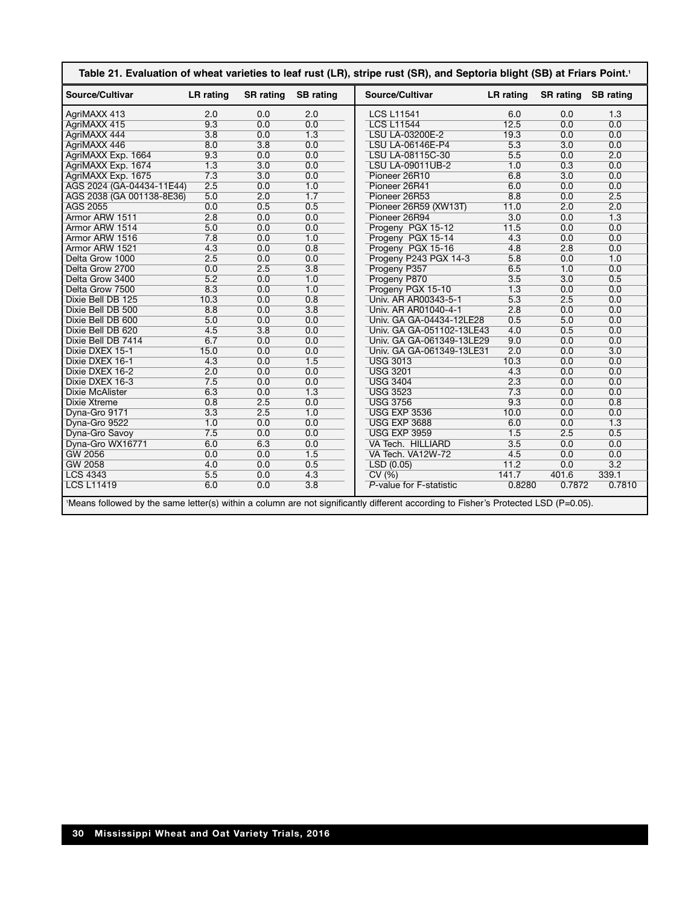**Table 21. Evaluation of wheat varieties to leaf rust (LR), stripe rust (SR), and Septoria blight (SB) at Friars Point.[1]**

| Source/Cultivar | LR rating | SR rating | SB rating | Source/Cultivar | LR rating | SR rating | SB rating |
|---|---|---|---|---|---|---|---|
| AgriMAXX 413 | 2.0 | 0.0 | 2.0 | LCS L11541 | 6.0 | 0.0 | 1.3 |
| AgriMAXX 415 | 9.3 | 0.0 | 0.0 | LCS L11544 | 12.5 | 0.0 | 0.0 |
| AgriMAXX 444 | 3.8 | 0.0 | 1.3 | LSU LA-03200E-2 | 19.3 | 0.0 | 0.0 |
| AgriMAXX 446 | 8.0 | 3.8 | 0.0 | LSU LA-06146E-P4 | 5.3 | 3.0 | 0.0 |
| AgriMAXX Exp. 1664 | 9.3 | 0.0 | 0.0 | LSU LA-08115C-30 | 5.5 | 0.0 | 2.0 |
| AgriMAXX Exp. 1674 | 1.3 | 3.0 | 0.0 | LSU LA-09011UB-2 | 1.0 | 0.3 | 0.0 |
| AgriMAXX Exp. 1675 | 7.3 | 3.0 | 0.0 | Pioneer 26R10 | 6.8 | 3.0 | 0.0 |
| AGS 2024 (GA-04434-11E44) | 2.5 | 0.0 | 1.0 | Pioneer 26R41 | 6.0 | 0.0 | 0.0 |
| AGS 2038 (GA 001138-8E36) | 5.0 | 2.0 | 1.7 | Pioneer 26R53 | 8.8 | 0.0 | 2.5 |
| AGS 2055 | 0.0 | 0.5 | 0.5 | Pioneer 26R59 (XW13T) | 11.0 | 2.0 | 2.0 |
| Armor ARW 1511 | 2.8 | 0.0 | 0.0 | Pioneer 26R94 | 3.0 | 0.0 | 1.3 |
| Armor ARW 1514 | 5.0 | 0.0 | 0.0 | Progeny PGX 15-12 | 11.5 | 0.0 | 0.0 |
| Armor ARW 1516 | 7.8 | 0.0 | 1.0 | Progeny PGX 15-14 | 4.3 | 0.0 | 0.0 |
| Armor ARW 1521 | 4.3 | 0.0 | 0.8 | Progeny PGX 15-16 | 4.8 | 2.8 | 0.0 |
| Delta Grow 1000 | 2.5 | 0.0 | 0.0 | Progeny P243 PGX 14-3 | 5.8 | 0.0 | 1.0 |
| Delta Grow 2700 | 0.0 | 2.5 | 3.8 | Progeny P357 | 6.5 | 1.0 | 0.0 |
| Delta Grow 3400 | 5.2 | 0.0 | 1.0 | Progeny P870 | 3.5 | 3.0 | 0.5 |
| Delta Grow 7500 | 8.3 | 0.0 | 1.0 | Progeny PGX 15-10 | 1.3 | 0.0 | 0.0 |
| Dixie Bell DB 125 | 10.3 | 0.0 | 0.8 | Univ. AR AR00343-5-1 | 5.3 | 2.5 | 0.0 |
| Dixie Bell DB 500 | 8.8 | 0.0 | 3.8 | Univ. AR AR01040-4-1 | 2.8 | 0.0 | 0.0 |
| Dixie Bell DB 600 | 5.0 | 0.0 | 0.0 | Univ. GA GA-04434-12LE28 | 0.5 | 5.0 | 0.0 |
| Dixie Bell DB 620 | 4.5 | 3.8 | 0.0 | Univ. GA GA-051102-13LE43 | 4.0 | 0.5 | 0.0 |
| Dixie Bell DB 7414 | 6.7 | 0.0 | 0.0 | Univ. GA GA-061349-13LE29 | 9.0 | 0.0 | 0.0 |
| Dixie DXEX 15-1 | 15.0 | 0.0 | 0.0 | Univ. GA GA-061349-13LE31 | 2.0 | 0.0 | 3.0 |
| Dixie DXEX 16-1 | 4.3 | 0.0 | 1.5 | USG 3013 | 10.3 | 0.0 | 0.0 |
| Dixie DXEX 16-2 | 2.0 | 0.0 | 0.0 | USG 3201 | 4.3 | 0.0 | 0.0 |
| Dixie DXEX 16-3 | 7.5 | 0.0 | 0.0 | USG 3404 | 2.3 | 0.0 | 0.0 |
| Dixie McAlister | 6.3 | 0.0 | 1.3 | USG 3523 | 7.3 | 0.0 | 0.0 |
| Dixie Xtreme | 0.8 | 2.5 | 0.0 | USG 3756 | 9.3 | 0.0 | 0.8 |
| Dyna-Gro 9171 | 3.3 | 2.5 | 1.0 | USG EXP 3536 | 10.0 | 0.0 | 0.0 |
| Dyna-Gro 9522 | 1.0 | 0.0 | 0.0 | USG EXP 3688 | 6.0 | 0.0 | 1.3 |
| Dyna-Gro Savoy | 7.5 | 0.0 | 0.0 | USG EXP 3959 | 1.5 | 2.5 | 0.5 |
| Dyna-Gro WX16771 | 6.0 | 6.3 | 0.0 | VA Tech. HILLIARD | 3.5 | 0.0 | 0.0 |
| GW 2056 | 0.0 | 0.0 | 1.5 | VA Tech. VA12W-72 | 4.5 | 0.0 | 0.0 |
| GW 2058 | 4.0 | 0.0 | 0.5 | LSD (0.05) | 11.2 | 0.0 | 3.2 |
| LCS 4343 | 5.5 | 0.0 | 4.3 | CV (%) | 141.7 | 401.6 | 339.1 |
| LCS L11419 | 6.0 | 0.0 | 3.8 | *P*-value for F-statistic | 0.8280 | 0.7872 | 0.7810 |

[1]Means followed by the same letter(s) within a column are not significantly different according to Fisher's Protected LSD (P=0.05).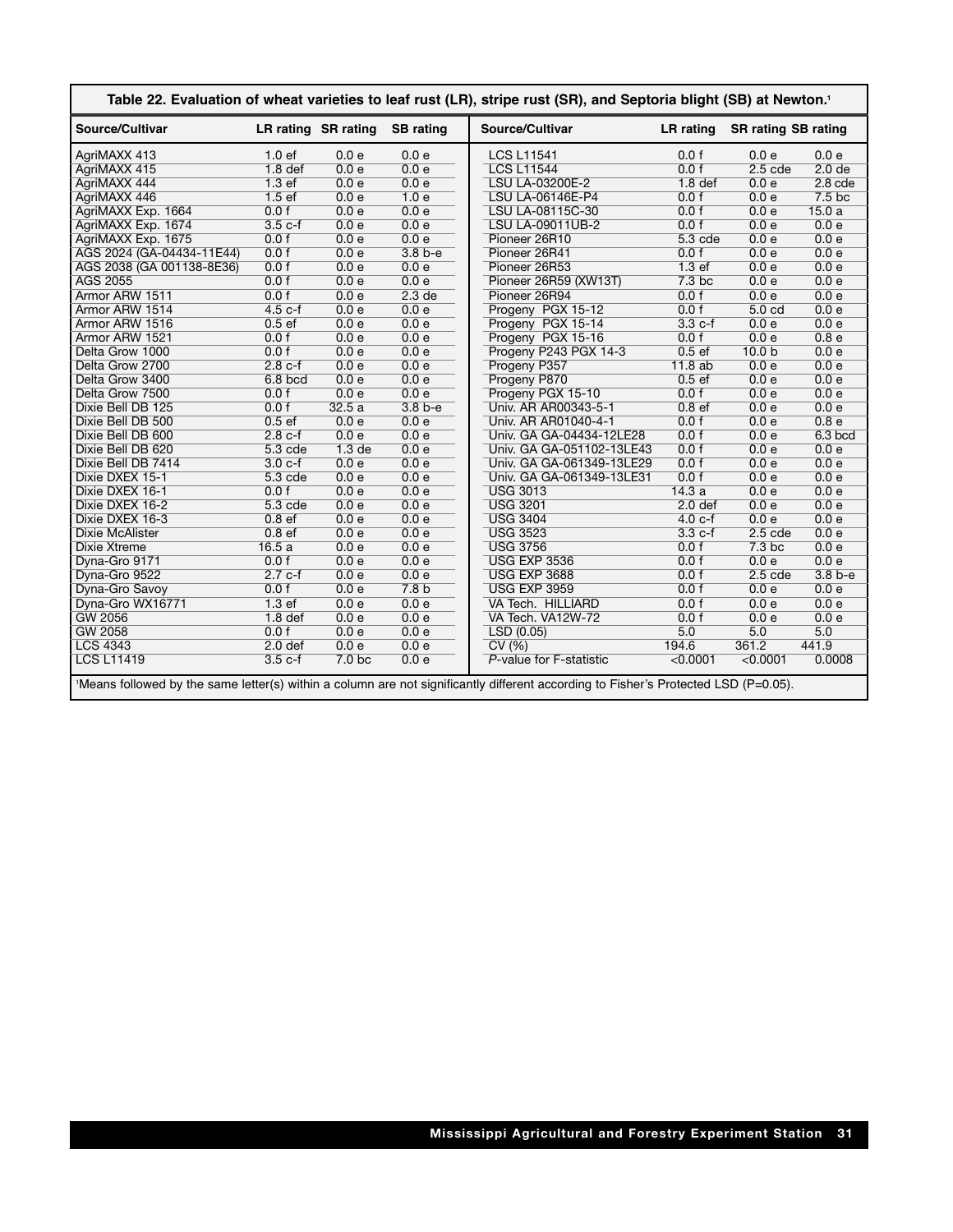**Table 22. Evaluation of wheat varieties to leaf rust (LR), stripe rust (SR), and Septoria blight (SB) at Newton.[1]**

| Source/Cultivar | LR rating | SR rating | SB rating | Source/Cultivar | LR rating | SR rating | SB rating |
|---|---|---|---|---|---|---|---|
| AgriMAXX 413 | 1.0 ef | 0.0 e | 0.0 e | LCS L11541 | 0.0 f | 0.0 e | 0.0 e |
| AgriMAXX 415 | 1.8 def | 0.0 e | 0.0 e | LCS L11544 | 0.0 f | 2.5 cde | 2.0 de |
| AgriMAXX 444 | 1.3 ef | 0.0 e | 0.0 e | LSU LA-03200E-2 | 1.8 def | 0.0 e | 2.8 cde |
| AgriMAXX 446 | 1.5 ef | 0.0 e | 1.0 e | LSU LA-06146E-P4 | 0.0 f | 0.0 e | 7.5 bc |
| AgriMAXX Exp. 1664 | 0.0 f | 0.0 e | 0.0 e | LSU LA-08115C-30 | 0.0 f | 0.0 e | 15.0 a |
| AgriMAXX Exp. 1674 | 3.5 c-f | 0.0 e | 0.0 e | LSU LA-09011UB-2 | 0.0 f | 0.0 e | 0.0 e |
| AgriMAXX Exp. 1675 | 0.0 f | 0.0 e | 0.0 e | Pioneer 26R10 | 5.3 cde | 0.0 e | 0.0 e |
| AGS 2024 (GA-04434-11E44) | 0.0 f | 0.0 e | 3.8 b-e | Pioneer 26R41 | 0.0 f | 0.0 e | 0.0 e |
| AGS 2038 (GA 001138-8E36) | 0.0 f | 0.0 e | 0.0 e | Pioneer 26R53 | 1.3 ef | 0.0 e | 0.0 e |
| AGS 2055 | 0.0 f | 0.0 e | 0.0 e | Pioneer 26R59 (XW13T) | 7.3 bc | 0.0 e | 0.0 e |
| Armor ARW 1511 | 0.0 f | 0.0 e | 2.3 de | Pioneer 26R94 | 0.0 f | 0.0 e | 0.0 e |
| Armor ARW 1514 | 4.5 c-f | 0.0 e | 0.0 e | Progeny PGX 15-12 | 0.0 f | 5.0 cd | 0.0 e |
| Armor ARW 1516 | 0.5 ef | 0.0 e | 0.0 e | Progeny PGX 15-14 | 3.3 c-f | 0.0 e | 0.0 e |
| Armor ARW 1521 | 0.0 f | 0.0 e | 0.0 e | Progeny PGX 15-16 | 0.0 f | 0.0 e | 0.8 e |
| Delta Grow 1000 | 0.0 f | 0.0 e | 0.0 e | Progeny P243 PGX 14-3 | 0.5 ef | 10.0 b | 0.0 e |
| Delta Grow 2700 | 2.8 c-f | 0.0 e | 0.0 e | Progeny P357 | 11.8 ab | 0.0 e | 0.0 e |
| Delta Grow 3400 | 6.8 bcd | 0.0 e | 0.0 e | Progeny P870 | 0.5 ef | 0.0 e | 0.0 e |
| Delta Grow 7500 | 0.0 f | 0.0 e | 0.0 e | Progeny PGX 15-10 | 0.0 f | 0.0 e | 0.0 e |
| Dixie Bell DB 125 | 0.0 f | 32.5 a | 3.8 b-e | Univ. AR AR00343-5-1 | 0.8 ef | 0.0 e | 0.0 e |
| Dixie Bell DB 500 | 0.5 ef | 0.0 e | 0.0 e | Univ. AR AR01040-4-1 | 0.0 f | 0.0 e | 0.8 e |
| Dixie Bell DB 600 | 2.8 c-f | 0.0 e | 0.0 e | Univ. GA GA-04434-12LE28 | 0.0 f | 0.0 e | 6.3 bcd |
| Dixie Bell DB 620 | 5.3 cde | 1.3 de | 0.0 e | Univ. GA GA-051102-13LE43 | 0.0 f | 0.0 e | 0.0 e |
| Dixie Bell DB 7414 | 3.0 c-f | 0.0 e | 0.0 e | Univ. GA GA-061349-13LE29 | 0.0 f | 0.0 e | 0.0 e |
| Dixie DXEX 15-1 | 5.3 cde | 0.0 e | 0.0 e | Univ. GA GA-061349-13LE31 | 0.0 f | 0.0 e | 0.0 e |
| Dixie DXEX 16-1 | 0.0 f | 0.0 e | 0.0 e | USG 3013 | 14.3 a | 0.0 e | 0.0 e |
| Dixie DXEX 16-2 | 5.3 cde | 0.0 e | 0.0 e | USG 3201 | 2.0 def | 0.0 e | 0.0 e |
| Dixie DXEX 16-3 | 0.8 ef | 0.0 e | 0.0 e | USG 3404 | 4.0 c-f | 0.0 e | 0.0 e |
| Dixie McAlister | 0.8 ef | 0.0 e | 0.0 e | USG 3523 | 3.3 c-f | 2.5 cde | 0.0 e |
| Dixie Xtreme | 16.5 a | 0.0 e | 0.0 e | USG 3756 | 0.0 f | 7.3 bc | 0.0 e |
| Dyna-Gro 9171 | 0.0 f | 0.0 e | 0.0 e | USG EXP 3536 | 0.0 f | 0.0 e | 0.0 e |
| Dyna-Gro 9522 | 2.7 c-f | 0.0 e | 0.0 e | USG EXP 3688 | 0.0 f | 2.5 cde | 3.8 b-e |
| Dyna-Gro Savoy | 0.0 f | 0.0 e | 7.8 b | USG EXP 3959 | 0.0 f | 0.0 e | 0.0 e |
| Dyna-Gro WX16771 | 1.3 ef | 0.0 e | 0.0 e | VA Tech. HILLIARD | 0.0 f | 0.0 e | 0.0 e |
| GW 2056 | 1.8 def | 0.0 e | 0.0 e | VA Tech. VA12W-72 | 0.0 f | 0.0 e | 0.0 e |
| GW 2058 | 0.0 f | 0.0 e | 0.0 e | LSD (0.05) | 5.0 | 5.0 | 5.0 |
| LCS 4343 | 2.0 def | 0.0 e | 0.0 e | CV (%) | 194.6 | 361.2 | 441.9 |
| LCS L11419 | 3.5 c-f | 7.0 bc | 0.0 e | *P*-value for F-statistic | <0.0001 | <0.0001 | 0.0008 |

[1]Means followed by the same letter(s) within a column are not significantly different according to Fisher's Protected LSD (P=0.05).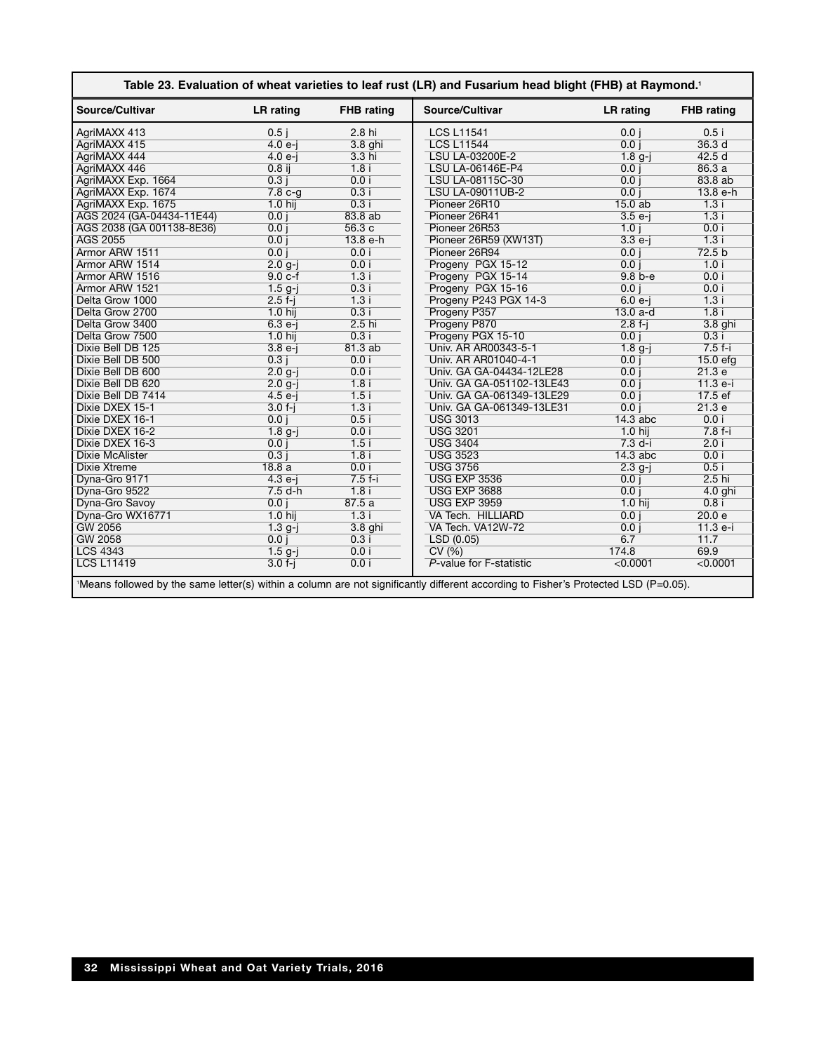**Table 23. Evaluation of wheat varieties to leaf rust (LR) and Fusarium head blight (FHB) at Raymond.[1]**

| Source/Cultivar | LR rating | FHB rating |
|---|---|---|
| AgriMAXX 413 | 0.5 j | 2.8 hi |
| AgriMAXX 415 | 4.0 e-j | 3.8 ghi |
| AgriMAXX 444 | 4.0 e-j | 3.3 hi |
| AgriMAXX 446 | 0.8 ij | 1.8 i |
| AgriMAXX Exp. 1664 | 0.3 j | 0.0 i |
| AgriMAXX Exp. 1674 | 7.8 c-g | 0.3 i |
| AgriMAXX Exp. 1675 | 1.0 hij | 0.3 i |
| AGS 2024 (GA-04434-11E44) | 0.0 j | 83.8 ab |
| AGS 2038 (GA 001138-8E36) | 0.0 j | 56.3 c |
| AGS 2055 | 0.0 j | 13.8 e-h |
| Armor ARW 1511 | 0.0 j | 0.0 i |
| Armor ARW 1514 | 2.0 g-j | 0.0 i |
| Armor ARW 1516 | 9.0 c-f | 1.3 i |
| Armor ARW 1521 | 1.5 g-j | 0.3 i |
| Delta Grow 1000 | 2.5 f-j | 1.3 i |
| Delta Grow 2700 | 1.0 hij | 0.3 i |
| Delta Grow 3400 | 6.3 e-j | 2.5 hi |
| Delta Grow 7500 | 1.0 hij | 0.3 i |
| Dixie Bell DB 125 | 3.8 e-j | 81.3 ab |
| Dixie Bell DB 500 | 0.3 j | 0.0 i |
| Dixie Bell DB 600 | 2.0 g-j | 0.0 i |
| Dixie Bell DB 620 | 2.0 g-j | 1.8 i |
| Dixie Bell DB 7414 | 4.5 e-j | 1.5 i |
| Dixie DXEX 15-1 | 3.0 f-j | 1.3 i |
| Dixie DXEX 16-1 | 0.0 j | 0.5 i |
| Dixie DXEX 16-2 | 1.8 g-j | 0.0 i |
| Dixie DXEX 16-3 | 0.0 j | 1.5 i |
| Dixie McAlister | 0.3 j | 1.8 i |
| Dixie Xtreme | 18.8 a | 0.0 i |
| Dyna-Gro 9171 | 4.3 e-j | 7.5 f-i |
| Dyna-Gro 9522 | 7.5 d-h | 1.8 i |
| Dyna-Gro Savoy | 0.0 j | 87.5 a |
| Dyna-Gro WX16771 | 1.0 hij | 1.3 i |
| GW 2056 | 1.3 g-j | 3.8 ghi |
| GW 2058 | 0.0 j | 0.3 i |
| LCS 4343 | 1.5 g-j | 0.0 i |
| LCS L11419 | 3.0 f-j | 0.0 i |
| LCS L11541 | 0.0 j | 0.5 i |
| LCS L11544 | 0.0 j | 36.3 d |
| LSU LA-03200E-2 | 1.8 g-j | 42.5 d |
| LSU LA-06146E-P4 | 0.0 j | 86.3 a |
| LSU LA-08115C-30 | 0.0 j | 83.8 ab |
| LSU LA-09011UB-2 | 0.0 j | 13.8 e-h |
| Pioneer 26R10 | 15.0 ab | 1.3 i |
| Pioneer 26R41 | 3.5 e-j | 1.3 i |
| Pioneer 26R53 | 1.0 j | 0.0 i |
| Pioneer 26R59 (XW13T) | 3.3 e-j | 1.3 i |
| Pioneer 26R94 | 0.0 j | 72.5 b |
| Progeny PGX 15-12 | 0.0 j | 1.0 i |
| Progeny PGX 15-14 | 9.8 b-e | 0.0 i |
| Progeny PGX 15-16 | 0.0 j | 0.0 i |
| Progeny P243 PGX 14-3 | 6.0 e-j | 1.3 i |
| Progeny P357 | 13.0 a-d | 1.8 i |
| Progeny P870 | 2.8 f-j | 3.8 ghi |
| Progeny PGX 15-10 | 0.0 j | 0.3 i |
| Univ. AR AR00343-5-1 | 1.8 g-j | 7.5 f-i |
| Univ. AR AR01040-4-1 | 0.0 j | 15.0 efg |
| Univ. GA GA-04434-12LE28 | 0.0 j | 21.3 e |
| Univ. GA GA-051102-13LE43 | 0.0 j | 11.3 e-i |
| Univ. GA GA-061349-13LE29 | 0.0 j | 17.5 ef |
| Univ. GA GA-061349-13LE31 | 0.0 j | 21.3 e |
| USG 3013 | 14.3 abc | 0.0 i |
| USG 3201 | 1.0 hij | 7.8 f-i |
| USG 3404 | 7.3 d-i | 2.0 i |
| USG 3523 | 14.3 abc | 0.0 i |
| USG 3756 | 2.3 g-j | 0.5 i |
| USG EXP 3536 | 0.0 j | 2.5 hi |
| USG EXP 3688 | 0.0 j | 4.0 ghi |
| USG EXP 3959 | 1.0 hij | 0.8 i |
| VA Tech. HILLIARD | 0.0 j | 20.0 e |
| VA Tech. VA12W-72 | 0.0 j | 11.3 e-i |
| LSD (0.05) | 6.7 | 11.7 |
| CV (%) | 174.8 | 69.9 |
| *P*-value for F-statistic | <0.0001 | <0.0001 |

[1]Means followed by the same letter(s) within a column are not significantly different according to Fisher's Protected LSD (P=0.05).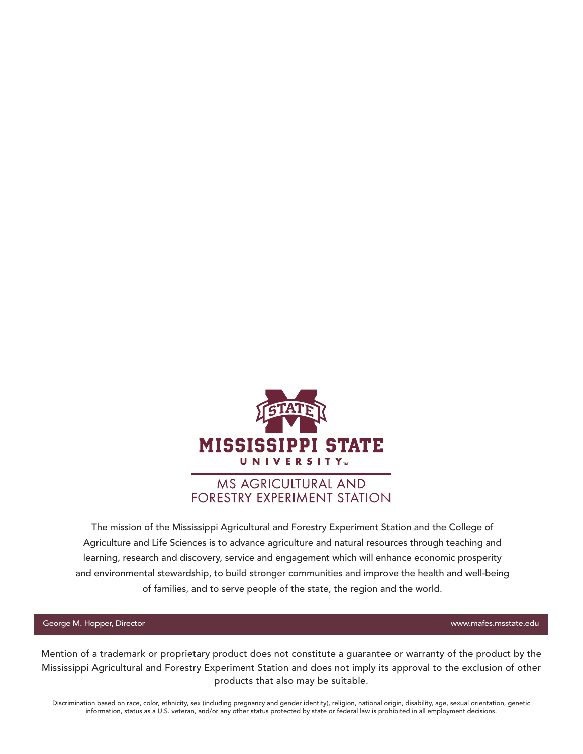MISSISSIPPI STATE UNIVERSITY™

MS AGRICULTURAL AND FORESTRY EXPERIMENT STATION

The mission of the Mississippi Agricultural and Forestry Experiment Station and the College of Agriculture and Life Sciences is to advance agriculture and natural resources through teaching and learning, research and discovery, service and engagement which will enhance economic prosperity and environmental stewardship, to build stronger communities and improve the health and well-being of families, and to serve people of the state, the region and the world.

George M. Hopper, Director

www.mafes.msstate.edu

Mention of a trademark or proprietary product does not constitute a guarantee or warranty of the product by the Mississippi Agricultural and Forestry Experiment Station and does not imply its approval to the exclusion of other products that also may be suitable.

Discrimination based on race, color, ethnicity, sex (including pregnancy and gender identity), religion, national origin, disability, age, sexual orientation, genetic information, status as a U.S. veteran, and/or any other status protected by state or federal law is prohibited in all employment decisions.